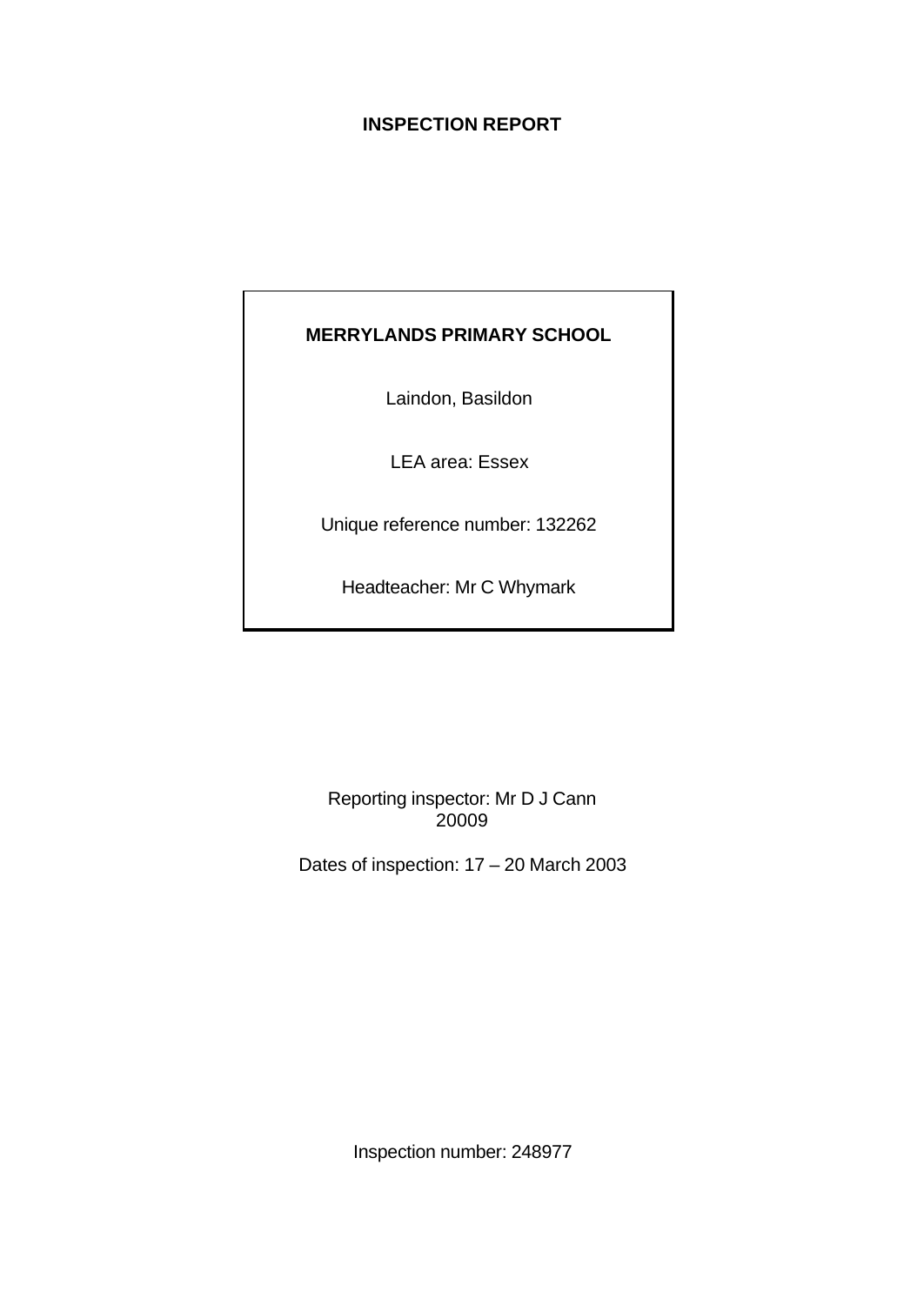# INSPECTION REPORT

**MERRYLANDS PRIMARY SCHOOL**

Laindon, Basildon

LEA area: Essex

Unique reference number: 132262

Headteacher: Mr C Whymark

Reporting inspector: Mr D J Cann
20009

Dates of inspection: 17 – 20 March 2003

Inspection number: 248977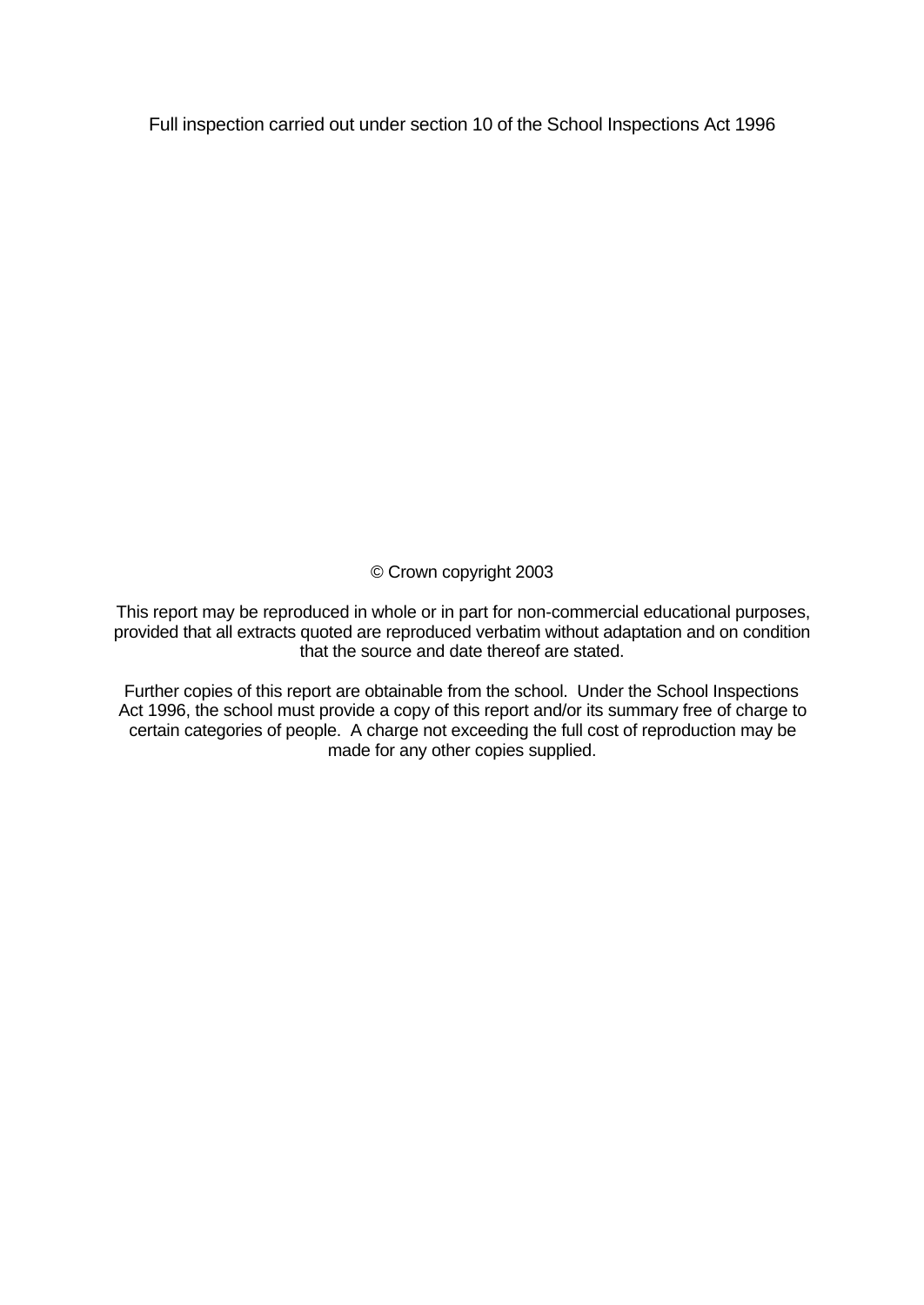Full inspection carried out under section 10 of the School Inspections Act 1996

© Crown copyright 2003

This report may be reproduced in whole or in part for non-commercial educational purposes, provided that all extracts quoted are reproduced verbatim without adaptation and on condition that the source and date thereof are stated.

Further copies of this report are obtainable from the school. Under the School Inspections Act 1996, the school must provide a copy of this report and/or its summary free of charge to certain categories of people. A charge not exceeding the full cost of reproduction may be made for any other copies supplied.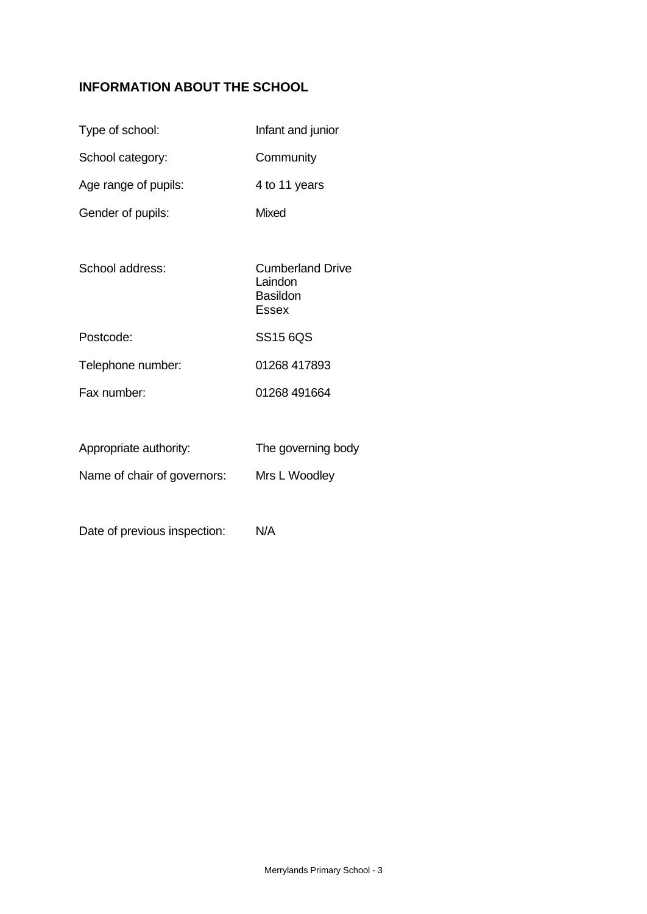## INFORMATION ABOUT THE SCHOOL

| | |
|---|---|
| Type of school: | Infant and junior |
| School category: | Community |
| Age range of pupils: | 4 to 11 years |
| Gender of pupils: | Mixed |
| School address: | Cumberland Drive<br>Laindon<br>Basildon<br>Essex |
| Postcode: | SS15 6QS |
| Telephone number: | 01268 417893 |
| Fax number: | 01268 491664 |
| Appropriate authority: | The governing body |
| Name of chair of governors: | Mrs L Woodley |
| Date of previous inspection: | N/A |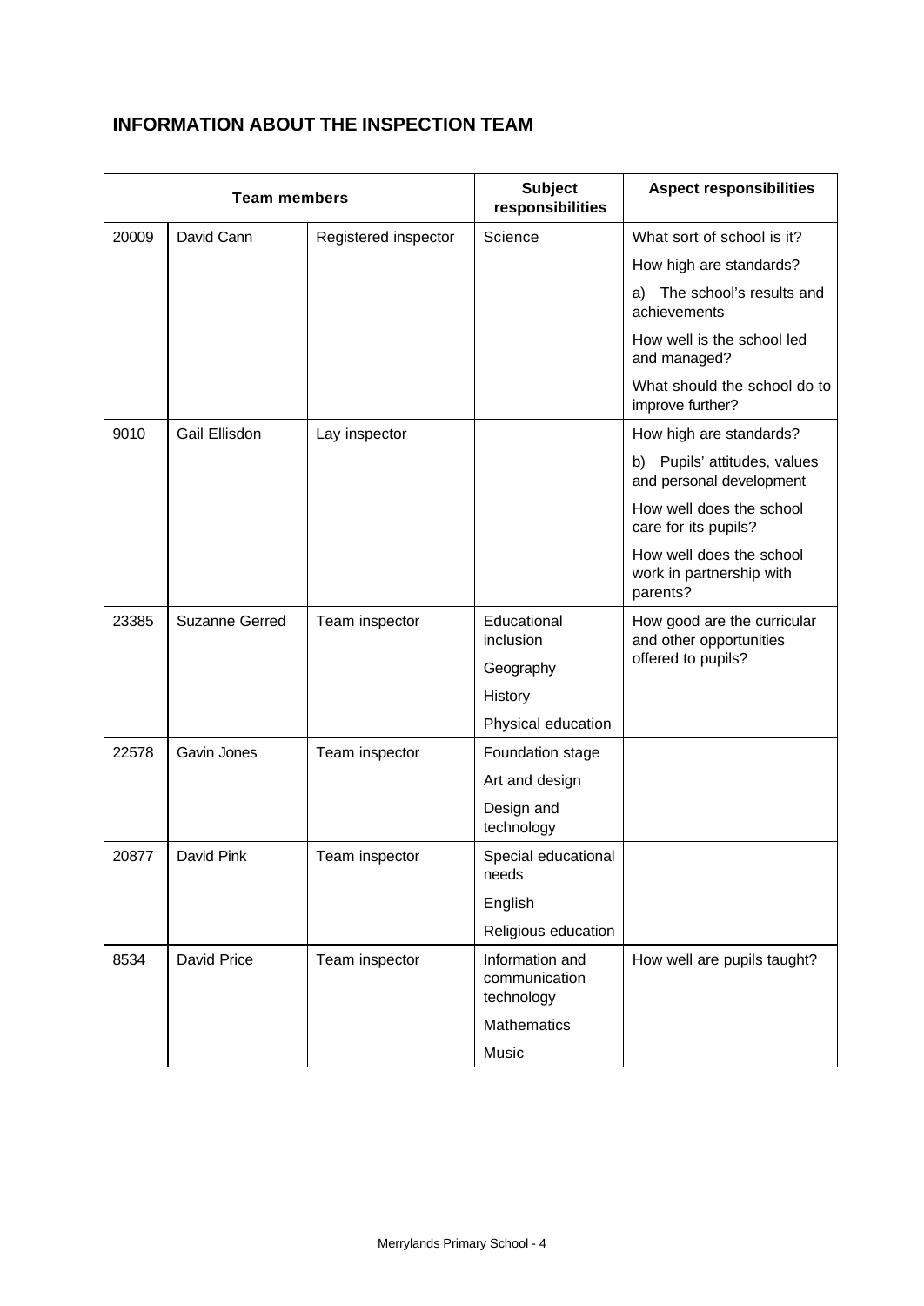## INFORMATION ABOUT THE INSPECTION TEAM

| Team members | | | Subject responsibilities | Aspect responsibilities |
|---|---|---|---|---|
| 20009 | David Cann | Registered inspector | Science | What sort of school is it? |
| | | | | How high are standards? |
| | | | | a) The school's results and achievements |
| | | | | How well is the school led and managed? |
| | | | | What should the school do to improve further? |
| 9010 | Gail Ellisdon | Lay inspector | | How high are standards? |
| | | | | b) Pupils' attitudes, values and personal development |
| | | | | How well does the school care for its pupils? |
| | | | | How well does the school work in partnership with parents? |
| 23385 | Suzanne Gerred | Team inspector | Educational inclusion | How good are the curricular and other opportunities offered to pupils? |
| | | | Geography | |
| | | | History | |
| | | | Physical education | |
| 22578 | Gavin Jones | Team inspector | Foundation stage | |
| | | | Art and design | |
| | | | Design and technology | |
| 20877 | David Pink | Team inspector | Special educational needs | |
| | | | English | |
| | | | Religious education | |
| 8534 | David Price | Team inspector | Information and communication technology | How well are pupils taught? |
| | | | Mathematics | |
| | | | Music | |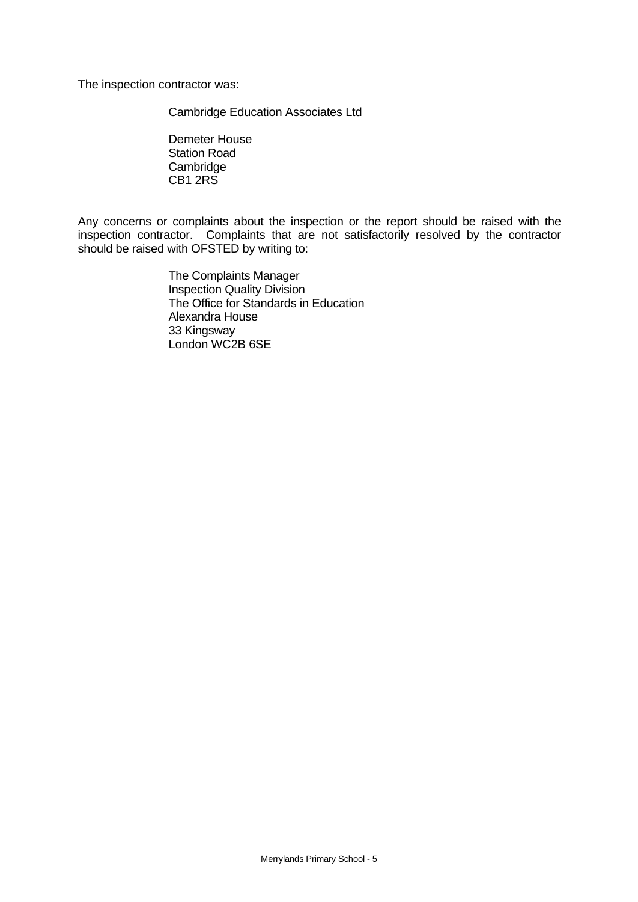The inspection contractor was:

Cambridge Education Associates Ltd

Demeter House  
Station Road  
Cambridge  
CB1 2RS

Any concerns or complaints about the inspection or the report should be raised with the inspection contractor. Complaints that are not satisfactorily resolved by the contractor should be raised with OFSTED by writing to:

The Complaints Manager  
Inspection Quality Division  
The Office for Standards in Education  
Alexandra House  
33 Kingsway  
London WC2B 6SE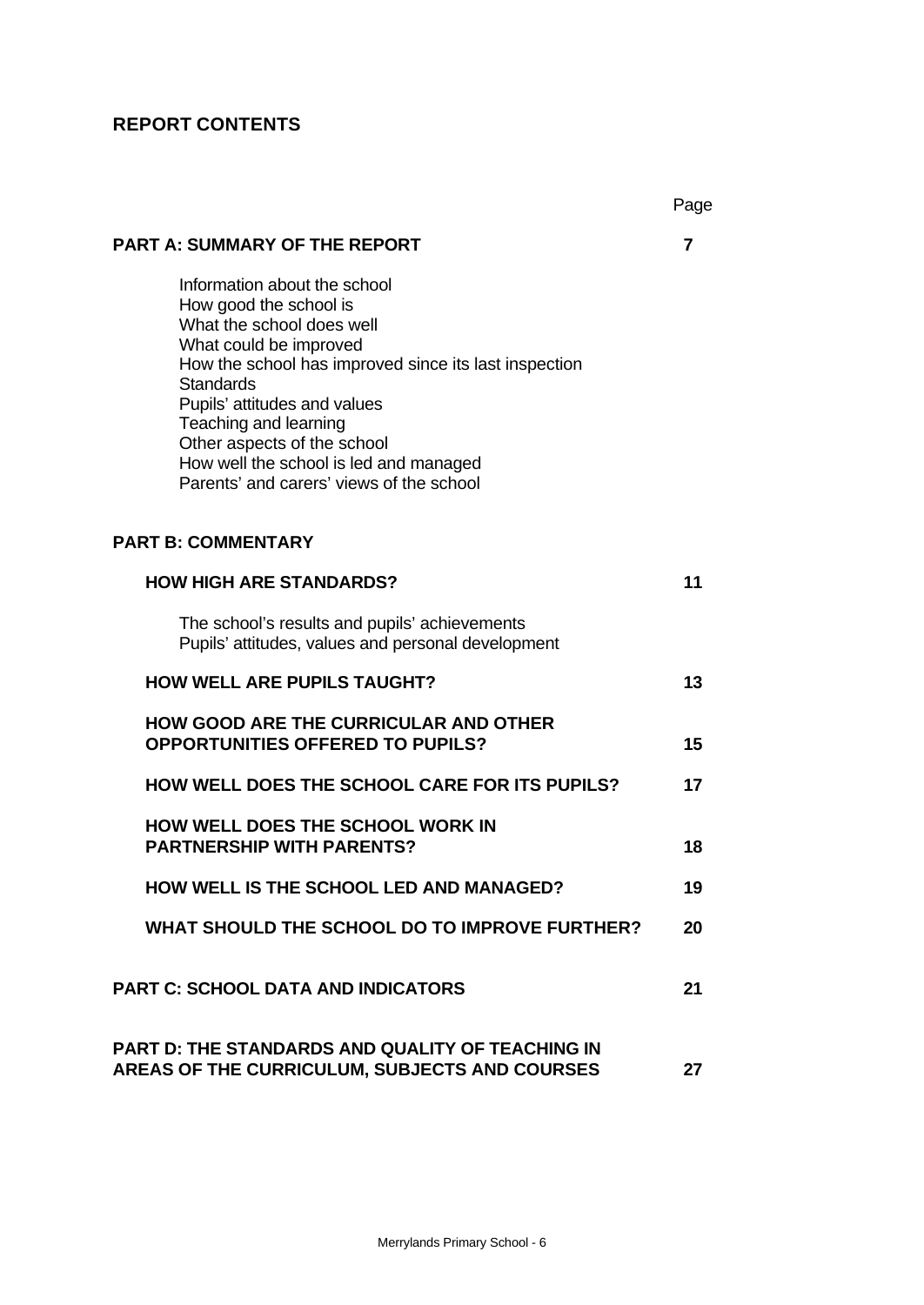## REPORT CONTENTS

| | Page |
|---|---|
| **PART A: SUMMARY OF THE REPORT** | **7** |
| Information about the school<br>How good the school is<br>What the school does well<br>What could be improved<br>How the school has improved since its last inspection<br>Standards<br>Pupils' attitudes and values<br>Teaching and learning<br>Other aspects of the school<br>How well the school is led and managed<br>Parents' and carers' views of the school | |
| **PART B: COMMENTARY** | |
| **HOW HIGH ARE STANDARDS?** | **11** |
| The school's results and pupils' achievements<br>Pupils' attitudes, values and personal development | |
| **HOW WELL ARE PUPILS TAUGHT?** | **13** |
| **HOW GOOD ARE THE CURRICULAR AND OTHER OPPORTUNITIES OFFERED TO PUPILS?** | **15** |
| **HOW WELL DOES THE SCHOOL CARE FOR ITS PUPILS?** | **17** |
| **HOW WELL DOES THE SCHOOL WORK IN PARTNERSHIP WITH PARENTS?** | **18** |
| **HOW WELL IS THE SCHOOL LED AND MANAGED?** | **19** |
| **WHAT SHOULD THE SCHOOL DO TO IMPROVE FURTHER?** | **20** |
| **PART C: SCHOOL DATA AND INDICATORS** | **21** |
| **PART D: THE STANDARDS AND QUALITY OF TEACHING IN AREAS OF THE CURRICULUM, SUBJECTS AND COURSES** | **27** |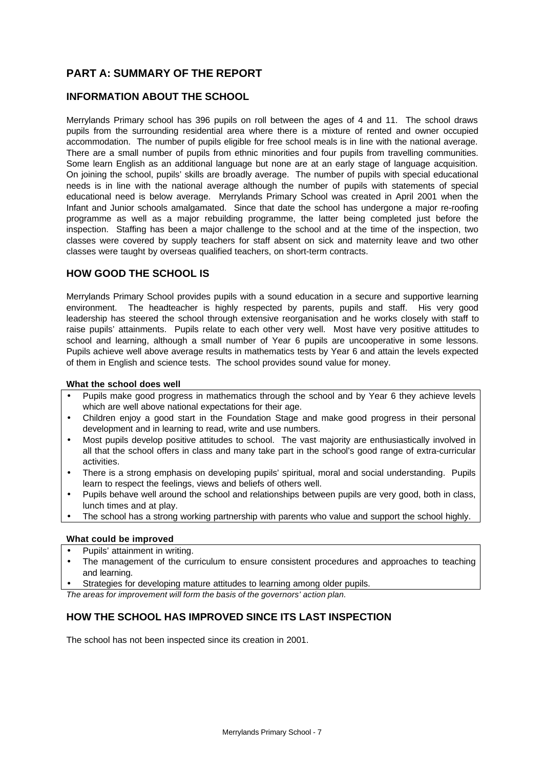# PART A: SUMMARY OF THE REPORT

## INFORMATION ABOUT THE SCHOOL

Merrylands Primary school has 396 pupils on roll between the ages of 4 and 11. The school draws pupils from the surrounding residential area where there is a mixture of rented and owner occupied accommodation. The number of pupils eligible for free school meals is in line with the national average. There are a small number of pupils from ethnic minorities and four pupils from travelling communities. Some learn English as an additional language but none are at an early stage of language acquisition. On joining the school, pupils' skills are broadly average. The number of pupils with special educational needs is in line with the national average although the number of pupils with statements of special educational need is below average. Merrylands Primary School was created in April 2001 when the Infant and Junior schools amalgamated. Since that date the school has undergone a major re-roofing programme as well as a major rebuilding programme, the latter being completed just before the inspection. Staffing has been a major challenge to the school and at the time of the inspection, two classes were covered by supply teachers for staff absent on sick and maternity leave and two other classes were taught by overseas qualified teachers, on short-term contracts.

## HOW GOOD THE SCHOOL IS

Merrylands Primary School provides pupils with a sound education in a secure and supportive learning environment. The headteacher is highly respected by parents, pupils and staff. His very good leadership has steered the school through extensive reorganisation and he works closely with staff to raise pupils' attainments. Pupils relate to each other very well. Most have very positive attitudes to school and learning, although a small number of Year 6 pupils are uncooperative in some lessons. Pupils achieve well above average results in mathematics tests by Year 6 and attain the levels expected of them in English and science tests. The school provides sound value for money.

**What the school does well**

- Pupils make good progress in mathematics through the school and by Year 6 they achieve levels which are well above national expectations for their age.
- Children enjoy a good start in the Foundation Stage and make good progress in their personal development and in learning to read, write and use numbers.
- Most pupils develop positive attitudes to school. The vast majority are enthusiastically involved in all that the school offers in class and many take part in the school's good range of extra-curricular activities.
- There is a strong emphasis on developing pupils' spiritual, moral and social understanding. Pupils learn to respect the feelings, views and beliefs of others well.
- Pupils behave well around the school and relationships between pupils are very good, both in class, lunch times and at play.
- The school has a strong working partnership with parents who value and support the school highly.

**What could be improved**

- Pupils' attainment in writing.
- The management of the curriculum to ensure consistent procedures and approaches to teaching and learning.
- Strategies for developing mature attitudes to learning among older pupils.

*The areas for improvement will form the basis of the governors' action plan.*

## HOW THE SCHOOL HAS IMPROVED SINCE ITS LAST INSPECTION

The school has not been inspected since its creation in 2001.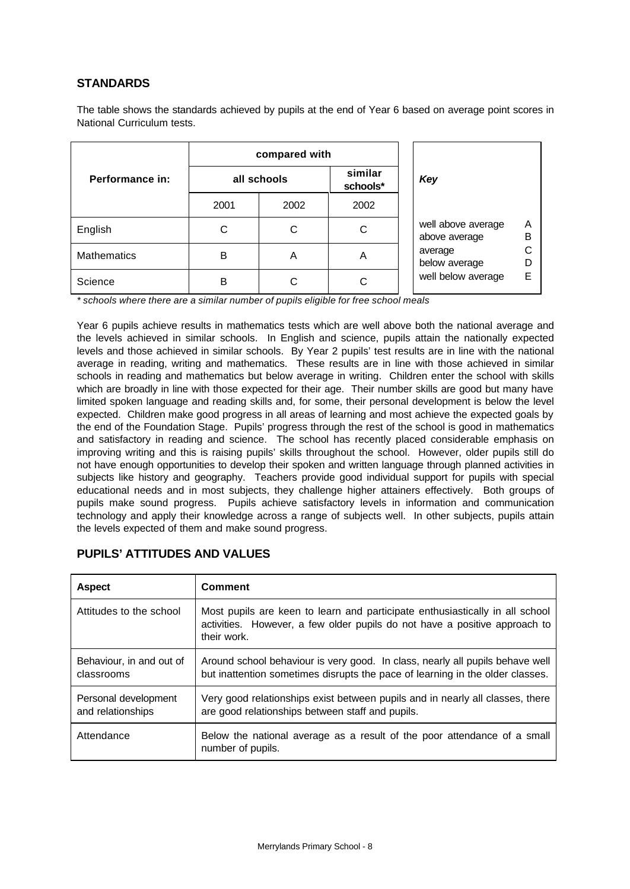## STANDARDS

The table shows the standards achieved by pupils at the end of Year 6 based on average point scores in National Curriculum tests.

| Performance in: | compared with | | |
|---|---|---|---|
| | all schools | | similar schools* |
| | 2001 | 2002 | 2002 |
| English | C | C | C |
| Mathematics | B | A | A |
| Science | B | C | C |

| *Key* | |
|---|---|
| well above average | A |
| above average | B |
| average | C |
| below average | D |
| well below average | E |

*\* schools where there are a similar number of pupils eligible for free school meals*

Year 6 pupils achieve results in mathematics tests which are well above both the national average and the levels achieved in similar schools. In English and science, pupils attain the nationally expected levels and those achieved in similar schools. By Year 2 pupils' test results are in line with the national average in reading, writing and mathematics. These results are in line with those achieved in similar schools in reading and mathematics but below average in writing. Children enter the school with skills which are broadly in line with those expected for their age. Their number skills are good but many have limited spoken language and reading skills and, for some, their personal development is below the level expected. Children make good progress in all areas of learning and most achieve the expected goals by the end of the Foundation Stage. Pupils' progress through the rest of the school is good in mathematics and satisfactory in reading and science. The school has recently placed considerable emphasis on improving writing and this is raising pupils' skills throughout the school. However, older pupils still do not have enough opportunities to develop their spoken and written language through planned activities in subjects like history and geography. Teachers provide good individual support for pupils with special educational needs and in most subjects, they challenge higher attainers effectively. Both groups of pupils make sound progress. Pupils achieve satisfactory levels in information and communication technology and apply their knowledge across a range of subjects well. In other subjects, pupils attain the levels expected of them and make sound progress.

## PUPILS' ATTITUDES AND VALUES

| Aspect | Comment |
|---|---|
| Attitudes to the school | Most pupils are keen to learn and participate enthusiastically in all school activities. However, a few older pupils do not have a positive approach to their work. |
| Behaviour, in and out of classrooms | Around school behaviour is very good. In class, nearly all pupils behave well but inattention sometimes disrupts the pace of learning in the older classes. |
| Personal development and relationships | Very good relationships exist between pupils and in nearly all classes, there are good relationships between staff and pupils. |
| Attendance | Below the national average as a result of the poor attendance of a small number of pupils. |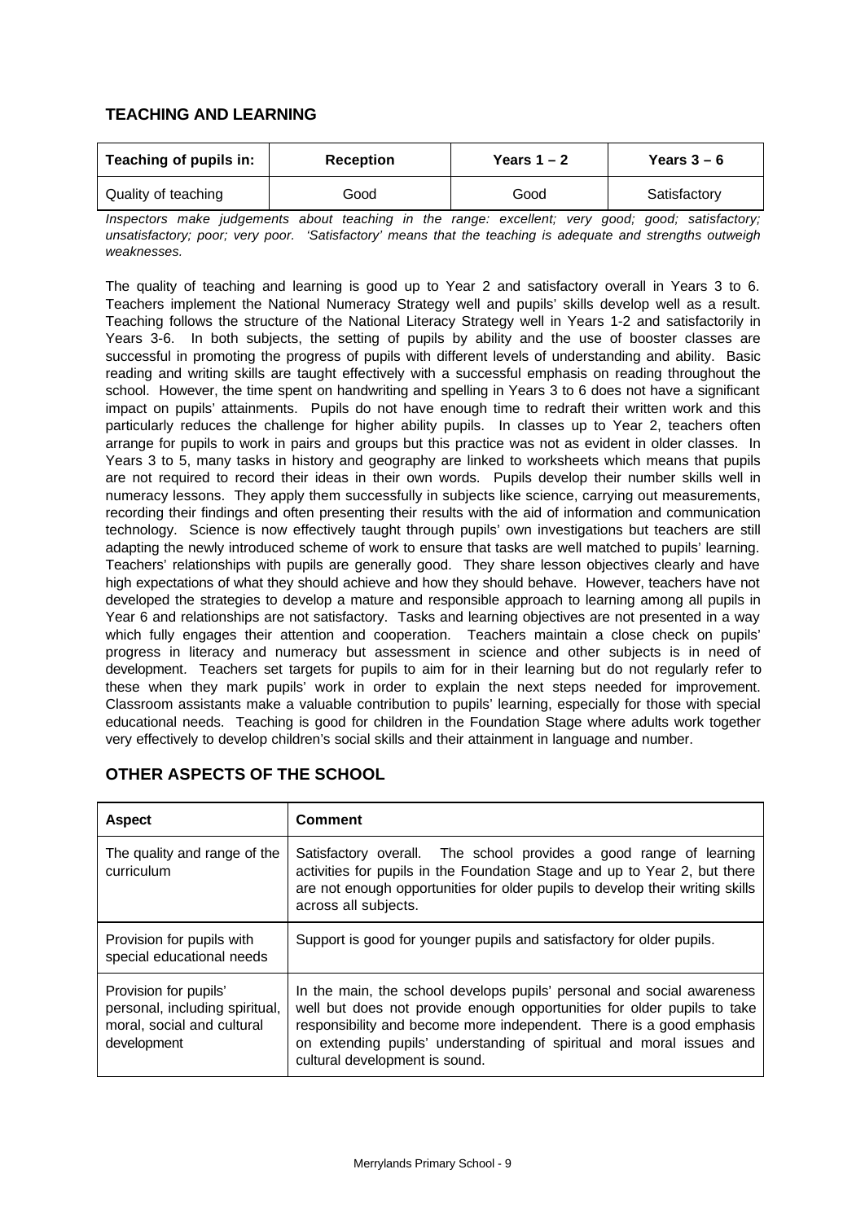## TEACHING AND LEARNING

| Teaching of pupils in: | Reception | Years 1 – 2 | Years 3 – 6 |
|---|---|---|---|
| Quality of teaching | Good | Good | Satisfactory |

*Inspectors make judgements about teaching in the range: excellent; very good; good; satisfactory; unsatisfactory; poor; very poor. 'Satisfactory' means that the teaching is adequate and strengths outweigh weaknesses.*

The quality of teaching and learning is good up to Year 2 and satisfactory overall in Years 3 to 6. Teachers implement the National Numeracy Strategy well and pupils' skills develop well as a result. Teaching follows the structure of the National Literacy Strategy well in Years 1-2 and satisfactorily in Years 3-6. In both subjects, the setting of pupils by ability and the use of booster classes are successful in promoting the progress of pupils with different levels of understanding and ability. Basic reading and writing skills are taught effectively with a successful emphasis on reading throughout the school. However, the time spent on handwriting and spelling in Years 3 to 6 does not have a significant impact on pupils' attainments. Pupils do not have enough time to redraft their written work and this particularly reduces the challenge for higher ability pupils. In classes up to Year 2, teachers often arrange for pupils to work in pairs and groups but this practice was not as evident in older classes. In Years 3 to 5, many tasks in history and geography are linked to worksheets which means that pupils are not required to record their ideas in their own words. Pupils develop their number skills well in numeracy lessons. They apply them successfully in subjects like science, carrying out measurements, recording their findings and often presenting their results with the aid of information and communication technology. Science is now effectively taught through pupils' own investigations but teachers are still adapting the newly introduced scheme of work to ensure that tasks are well matched to pupils' learning. Teachers' relationships with pupils are generally good. They share lesson objectives clearly and have high expectations of what they should achieve and how they should behave. However, teachers have not developed the strategies to develop a mature and responsible approach to learning among all pupils in Year 6 and relationships are not satisfactory. Tasks and learning objectives are not presented in a way which fully engages their attention and cooperation. Teachers maintain a close check on pupils' progress in literacy and numeracy but assessment in science and other subjects is in need of development. Teachers set targets for pupils to aim for in their learning but do not regularly refer to these when they mark pupils' work in order to explain the next steps needed for improvement. Classroom assistants make a valuable contribution to pupils' learning, especially for those with special educational needs. Teaching is good for children in the Foundation Stage where adults work together very effectively to develop children's social skills and their attainment in language and number.

## OTHER ASPECTS OF THE SCHOOL

| Aspect | Comment |
|---|---|
| The quality and range of the curriculum | Satisfactory overall. The school provides a good range of learning activities for pupils in the Foundation Stage and up to Year 2, but there are not enough opportunities for older pupils to develop their writing skills across all subjects. |
| Provision for pupils with special educational needs | Support is good for younger pupils and satisfactory for older pupils. |
| Provision for pupils' personal, including spiritual, moral, social and cultural development | In the main, the school develops pupils' personal and social awareness well but does not provide enough opportunities for older pupils to take responsibility and become more independent. There is a good emphasis on extending pupils' understanding of spiritual and moral issues and cultural development is sound. |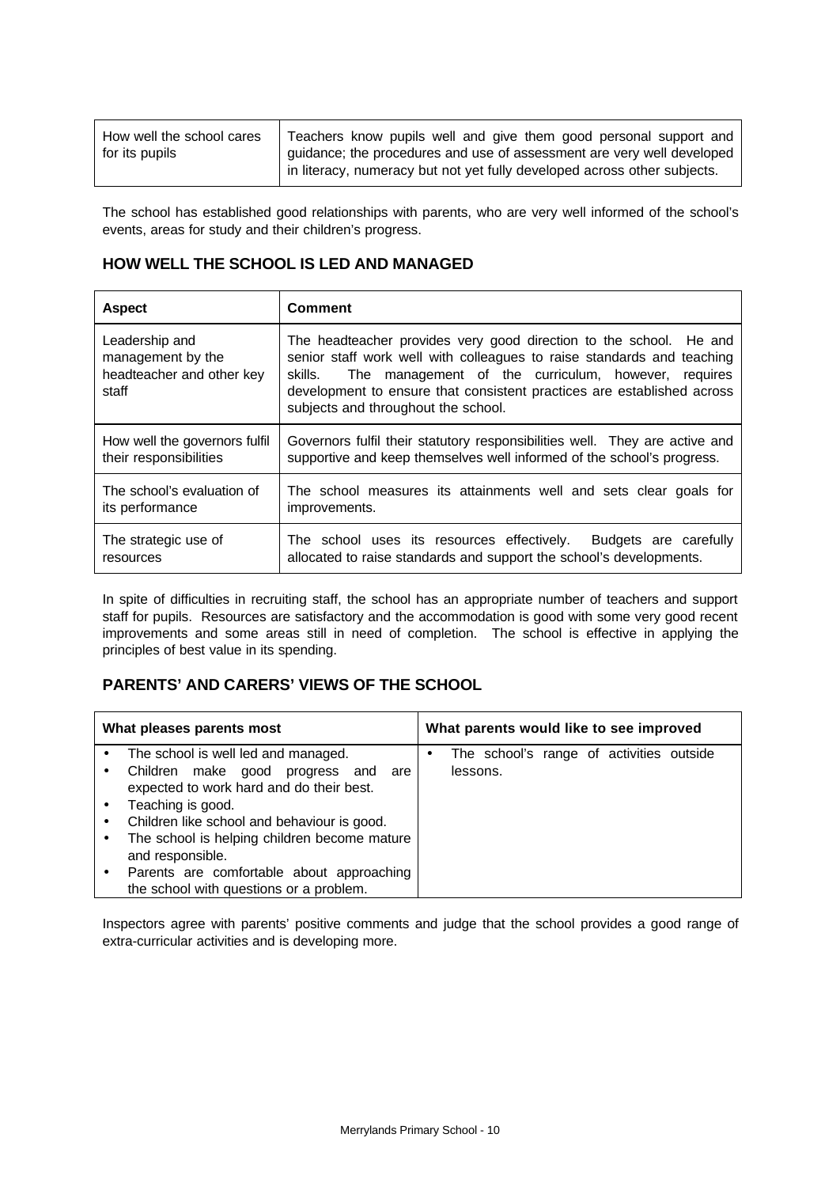| | |
|---|---|
| How well the school cares for its pupils | Teachers know pupils well and give them good personal support and guidance; the procedures and use of assessment are very well developed in literacy, numeracy but not yet fully developed across other subjects. |

The school has established good relationships with parents, who are very well informed of the school's events, areas for study and their children's progress.

## HOW WELL THE SCHOOL IS LED AND MANAGED

| Aspect | Comment |
|---|---|
| Leadership and management by the headteacher and other key staff | The headteacher provides very good direction to the school. He and senior staff work well with colleagues to raise standards and teaching skills. The management of the curriculum, however, requires development to ensure that consistent practices are established across subjects and throughout the school. |
| How well the governors fulfil their responsibilities | Governors fulfil their statutory responsibilities well. They are active and supportive and keep themselves well informed of the school's progress. |
| The school's evaluation of its performance | The school measures its attainments well and sets clear goals for improvements. |
| The strategic use of resources | The school uses its resources effectively. Budgets are carefully allocated to raise standards and support the school's developments. |

In spite of difficulties in recruiting staff, the school has an appropriate number of teachers and support staff for pupils. Resources are satisfactory and the accommodation is good with some very good recent improvements and some areas still in need of completion. The school is effective in applying the principles of best value in its spending.

## PARENTS' AND CARERS' VIEWS OF THE SCHOOL

| What pleases parents most | What parents would like to see improved |
|---|---|
| • The school is well led and managed.<br>• Children make good progress and are expected to work hard and do their best.<br>• Teaching is good.<br>• Children like school and behaviour is good.<br>• The school is helping children become mature and responsible.<br>• Parents are comfortable about approaching the school with questions or a problem. | • The school's range of activities outside lessons. |

Inspectors agree with parents' positive comments and judge that the school provides a good range of extra-curricular activities and is developing more.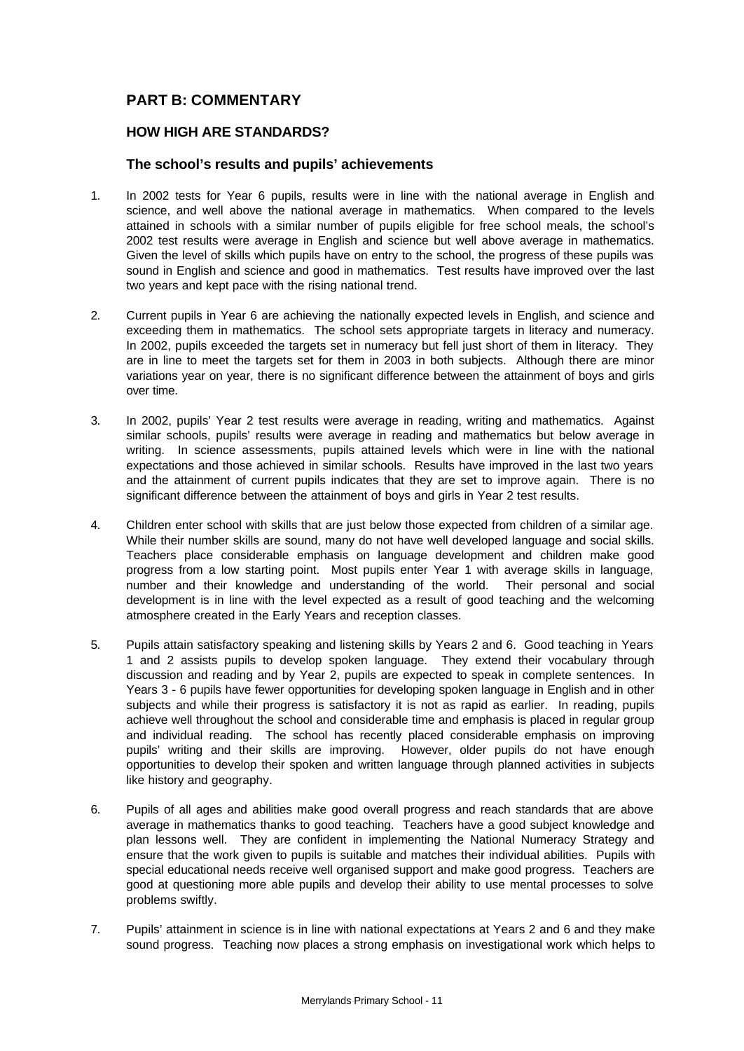## PART B: COMMENTARY

### HOW HIGH ARE STANDARDS?

#### The school's results and pupils' achievements

1. In 2002 tests for Year 6 pupils, results were in line with the national average in English and science, and well above the national average in mathematics. When compared to the levels attained in schools with a similar number of pupils eligible for free school meals, the school's 2002 test results were average in English and science but well above average in mathematics. Given the level of skills which pupils have on entry to the school, the progress of these pupils was sound in English and science and good in mathematics. Test results have improved over the last two years and kept pace with the rising national trend.

2. Current pupils in Year 6 are achieving the nationally expected levels in English, and science and exceeding them in mathematics. The school sets appropriate targets in literacy and numeracy. In 2002, pupils exceeded the targets set in numeracy but fell just short of them in literacy. They are in line to meet the targets set for them in 2003 in both subjects. Although there are minor variations year on year, there is no significant difference between the attainment of boys and girls over time.

3. In 2002, pupils' Year 2 test results were average in reading, writing and mathematics. Against similar schools, pupils' results were average in reading and mathematics but below average in writing. In science assessments, pupils attained levels which were in line with the national expectations and those achieved in similar schools. Results have improved in the last two years and the attainment of current pupils indicates that they are set to improve again. There is no significant difference between the attainment of boys and girls in Year 2 test results.

4. Children enter school with skills that are just below those expected from children of a similar age. While their number skills are sound, many do not have well developed language and social skills. Teachers place considerable emphasis on language development and children make good progress from a low starting point. Most pupils enter Year 1 with average skills in language, number and their knowledge and understanding of the world. Their personal and social development is in line with the level expected as a result of good teaching and the welcoming atmosphere created in the Early Years and reception classes.

5. Pupils attain satisfactory speaking and listening skills by Years 2 and 6. Good teaching in Years 1 and 2 assists pupils to develop spoken language. They extend their vocabulary through discussion and reading and by Year 2, pupils are expected to speak in complete sentences. In Years 3 - 6 pupils have fewer opportunities for developing spoken language in English and in other subjects and while their progress is satisfactory it is not as rapid as earlier. In reading, pupils achieve well throughout the school and considerable time and emphasis is placed in regular group and individual reading. The school has recently placed considerable emphasis on improving pupils' writing and their skills are improving. However, older pupils do not have enough opportunities to develop their spoken and written language through planned activities in subjects like history and geography.

6. Pupils of all ages and abilities make good overall progress and reach standards that are above average in mathematics thanks to good teaching. Teachers have a good subject knowledge and plan lessons well. They are confident in implementing the National Numeracy Strategy and ensure that the work given to pupils is suitable and matches their individual abilities. Pupils with special educational needs receive well organised support and make good progress. Teachers are good at questioning more able pupils and develop their ability to use mental processes to solve problems swiftly.

7. Pupils' attainment in science is in line with national expectations at Years 2 and 6 and they make sound progress. Teaching now places a strong emphasis on investigational work which helps to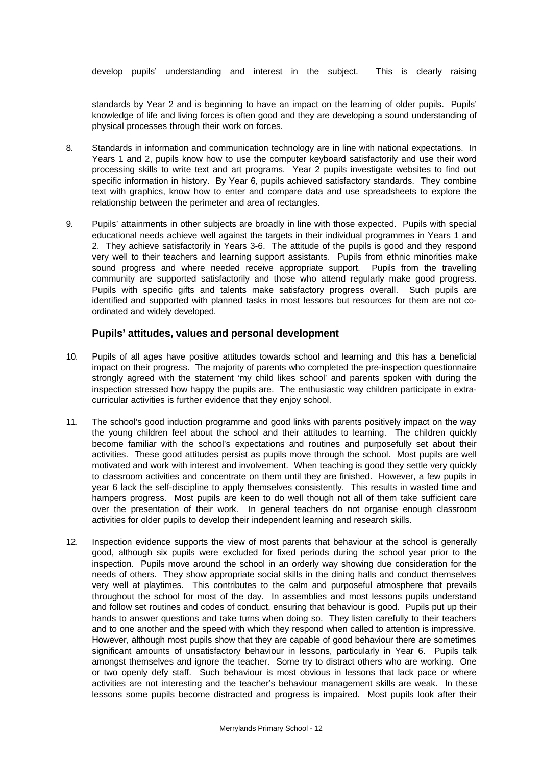develop pupils' understanding and interest in the subject. This is clearly raising standards by Year 2 and is beginning to have an impact on the learning of older pupils. Pupils' knowledge of life and living forces is often good and they are developing a sound understanding of physical processes through their work on forces.

8. Standards in information and communication technology are in line with national expectations. In Years 1 and 2, pupils know how to use the computer keyboard satisfactorily and use their word processing skills to write text and art programs. Year 2 pupils investigate websites to find out specific information in history. By Year 6, pupils achieved satisfactory standards. They combine text with graphics, know how to enter and compare data and use spreadsheets to explore the relationship between the perimeter and area of rectangles.

9. Pupils' attainments in other subjects are broadly in line with those expected. Pupils with special educational needs achieve well against the targets in their individual programmes in Years 1 and 2. They achieve satisfactorily in Years 3-6. The attitude of the pupils is good and they respond very well to their teachers and learning support assistants. Pupils from ethnic minorities make sound progress and where needed receive appropriate support. Pupils from the travelling community are supported satisfactorily and those who attend regularly make good progress. Pupils with specific gifts and talents make satisfactory progress overall. Such pupils are identified and supported with planned tasks in most lessons but resources for them are not co-ordinated and widely developed.

### Pupils' attitudes, values and personal development

10. Pupils of all ages have positive attitudes towards school and learning and this has a beneficial impact on their progress. The majority of parents who completed the pre-inspection questionnaire strongly agreed with the statement 'my child likes school' and parents spoken with during the inspection stressed how happy the pupils are. The enthusiastic way children participate in extra-curricular activities is further evidence that they enjoy school.

11. The school's good induction programme and good links with parents positively impact on the way the young children feel about the school and their attitudes to learning. The children quickly become familiar with the school's expectations and routines and purposefully set about their activities. These good attitudes persist as pupils move through the school. Most pupils are well motivated and work with interest and involvement. When teaching is good they settle very quickly to classroom activities and concentrate on them until they are finished. However, a few pupils in year 6 lack the self-discipline to apply themselves consistently. This results in wasted time and hampers progress. Most pupils are keen to do well though not all of them take sufficient care over the presentation of their work. In general teachers do not organise enough classroom activities for older pupils to develop their independent learning and research skills.

12. Inspection evidence supports the view of most parents that behaviour at the school is generally good, although six pupils were excluded for fixed periods during the school year prior to the inspection. Pupils move around the school in an orderly way showing due consideration for the needs of others. They show appropriate social skills in the dining halls and conduct themselves very well at playtimes. This contributes to the calm and purposeful atmosphere that prevails throughout the school for most of the day. In assemblies and most lessons pupils understand and follow set routines and codes of conduct, ensuring that behaviour is good. Pupils put up their hands to answer questions and take turns when doing so. They listen carefully to their teachers and to one another and the speed with which they respond when called to attention is impressive. However, although most pupils show that they are capable of good behaviour there are sometimes significant amounts of unsatisfactory behaviour in lessons, particularly in Year 6. Pupils talk amongst themselves and ignore the teacher. Some try to distract others who are working. One or two openly defy staff. Such behaviour is most obvious in lessons that lack pace or where activities are not interesting and the teacher's behaviour management skills are weak. In these lessons some pupils become distracted and progress is impaired. Most pupils look after their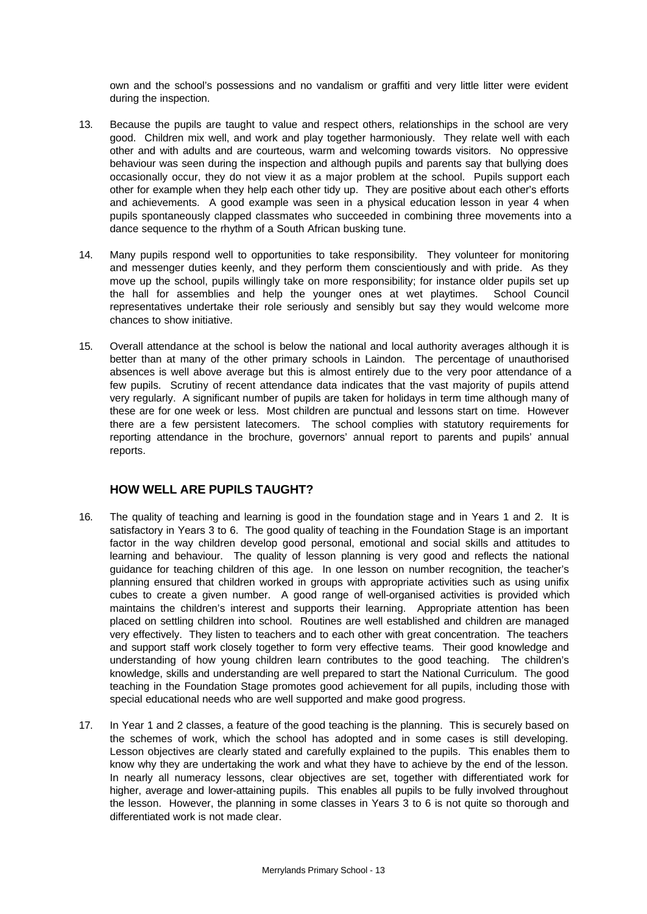own and the school's possessions and no vandalism or graffiti and very little litter were evident during the inspection.

13. Because the pupils are taught to value and respect others, relationships in the school are very good. Children mix well, and work and play together harmoniously. They relate well with each other and with adults and are courteous, warm and welcoming towards visitors. No oppressive behaviour was seen during the inspection and although pupils and parents say that bullying does occasionally occur, they do not view it as a major problem at the school. Pupils support each other for example when they help each other tidy up. They are positive about each other's efforts and achievements. A good example was seen in a physical education lesson in year 4 when pupils spontaneously clapped classmates who succeeded in combining three movements into a dance sequence to the rhythm of a South African busking tune.

14. Many pupils respond well to opportunities to take responsibility. They volunteer for monitoring and messenger duties keenly, and they perform them conscientiously and with pride. As they move up the school, pupils willingly take on more responsibility; for instance older pupils set up the hall for assemblies and help the younger ones at wet playtimes. School Council representatives undertake their role seriously and sensibly but say they would welcome more chances to show initiative.

15. Overall attendance at the school is below the national and local authority averages although it is better than at many of the other primary schools in Laindon. The percentage of unauthorised absences is well above average but this is almost entirely due to the very poor attendance of a few pupils. Scrutiny of recent attendance data indicates that the vast majority of pupils attend very regularly. A significant number of pupils are taken for holidays in term time although many of these are for one week or less. Most children are punctual and lessons start on time. However there are a few persistent latecomers. The school complies with statutory requirements for reporting attendance in the brochure, governors' annual report to parents and pupils' annual reports.

## HOW WELL ARE PUPILS TAUGHT?

16. The quality of teaching and learning is good in the foundation stage and in Years 1 and 2. It is satisfactory in Years 3 to 6. The good quality of teaching in the Foundation Stage is an important factor in the way children develop good personal, emotional and social skills and attitudes to learning and behaviour. The quality of lesson planning is very good and reflects the national guidance for teaching children of this age. In one lesson on number recognition, the teacher's planning ensured that children worked in groups with appropriate activities such as using unifix cubes to create a given number. A good range of well-organised activities is provided which maintains the children's interest and supports their learning. Appropriate attention has been placed on settling children into school. Routines are well established and children are managed very effectively. They listen to teachers and to each other with great concentration. The teachers and support staff work closely together to form very effective teams. Their good knowledge and understanding of how young children learn contributes to the good teaching. The children's knowledge, skills and understanding are well prepared to start the National Curriculum. The good teaching in the Foundation Stage promotes good achievement for all pupils, including those with special educational needs who are well supported and make good progress.

17. In Year 1 and 2 classes, a feature of the good teaching is the planning. This is securely based on the schemes of work, which the school has adopted and in some cases is still developing. Lesson objectives are clearly stated and carefully explained to the pupils. This enables them to know why they are undertaking the work and what they have to achieve by the end of the lesson. In nearly all numeracy lessons, clear objectives are set, together with differentiated work for higher, average and lower-attaining pupils. This enables all pupils to be fully involved throughout the lesson. However, the planning in some classes in Years 3 to 6 is not quite so thorough and differentiated work is not made clear.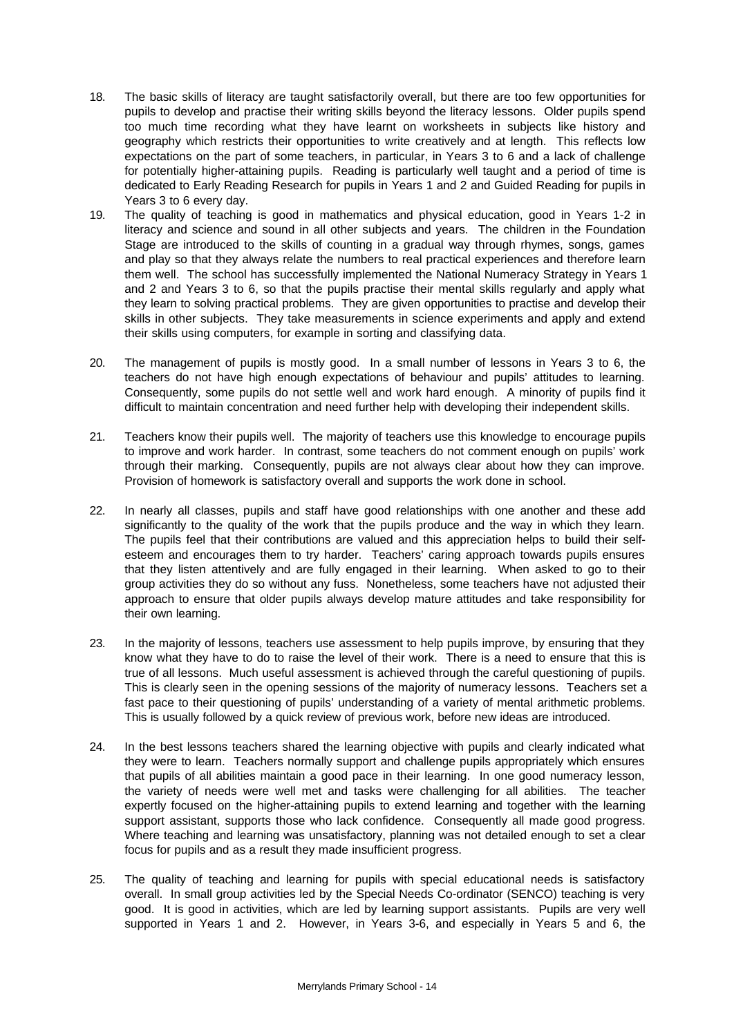18. The basic skills of literacy are taught satisfactorily overall, but there are too few opportunities for pupils to develop and practise their writing skills beyond the literacy lessons. Older pupils spend too much time recording what they have learnt on worksheets in subjects like history and geography which restricts their opportunities to write creatively and at length. This reflects low expectations on the part of some teachers, in particular, in Years 3 to 6 and a lack of challenge for potentially higher-attaining pupils. Reading is particularly well taught and a period of time is dedicated to Early Reading Research for pupils in Years 1 and 2 and Guided Reading for pupils in Years 3 to 6 every day.

19. The quality of teaching is good in mathematics and physical education, good in Years 1-2 in literacy and science and sound in all other subjects and years. The children in the Foundation Stage are introduced to the skills of counting in a gradual way through rhymes, songs, games and play so that they always relate the numbers to real practical experiences and therefore learn them well. The school has successfully implemented the National Numeracy Strategy in Years 1 and 2 and Years 3 to 6, so that the pupils practise their mental skills regularly and apply what they learn to solving practical problems. They are given opportunities to practise and develop their skills in other subjects. They take measurements in science experiments and apply and extend their skills using computers, for example in sorting and classifying data.

20. The management of pupils is mostly good. In a small number of lessons in Years 3 to 6, the teachers do not have high enough expectations of behaviour and pupils' attitudes to learning. Consequently, some pupils do not settle well and work hard enough. A minority of pupils find it difficult to maintain concentration and need further help with developing their independent skills.

21. Teachers know their pupils well. The majority of teachers use this knowledge to encourage pupils to improve and work harder. In contrast, some teachers do not comment enough on pupils' work through their marking. Consequently, pupils are not always clear about how they can improve. Provision of homework is satisfactory overall and supports the work done in school.

22. In nearly all classes, pupils and staff have good relationships with one another and these add significantly to the quality of the work that the pupils produce and the way in which they learn. The pupils feel that their contributions are valued and this appreciation helps to build their self-esteem and encourages them to try harder. Teachers' caring approach towards pupils ensures that they listen attentively and are fully engaged in their learning. When asked to go to their group activities they do so without any fuss. Nonetheless, some teachers have not adjusted their approach to ensure that older pupils always develop mature attitudes and take responsibility for their own learning.

23. In the majority of lessons, teachers use assessment to help pupils improve, by ensuring that they know what they have to do to raise the level of their work. There is a need to ensure that this is true of all lessons. Much useful assessment is achieved through the careful questioning of pupils. This is clearly seen in the opening sessions of the majority of numeracy lessons. Teachers set a fast pace to their questioning of pupils' understanding of a variety of mental arithmetic problems. This is usually followed by a quick review of previous work, before new ideas are introduced.

24. In the best lessons teachers shared the learning objective with pupils and clearly indicated what they were to learn. Teachers normally support and challenge pupils appropriately which ensures that pupils of all abilities maintain a good pace in their learning. In one good numeracy lesson, the variety of needs were well met and tasks were challenging for all abilities. The teacher expertly focused on the higher-attaining pupils to extend learning and together with the learning support assistant, supports those who lack confidence. Consequently all made good progress. Where teaching and learning was unsatisfactory, planning was not detailed enough to set a clear focus for pupils and as a result they made insufficient progress.

25. The quality of teaching and learning for pupils with special educational needs is satisfactory overall. In small group activities led by the Special Needs Co-ordinator (SENCO) teaching is very good. It is good in activities, which are led by learning support assistants. Pupils are very well supported in Years 1 and 2. However, in Years 3-6, and especially in Years 5 and 6, the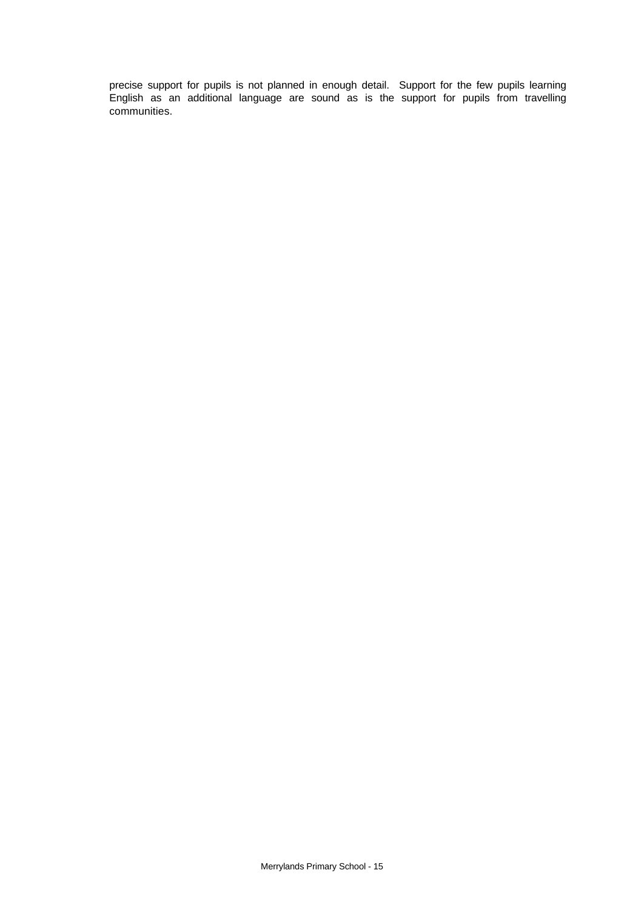precise support for pupils is not planned in enough detail. Support for the few pupils learning English as an additional language are sound as is the support for pupils from travelling communities.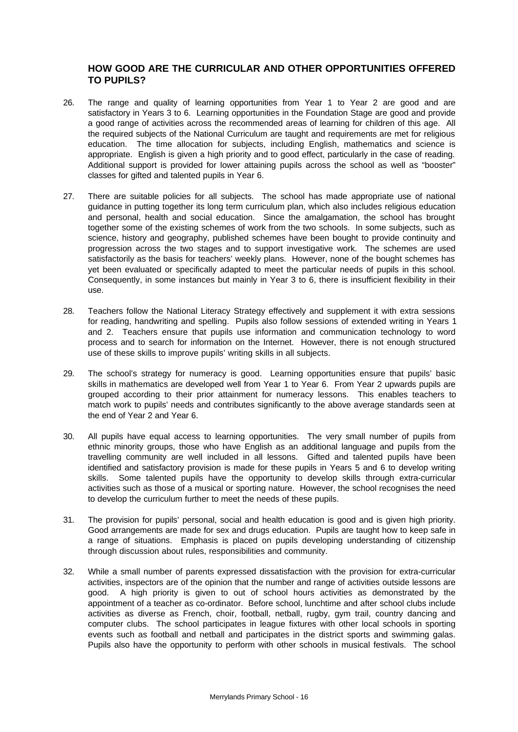## HOW GOOD ARE THE CURRICULAR AND OTHER OPPORTUNITIES OFFERED TO PUPILS?

26. The range and quality of learning opportunities from Year 1 to Year 2 are good and are satisfactory in Years 3 to 6. Learning opportunities in the Foundation Stage are good and provide a good range of activities across the recommended areas of learning for children of this age. All the required subjects of the National Curriculum are taught and requirements are met for religious education. The time allocation for subjects, including English, mathematics and science is appropriate. English is given a high priority and to good effect, particularly in the case of reading. Additional support is provided for lower attaining pupils across the school as well as "booster" classes for gifted and talented pupils in Year 6.

27. There are suitable policies for all subjects. The school has made appropriate use of national guidance in putting together its long term curriculum plan, which also includes religious education and personal, health and social education. Since the amalgamation, the school has brought together some of the existing schemes of work from the two schools. In some subjects, such as science, history and geography, published schemes have been bought to provide continuity and progression across the two stages and to support investigative work. The schemes are used satisfactorily as the basis for teachers' weekly plans. However, none of the bought schemes has yet been evaluated or specifically adapted to meet the particular needs of pupils in this school. Consequently, in some instances but mainly in Year 3 to 6, there is insufficient flexibility in their use.

28. Teachers follow the National Literacy Strategy effectively and supplement it with extra sessions for reading, handwriting and spelling. Pupils also follow sessions of extended writing in Years 1 and 2. Teachers ensure that pupils use information and communication technology to word process and to search for information on the Internet. However, there is not enough structured use of these skills to improve pupils' writing skills in all subjects.

29. The school's strategy for numeracy is good. Learning opportunities ensure that pupils' basic skills in mathematics are developed well from Year 1 to Year 6. From Year 2 upwards pupils are grouped according to their prior attainment for numeracy lessons. This enables teachers to match work to pupils' needs and contributes significantly to the above average standards seen at the end of Year 2 and Year 6.

30. All pupils have equal access to learning opportunities. The very small number of pupils from ethnic minority groups, those who have English as an additional language and pupils from the travelling community are well included in all lessons. Gifted and talented pupils have been identified and satisfactory provision is made for these pupils in Years 5 and 6 to develop writing skills. Some talented pupils have the opportunity to develop skills through extra-curricular activities such as those of a musical or sporting nature. However, the school recognises the need to develop the curriculum further to meet the needs of these pupils.

31. The provision for pupils' personal, social and health education is good and is given high priority. Good arrangements are made for sex and drugs education. Pupils are taught how to keep safe in a range of situations. Emphasis is placed on pupils developing understanding of citizenship through discussion about rules, responsibilities and community.

32. While a small number of parents expressed dissatisfaction with the provision for extra-curricular activities, inspectors are of the opinion that the number and range of activities outside lessons are good. A high priority is given to out of school hours activities as demonstrated by the appointment of a teacher as co-ordinator. Before school, lunchtime and after school clubs include activities as diverse as French, choir, football, netball, rugby, gym trail, country dancing and computer clubs. The school participates in league fixtures with other local schools in sporting events such as football and netball and participates in the district sports and swimming galas. Pupils also have the opportunity to perform with other schools in musical festivals. The school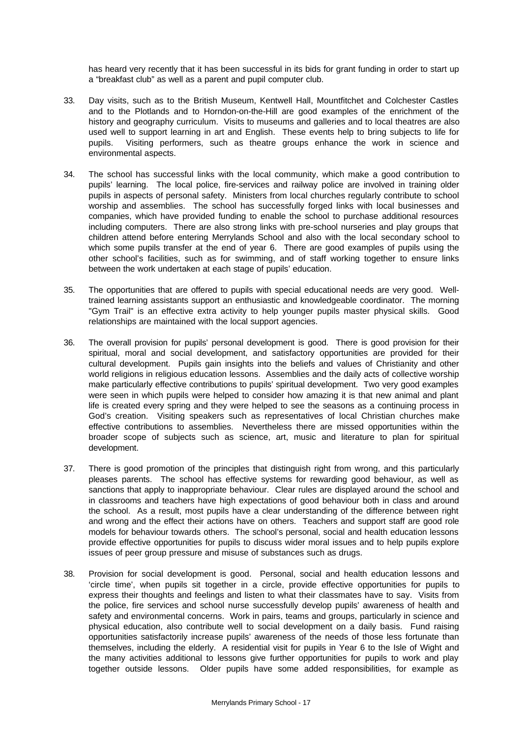has heard very recently that it has been successful in its bids for grant funding in order to start up a "breakfast club" as well as a parent and pupil computer club.

33. Day visits, such as to the British Museum, Kentwell Hall, Mountfitchet and Colchester Castles and to the Plotlands and to Horndon-on-the-Hill are good examples of the enrichment of the history and geography curriculum. Visits to museums and galleries and to local theatres are also used well to support learning in art and English. These events help to bring subjects to life for pupils. Visiting performers, such as theatre groups enhance the work in science and environmental aspects.

34. The school has successful links with the local community, which make a good contribution to pupils' learning. The local police, fire-services and railway police are involved in training older pupils in aspects of personal safety. Ministers from local churches regularly contribute to school worship and assemblies. The school has successfully forged links with local businesses and companies, which have provided funding to enable the school to purchase additional resources including computers. There are also strong links with pre-school nurseries and play groups that children attend before entering Merrylands School and also with the local secondary school to which some pupils transfer at the end of year 6. There are good examples of pupils using the other school's facilities, such as for swimming, and of staff working together to ensure links between the work undertaken at each stage of pupils' education.

35. The opportunities that are offered to pupils with special educational needs are very good. Well-trained learning assistants support an enthusiastic and knowledgeable coordinator. The morning "Gym Trail" is an effective extra activity to help younger pupils master physical skills. Good relationships are maintained with the local support agencies.

36. The overall provision for pupils' personal development is good. There is good provision for their spiritual, moral and social development, and satisfactory opportunities are provided for their cultural development. Pupils gain insights into the beliefs and values of Christianity and other world religions in religious education lessons. Assemblies and the daily acts of collective worship make particularly effective contributions to pupils' spiritual development. Two very good examples were seen in which pupils were helped to consider how amazing it is that new animal and plant life is created every spring and they were helped to see the seasons as a continuing process in God's creation. Visiting speakers such as representatives of local Christian churches make effective contributions to assemblies. Nevertheless there are missed opportunities within the broader scope of subjects such as science, art, music and literature to plan for spiritual development.

37. There is good promotion of the principles that distinguish right from wrong, and this particularly pleases parents. The school has effective systems for rewarding good behaviour, as well as sanctions that apply to inappropriate behaviour. Clear rules are displayed around the school and in classrooms and teachers have high expectations of good behaviour both in class and around the school. As a result, most pupils have a clear understanding of the difference between right and wrong and the effect their actions have on others. Teachers and support staff are good role models for behaviour towards others. The school's personal, social and health education lessons provide effective opportunities for pupils to discuss wider moral issues and to help pupils explore issues of peer group pressure and misuse of substances such as drugs.

38. Provision for social development is good. Personal, social and health education lessons and 'circle time', when pupils sit together in a circle, provide effective opportunities for pupils to express their thoughts and feelings and listen to what their classmates have to say. Visits from the police, fire services and school nurse successfully develop pupils' awareness of health and safety and environmental concerns. Work in pairs, teams and groups, particularly in science and physical education, also contribute well to social development on a daily basis. Fund raising opportunities satisfactorily increase pupils' awareness of the needs of those less fortunate than themselves, including the elderly. A residential visit for pupils in Year 6 to the Isle of Wight and the many activities additional to lessons give further opportunities for pupils to work and play together outside lessons. Older pupils have some added responsibilities, for example as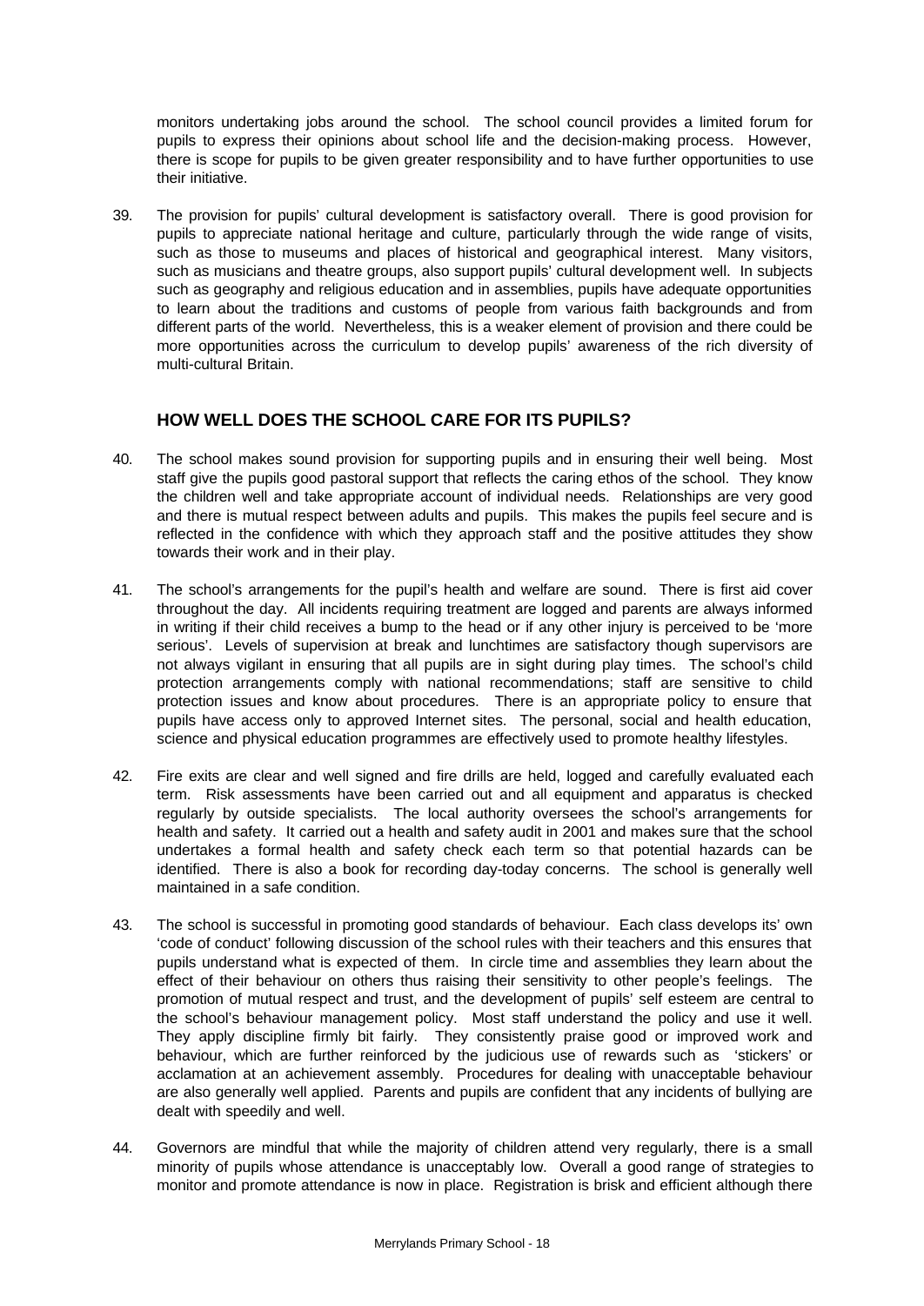monitors undertaking jobs around the school. The school council provides a limited forum for pupils to express their opinions about school life and the decision-making process. However, there is scope for pupils to be given greater responsibility and to have further opportunities to use their initiative.

39. The provision for pupils' cultural development is satisfactory overall. There is good provision for pupils to appreciate national heritage and culture, particularly through the wide range of visits, such as those to museums and places of historical and geographical interest. Many visitors, such as musicians and theatre groups, also support pupils' cultural development well. In subjects such as geography and religious education and in assemblies, pupils have adequate opportunities to learn about the traditions and customs of people from various faith backgrounds and from different parts of the world. Nevertheless, this is a weaker element of provision and there could be more opportunities across the curriculum to develop pupils' awareness of the rich diversity of multi-cultural Britain.

## HOW WELL DOES THE SCHOOL CARE FOR ITS PUPILS?

40. The school makes sound provision for supporting pupils and in ensuring their well being. Most staff give the pupils good pastoral support that reflects the caring ethos of the school. They know the children well and take appropriate account of individual needs. Relationships are very good and there is mutual respect between adults and pupils. This makes the pupils feel secure and is reflected in the confidence with which they approach staff and the positive attitudes they show towards their work and in their play.

41. The school's arrangements for the pupil's health and welfare are sound. There is first aid cover throughout the day. All incidents requiring treatment are logged and parents are always informed in writing if their child receives a bump to the head or if any other injury is perceived to be 'more serious'. Levels of supervision at break and lunchtimes are satisfactory though supervisors are not always vigilant in ensuring that all pupils are in sight during play times. The school's child protection arrangements comply with national recommendations; staff are sensitive to child protection issues and know about procedures. There is an appropriate policy to ensure that pupils have access only to approved Internet sites. The personal, social and health education, science and physical education programmes are effectively used to promote healthy lifestyles.

42. Fire exits are clear and well signed and fire drills are held, logged and carefully evaluated each term. Risk assessments have been carried out and all equipment and apparatus is checked regularly by outside specialists. The local authority oversees the school's arrangements for health and safety. It carried out a health and safety audit in 2001 and makes sure that the school undertakes a formal health and safety check each term so that potential hazards can be identified. There is also a book for recording day-today concerns. The school is generally well maintained in a safe condition.

43. The school is successful in promoting good standards of behaviour. Each class develops its' own 'code of conduct' following discussion of the school rules with their teachers and this ensures that pupils understand what is expected of them. In circle time and assemblies they learn about the effect of their behaviour on others thus raising their sensitivity to other people's feelings. The promotion of mutual respect and trust, and the development of pupils' self esteem are central to the school's behaviour management policy. Most staff understand the policy and use it well. They apply discipline firmly bit fairly. They consistently praise good or improved work and behaviour, which are further reinforced by the judicious use of rewards such as 'stickers' or acclamation at an achievement assembly. Procedures for dealing with unacceptable behaviour are also generally well applied. Parents and pupils are confident that any incidents of bullying are dealt with speedily and well.

44. Governors are mindful that while the majority of children attend very regularly, there is a small minority of pupils whose attendance is unacceptably low. Overall a good range of strategies to monitor and promote attendance is now in place. Registration is brisk and efficient although there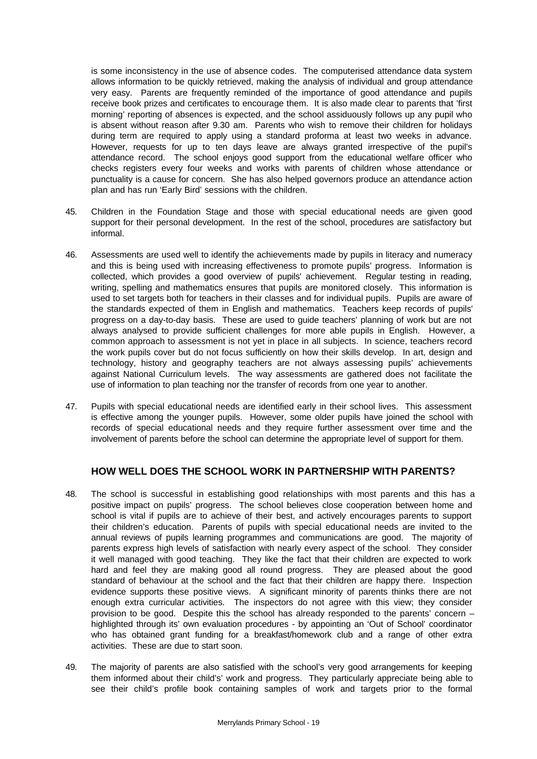is some inconsistency in the use of absence codes. The computerised attendance data system allows information to be quickly retrieved, making the analysis of individual and group attendance very easy. Parents are frequently reminded of the importance of good attendance and pupils receive book prizes and certificates to encourage them. It is also made clear to parents that 'first morning' reporting of absences is expected, and the school assiduously follows up any pupil who is absent without reason after 9.30 am. Parents who wish to remove their children for holidays during term are required to apply using a standard proforma at least two weeks in advance. However, requests for up to ten days leave are always granted irrespective of the pupil's attendance record. The school enjoys good support from the educational welfare officer who checks registers every four weeks and works with parents of children whose attendance or punctuality is a cause for concern. She has also helped governors produce an attendance action plan and has run 'Early Bird' sessions with the children.

45. Children in the Foundation Stage and those with special educational needs are given good support for their personal development. In the rest of the school, procedures are satisfactory but informal.

46. Assessments are used well to identify the achievements made by pupils in literacy and numeracy and this is being used with increasing effectiveness to promote pupils' progress. Information is collected, which provides a good overview of pupils' achievement. Regular testing in reading, writing, spelling and mathematics ensures that pupils are monitored closely. This information is used to set targets both for teachers in their classes and for individual pupils. Pupils are aware of the standards expected of them in English and mathematics. Teachers keep records of pupils' progress on a day-to-day basis. These are used to guide teachers' planning of work but are not always analysed to provide sufficient challenges for more able pupils in English. However, a common approach to assessment is not yet in place in all subjects. In science, teachers record the work pupils cover but do not focus sufficiently on how their skills develop. In art, design and technology, history and geography teachers are not always assessing pupils' achievements against National Curriculum levels. The way assessments are gathered does not facilitate the use of information to plan teaching nor the transfer of records from one year to another.

47. Pupils with special educational needs are identified early in their school lives. This assessment is effective among the younger pupils. However, some older pupils have joined the school with records of special educational needs and they require further assessment over time and the involvement of parents before the school can determine the appropriate level of support for them.

## HOW WELL DOES THE SCHOOL WORK IN PARTNERSHIP WITH PARENTS?

48. The school is successful in establishing good relationships with most parents and this has a positive impact on pupils' progress. The school believes close cooperation between home and school is vital if pupils are to achieve of their best, and actively encourages parents to support their children's education. Parents of pupils with special educational needs are invited to the annual reviews of pupils learning programmes and communications are good. The majority of parents express high levels of satisfaction with nearly every aspect of the school. They consider it well managed with good teaching. They like the fact that their children are expected to work hard and feel they are making good all round progress. They are pleased about the good standard of behaviour at the school and the fact that their children are happy there. Inspection evidence supports these positive views. A significant minority of parents thinks there are not enough extra curricular activities. The inspectors do not agree with this view; they consider provision to be good. Despite this the school has already responded to the parents' concern – highlighted through its' own evaluation procedures - by appointing an 'Out of School' coordinator who has obtained grant funding for a breakfast/homework club and a range of other extra activities. These are due to start soon.

49. The majority of parents are also satisfied with the school's very good arrangements for keeping them informed about their child's' work and progress. They particularly appreciate being able to see their child's profile book containing samples of work and targets prior to the formal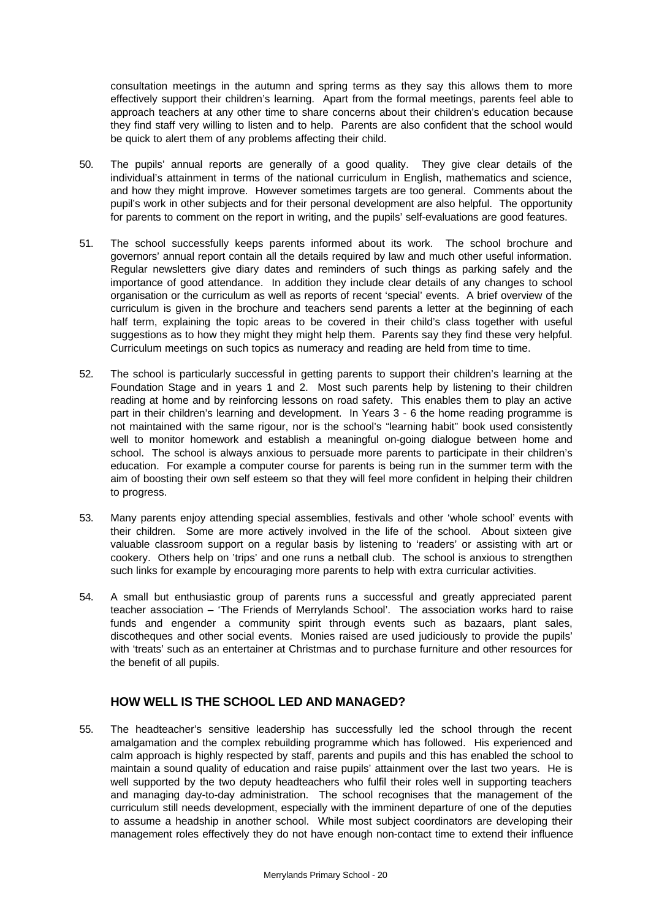consultation meetings in the autumn and spring terms as they say this allows them to more effectively support their children's learning. Apart from the formal meetings, parents feel able to approach teachers at any other time to share concerns about their children's education because they find staff very willing to listen and to help. Parents are also confident that the school would be quick to alert them of any problems affecting their child.

50. The pupils' annual reports are generally of a good quality. They give clear details of the individual's attainment in terms of the national curriculum in English, mathematics and science, and how they might improve. However sometimes targets are too general. Comments about the pupil's work in other subjects and for their personal development are also helpful. The opportunity for parents to comment on the report in writing, and the pupils' self-evaluations are good features.

51. The school successfully keeps parents informed about its work. The school brochure and governors' annual report contain all the details required by law and much other useful information. Regular newsletters give diary dates and reminders of such things as parking safely and the importance of good attendance. In addition they include clear details of any changes to school organisation or the curriculum as well as reports of recent 'special' events. A brief overview of the curriculum is given in the brochure and teachers send parents a letter at the beginning of each half term, explaining the topic areas to be covered in their child's class together with useful suggestions as to how they might they might help them. Parents say they find these very helpful. Curriculum meetings on such topics as numeracy and reading are held from time to time.

52. The school is particularly successful in getting parents to support their children's learning at the Foundation Stage and in years 1 and 2. Most such parents help by listening to their children reading at home and by reinforcing lessons on road safety. This enables them to play an active part in their children's learning and development. In Years 3 - 6 the home reading programme is not maintained with the same rigour, nor is the school's "learning habit" book used consistently well to monitor homework and establish a meaningful on-going dialogue between home and school. The school is always anxious to persuade more parents to participate in their children's education. For example a computer course for parents is being run in the summer term with the aim of boosting their own self esteem so that they will feel more confident in helping their children to progress.

53. Many parents enjoy attending special assemblies, festivals and other 'whole school' events with their children. Some are more actively involved in the life of the school. About sixteen give valuable classroom support on a regular basis by listening to 'readers' or assisting with art or cookery. Others help on 'trips' and one runs a netball club. The school is anxious to strengthen such links for example by encouraging more parents to help with extra curricular activities.

54. A small but enthusiastic group of parents runs a successful and greatly appreciated parent teacher association – 'The Friends of Merrylands School'. The association works hard to raise funds and engender a community spirit through events such as bazaars, plant sales, discotheques and other social events. Monies raised are used judiciously to provide the pupils' with 'treats' such as an entertainer at Christmas and to purchase furniture and other resources for the benefit of all pupils.

## HOW WELL IS THE SCHOOL LED AND MANAGED?

55. The headteacher's sensitive leadership has successfully led the school through the recent amalgamation and the complex rebuilding programme which has followed. His experienced and calm approach is highly respected by staff, parents and pupils and this has enabled the school to maintain a sound quality of education and raise pupils' attainment over the last two years. He is well supported by the two deputy headteachers who fulfil their roles well in supporting teachers and managing day-to-day administration. The school recognises that the management of the curriculum still needs development, especially with the imminent departure of one of the deputies to assume a headship in another school. While most subject coordinators are developing their management roles effectively they do not have enough non-contact time to extend their influence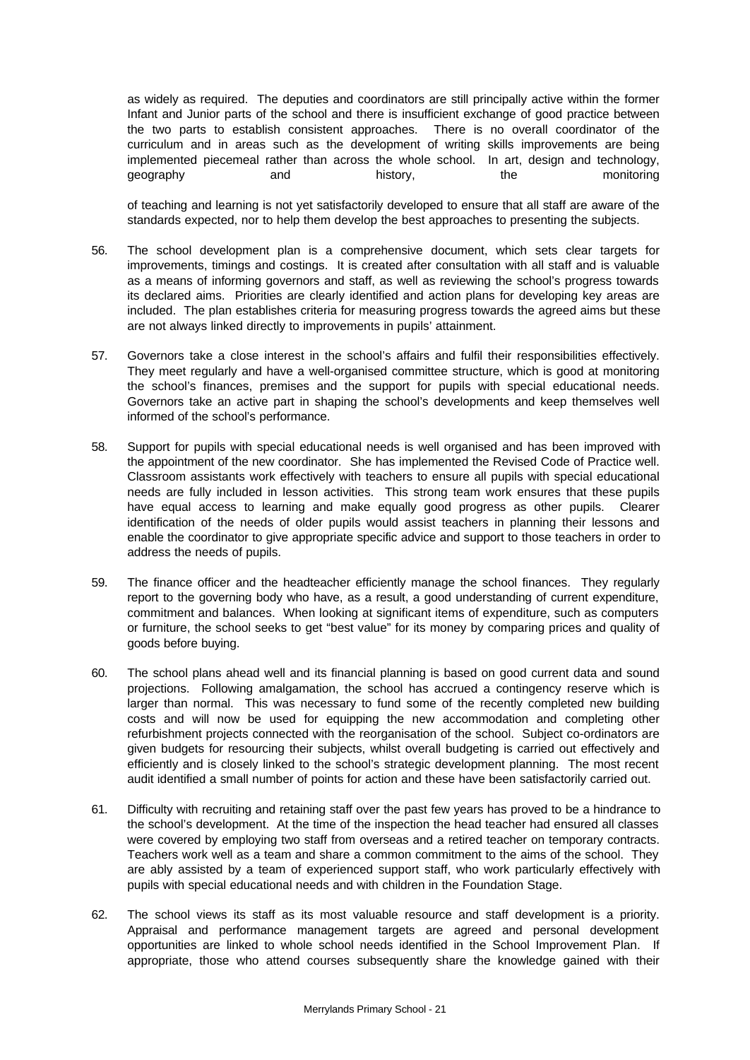as widely as required. The deputies and coordinators are still principally active within the former Infant and Junior parts of the school and there is insufficient exchange of good practice between the two parts to establish consistent approaches. There is no overall coordinator of the curriculum and in areas such as the development of writing skills improvements are being implemented piecemeal rather than across the whole school. In art, design and technology, geography and history, the monitoring of teaching and learning is not yet satisfactorily developed to ensure that all staff are aware of the standards expected, nor to help them develop the best approaches to presenting the subjects.

56. The school development plan is a comprehensive document, which sets clear targets for improvements, timings and costings. It is created after consultation with all staff and is valuable as a means of informing governors and staff, as well as reviewing the school's progress towards its declared aims. Priorities are clearly identified and action plans for developing key areas are included. The plan establishes criteria for measuring progress towards the agreed aims but these are not always linked directly to improvements in pupils' attainment.

57. Governors take a close interest in the school's affairs and fulfil their responsibilities effectively. They meet regularly and have a well-organised committee structure, which is good at monitoring the school's finances, premises and the support for pupils with special educational needs. Governors take an active part in shaping the school's developments and keep themselves well informed of the school's performance.

58. Support for pupils with special educational needs is well organised and has been improved with the appointment of the new coordinator. She has implemented the Revised Code of Practice well. Classroom assistants work effectively with teachers to ensure all pupils with special educational needs are fully included in lesson activities. This strong team work ensures that these pupils have equal access to learning and make equally good progress as other pupils. Clearer identification of the needs of older pupils would assist teachers in planning their lessons and enable the coordinator to give appropriate specific advice and support to those teachers in order to address the needs of pupils.

59. The finance officer and the headteacher efficiently manage the school finances. They regularly report to the governing body who have, as a result, a good understanding of current expenditure, commitment and balances. When looking at significant items of expenditure, such as computers or furniture, the school seeks to get "best value" for its money by comparing prices and quality of goods before buying.

60. The school plans ahead well and its financial planning is based on good current data and sound projections. Following amalgamation, the school has accrued a contingency reserve which is larger than normal. This was necessary to fund some of the recently completed new building costs and will now be used for equipping the new accommodation and completing other refurbishment projects connected with the reorganisation of the school. Subject co-ordinators are given budgets for resourcing their subjects, whilst overall budgeting is carried out effectively and efficiently and is closely linked to the school's strategic development planning. The most recent audit identified a small number of points for action and these have been satisfactorily carried out.

61. Difficulty with recruiting and retaining staff over the past few years has proved to be a hindrance to the school's development. At the time of the inspection the head teacher had ensured all classes were covered by employing two staff from overseas and a retired teacher on temporary contracts. Teachers work well as a team and share a common commitment to the aims of the school. They are ably assisted by a team of experienced support staff, who work particularly effectively with pupils with special educational needs and with children in the Foundation Stage.

62. The school views its staff as its most valuable resource and staff development is a priority. Appraisal and performance management targets are agreed and personal development opportunities are linked to whole school needs identified in the School Improvement Plan. If appropriate, those who attend courses subsequently share the knowledge gained with their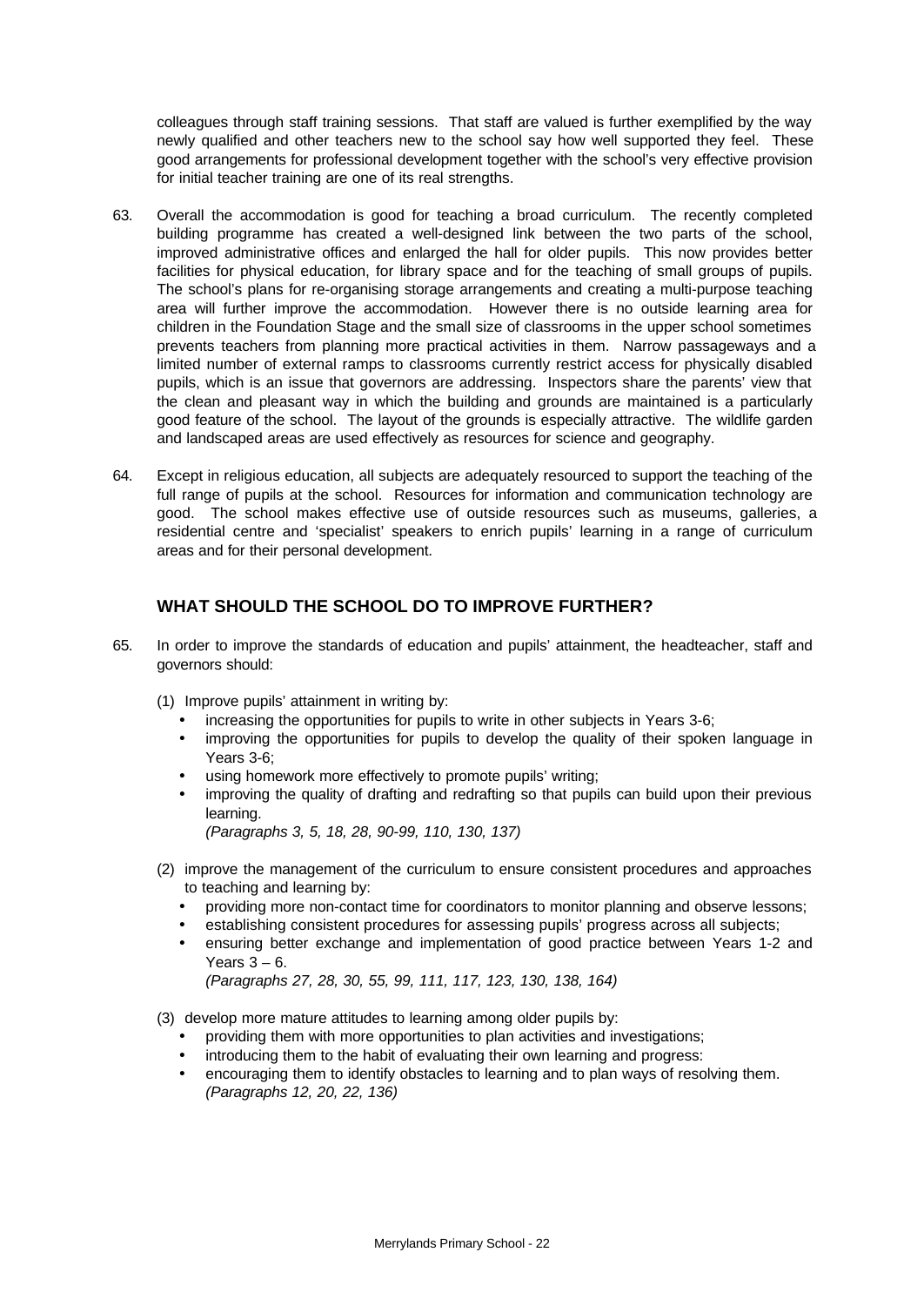colleagues through staff training sessions. That staff are valued is further exemplified by the way newly qualified and other teachers new to the school say how well supported they feel. These good arrangements for professional development together with the school's very effective provision for initial teacher training are one of its real strengths.

63. Overall the accommodation is good for teaching a broad curriculum. The recently completed building programme has created a well-designed link between the two parts of the school, improved administrative offices and enlarged the hall for older pupils. This now provides better facilities for physical education, for library space and for the teaching of small groups of pupils. The school's plans for re-organising storage arrangements and creating a multi-purpose teaching area will further improve the accommodation. However there is no outside learning area for children in the Foundation Stage and the small size of classrooms in the upper school sometimes prevents teachers from planning more practical activities in them. Narrow passageways and a limited number of external ramps to classrooms currently restrict access for physically disabled pupils, which is an issue that governors are addressing. Inspectors share the parents' view that the clean and pleasant way in which the building and grounds are maintained is a particularly good feature of the school. The layout of the grounds is especially attractive. The wildlife garden and landscaped areas are used effectively as resources for science and geography.

64. Except in religious education, all subjects are adequately resourced to support the teaching of the full range of pupils at the school. Resources for information and communication technology are good. The school makes effective use of outside resources such as museums, galleries, a residential centre and 'specialist' speakers to enrich pupils' learning in a range of curriculum areas and for their personal development.

## WHAT SHOULD THE SCHOOL DO TO IMPROVE FURTHER?

65. In order to improve the standards of education and pupils' attainment, the headteacher, staff and governors should:

(1) Improve pupils' attainment in writing by:
- increasing the opportunities for pupils to write in other subjects in Years 3-6;
- improving the opportunities for pupils to develop the quality of their spoken language in Years 3-6;
- using homework more effectively to promote pupils' writing;
- improving the quality of drafting and redrafting so that pupils can build upon their previous learning.

*(Paragraphs 3, 5, 18, 28, 90-99, 110, 130, 137)*

(2) improve the management of the curriculum to ensure consistent procedures and approaches to teaching and learning by:
- providing more non-contact time for coordinators to monitor planning and observe lessons;
- establishing consistent procedures for assessing pupils' progress across all subjects;
- ensuring better exchange and implementation of good practice between Years 1-2 and Years 3 – 6.

*(Paragraphs 27, 28, 30, 55, 99, 111, 117, 123, 130, 138, 164)*

(3) develop more mature attitudes to learning among older pupils by:
- providing them with more opportunities to plan activities and investigations;
- introducing them to the habit of evaluating their own learning and progress:
- encouraging them to identify obstacles to learning and to plan ways of resolving them.

*(Paragraphs 12, 20, 22, 136)*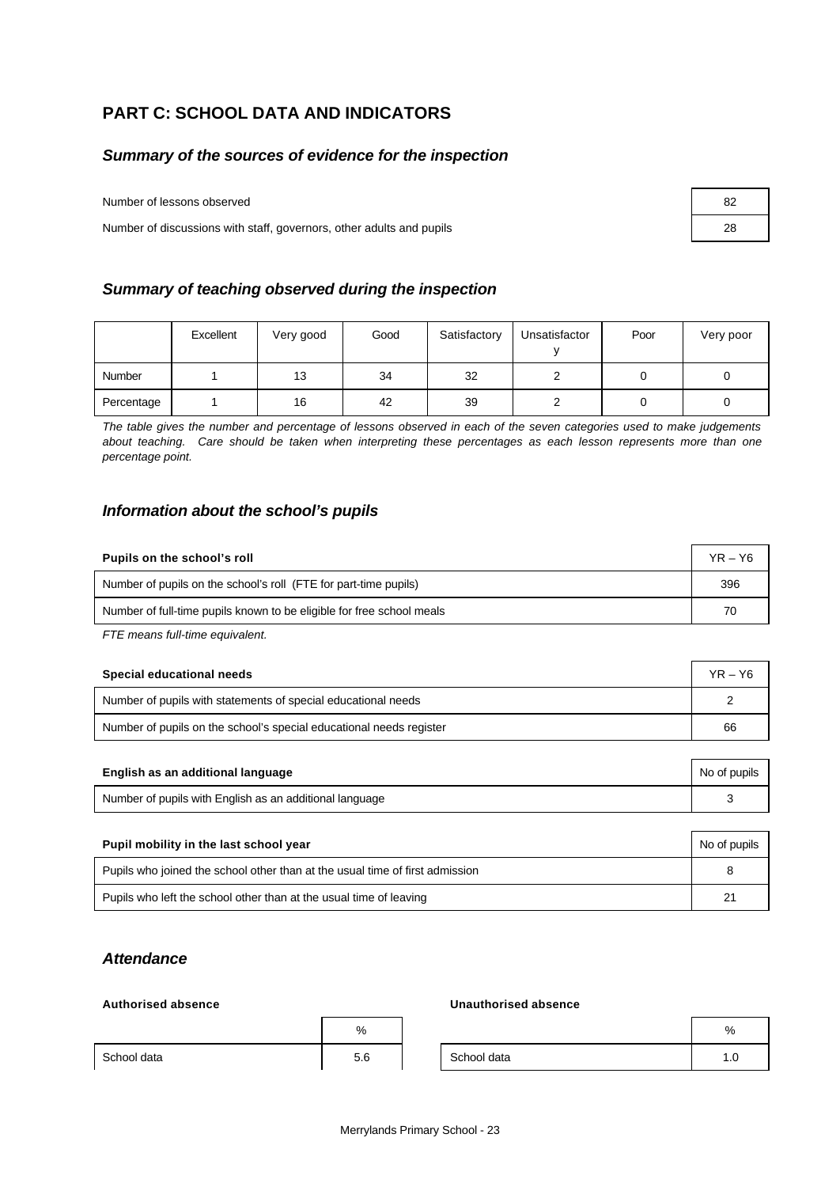## PART C: SCHOOL DATA AND INDICATORS

### *Summary of the sources of evidence for the inspection*

| | |
|---|---|
| Number of lessons observed | 82 |
| Number of discussions with staff, governors, other adults and pupils | 28 |

### *Summary of teaching observed during the inspection*

| | Excellent | Very good | Good | Satisfactory | Unsatisfactory | Poor | Very poor |
|---|---|---|---|---|---|---|---|
| Number | 1 | 13 | 34 | 32 | 2 | 0 | 0 |
| Percentage | 1 | 16 | 42 | 39 | 2 | 0 | 0 |

*The table gives the number and percentage of lessons observed in each of the seven categories used to make judgements about teaching. Care should be taken when interpreting these percentages as each lesson represents more than one percentage point.*

### *Information about the school's pupils*

| **Pupils on the school's roll** | YR – Y6 |
|---|---|
| Number of pupils on the school's roll (FTE for part-time pupils) | 396 |
| Number of full-time pupils known to be eligible for free school meals | 70 |

*FTE means full-time equivalent.*

| **Special educational needs** | YR – Y6 |
|---|---|
| Number of pupils with statements of special educational needs | 2 |
| Number of pupils on the school's special educational needs register | 66 |

| **English as an additional language** | No of pupils |
|---|---|
| Number of pupils with English as an additional language | 3 |

| **Pupil mobility in the last school year** | No of pupils |
|---|---|
| Pupils who joined the school other than at the usual time of first admission | 8 |
| Pupils who left the school other than at the usual time of leaving | 21 |

### *Attendance*

**Authorised absence**

| | % |
|---|---|
| School data | 5.6 |

**Unauthorised absence**

| | % |
|---|---|
| School data | 1.0 |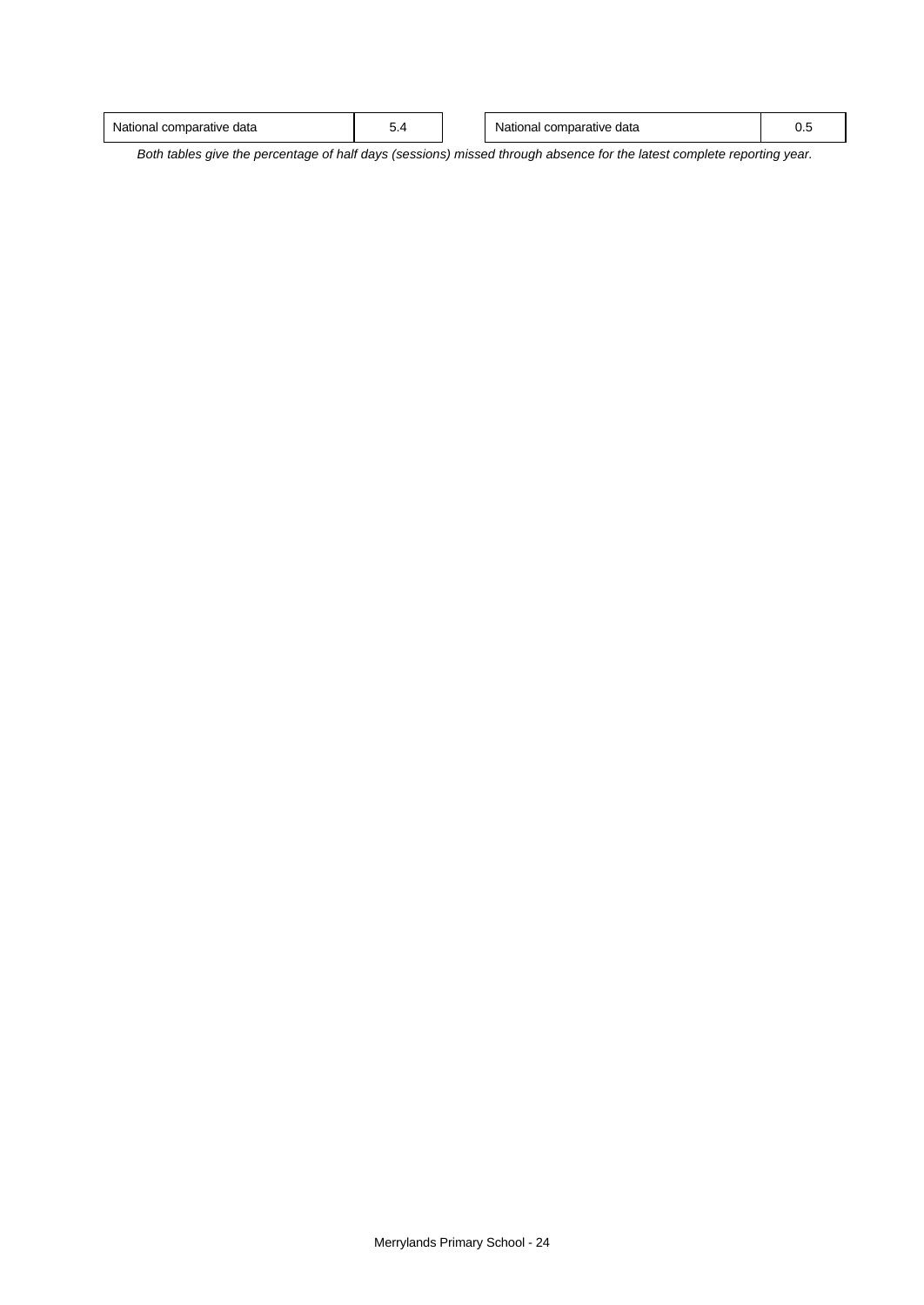| National comparative data | 5.4 |
| --- | --- |

| National comparative data | 0.5 |
| --- | --- |

*Both tables give the percentage of half days (sessions) missed through absence for the latest complete reporting year.*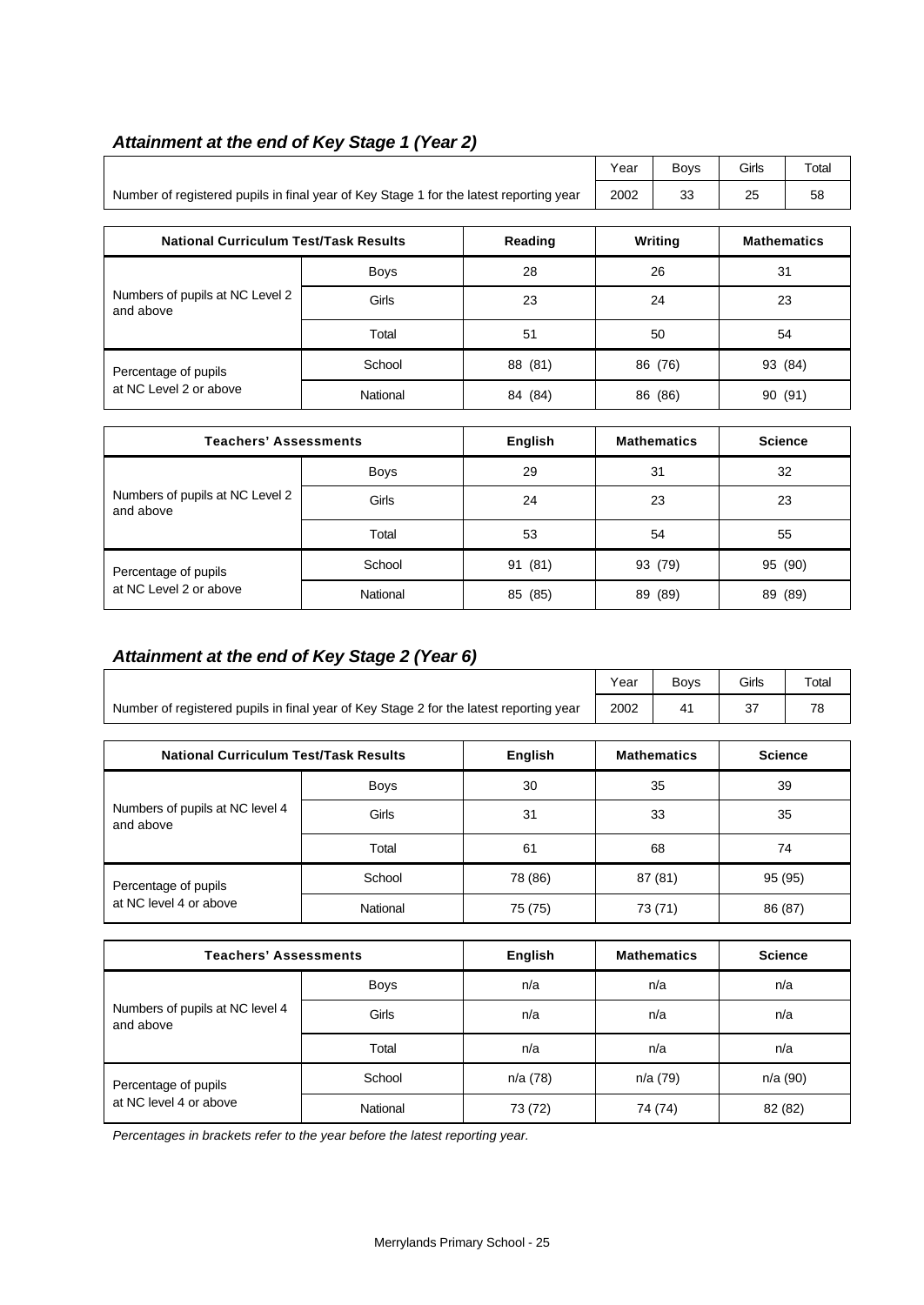### *Attainment at the end of Key Stage 1 (Year 2)*

| | Year | Boys | Girls | Total |
|---|---|---|---|---|
| Number of registered pupils in final year of Key Stage 1 for the latest reporting year | 2002 | 33 | 25 | 58 |

| National Curriculum Test/Task Results | | Reading | Writing | Mathematics |
|---|---|---|---|---|
| Numbers of pupils at NC Level 2 and above | Boys | 28 | 26 | 31 |
| | Girls | 23 | 24 | 23 |
| | Total | 51 | 50 | 54 |
| Percentage of pupils at NC Level 2 or above | School | 88 (81) | 86 (76) | 93 (84) |
| | National | 84 (84) | 86 (86) | 90 (91) |

| Teachers' Assessments | | English | Mathematics | Science |
|---|---|---|---|---|
| Numbers of pupils at NC Level 2 and above | Boys | 29 | 31 | 32 |
| | Girls | 24 | 23 | 23 |
| | Total | 53 | 54 | 55 |
| Percentage of pupils at NC Level 2 or above | School | 91 (81) | 93 (79) | 95 (90) |
| | National | 85 (85) | 89 (89) | 89 (89) |

### *Attainment at the end of Key Stage 2 (Year 6)*

| | Year | Boys | Girls | Total |
|---|---|---|---|---|
| Number of registered pupils in final year of Key Stage 2 for the latest reporting year | 2002 | 41 | 37 | 78 |

| National Curriculum Test/Task Results | | English | Mathematics | Science |
|---|---|---|---|---|
| Numbers of pupils at NC level 4 and above | Boys | 30 | 35 | 39 |
| | Girls | 31 | 33 | 35 |
| | Total | 61 | 68 | 74 |
| Percentage of pupils at NC level 4 or above | School | 78 (86) | 87 (81) | 95 (95) |
| | National | 75 (75) | 73 (71) | 86 (87) |

| Teachers' Assessments | | English | Mathematics | Science |
|---|---|---|---|---|
| Numbers of pupils at NC level 4 and above | Boys | n/a | n/a | n/a |
| | Girls | n/a | n/a | n/a |
| | Total | n/a | n/a | n/a |
| Percentage of pupils at NC level 4 or above | School | n/a (78) | n/a (79) | n/a (90) |
| | National | 73 (72) | 74 (74) | 82 (82) |

*Percentages in brackets refer to the year before the latest reporting year.*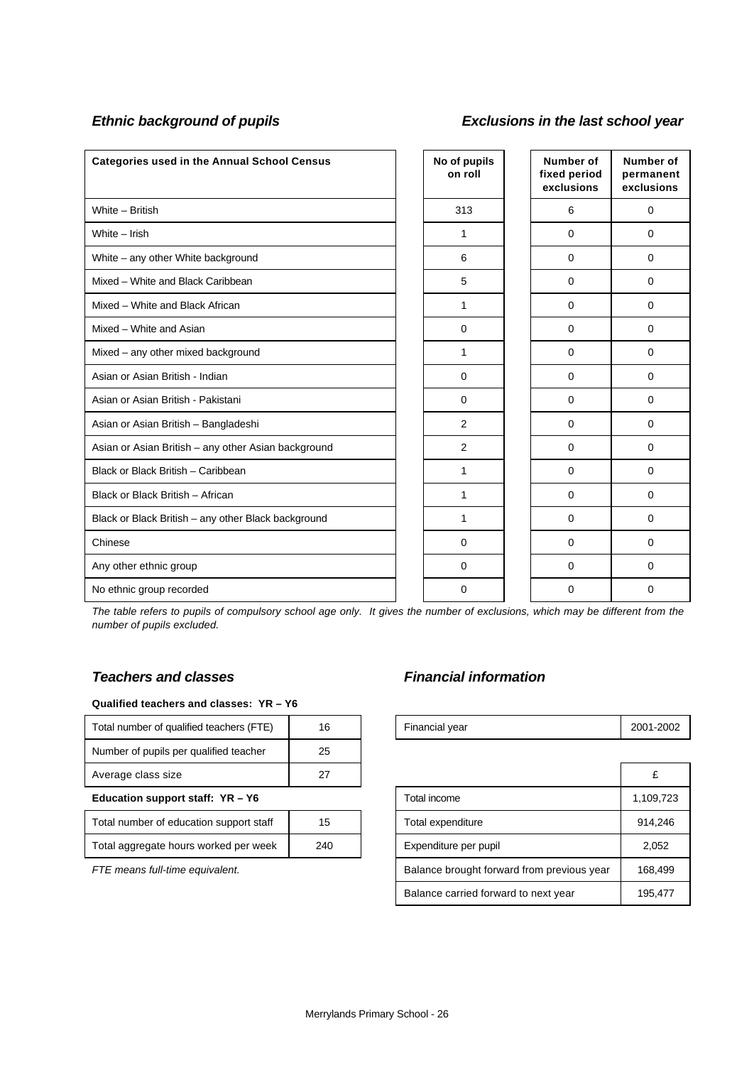### *Ethnic background of pupils*

### *Exclusions in the last school year*

| Categories used in the Annual School Census | No of pupils on roll | Number of fixed period exclusions | Number of permanent exclusions |
|---|---|---|---|
| White – British | 313 | 6 | 0 |
| White – Irish | 1 | 0 | 0 |
| White – any other White background | 6 | 0 | 0 |
| Mixed – White and Black Caribbean | 5 | 0 | 0 |
| Mixed – White and Black African | 1 | 0 | 0 |
| Mixed – White and Asian | 0 | 0 | 0 |
| Mixed – any other mixed background | 1 | 0 | 0 |
| Asian or Asian British - Indian | 0 | 0 | 0 |
| Asian or Asian British - Pakistani | 0 | 0 | 0 |
| Asian or Asian British – Bangladeshi | 2 | 0 | 0 |
| Asian or Asian British – any other Asian background | 2 | 0 | 0 |
| Black or Black British – Caribbean | 1 | 0 | 0 |
| Black or Black British – African | 1 | 0 | 0 |
| Black or Black British – any other Black background | 1 | 0 | 0 |
| Chinese | 0 | 0 | 0 |
| Any other ethnic group | 0 | 0 | 0 |
| No ethnic group recorded | 0 | 0 | 0 |

*The table refers to pupils of compulsory school age only. It gives the number of exclusions, which may be different from the number of pupils excluded.*

### *Teachers and classes*

**Qualified teachers and classes: YR – Y6**

| | |
|---|---|
| Total number of qualified teachers (FTE) | 16 |
| Number of pupils per qualified teacher | 25 |
| Average class size | 27 |

**Education support staff: YR – Y6**

| | |
|---|---|
| Total number of education support staff | 15 |
| Total aggregate hours worked per week | 240 |

*FTE means full-time equivalent.*

### *Financial information*

| | |
|---|---|
| Financial year | 2001-2002 |

| | £ |
|---|---|
| Total income | 1,109,723 |
| Total expenditure | 914,246 |
| Expenditure per pupil | 2,052 |
| Balance brought forward from previous year | 168,499 |
| Balance carried forward to next year | 195,477 |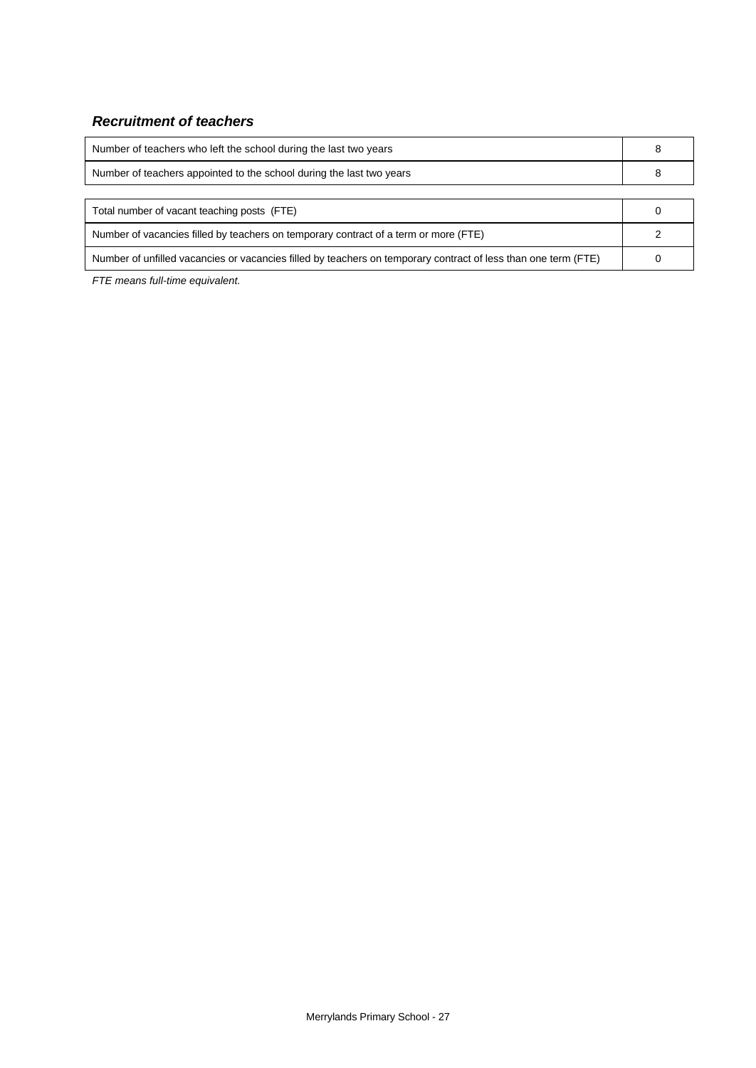### *Recruitment of teachers*

| | |
|---|---|
| Number of teachers who left the school during the last two years | 8 |
| Number of teachers appointed to the school during the last two years | 8 |

| | |
|---|---|
| Total number of vacant teaching posts (FTE) | 0 |
| Number of vacancies filled by teachers on temporary contract of a term or more (FTE) | 2 |
| Number of unfilled vacancies or vacancies filled by teachers on temporary contract of less than one term (FTE) | 0 |

*FTE means full-time equivalent.*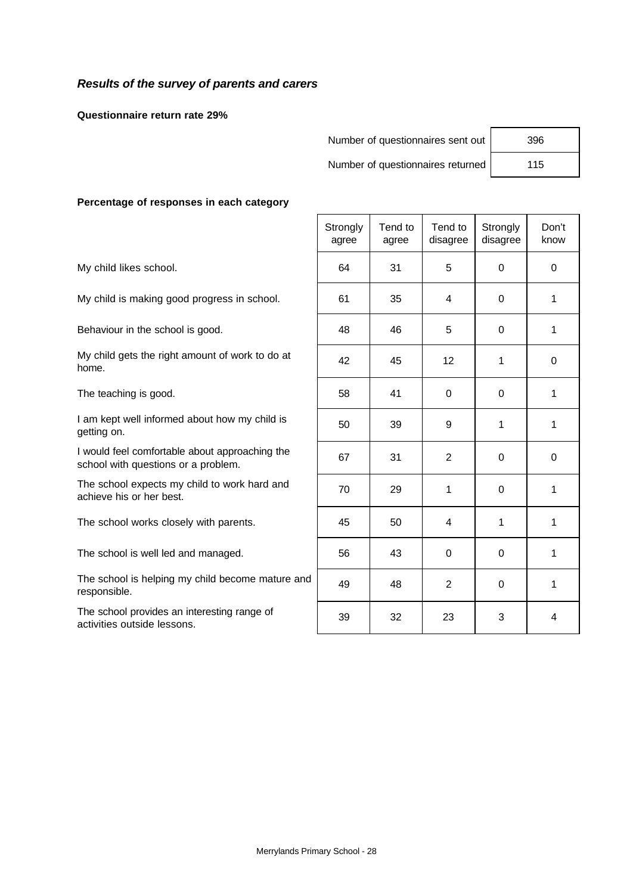## *Results of the survey of parents and carers*

**Questionnaire return rate 29%**

| | |
|---|---|
| Number of questionnaires sent out | 396 |
| Number of questionnaires returned | 115 |

**Percentage of responses in each category**

| | Strongly agree | Tend to agree | Tend to disagree | Strongly disagree | Don't know |
|---|---|---|---|---|---|
| My child likes school. | 64 | 31 | 5 | 0 | 0 |
| My child is making good progress in school. | 61 | 35 | 4 | 0 | 1 |
| Behaviour in the school is good. | 48 | 46 | 5 | 0 | 1 |
| My child gets the right amount of work to do at home. | 42 | 45 | 12 | 1 | 0 |
| The teaching is good. | 58 | 41 | 0 | 0 | 1 |
| I am kept well informed about how my child is getting on. | 50 | 39 | 9 | 1 | 1 |
| I would feel comfortable about approaching the school with questions or a problem. | 67 | 31 | 2 | 0 | 0 |
| The school expects my child to work hard and achieve his or her best. | 70 | 29 | 1 | 0 | 1 |
| The school works closely with parents. | 45 | 50 | 4 | 1 | 1 |
| The school is well led and managed. | 56 | 43 | 0 | 0 | 1 |
| The school is helping my child become mature and responsible. | 49 | 48 | 2 | 0 | 1 |
| The school provides an interesting range of activities outside lessons. | 39 | 32 | 23 | 3 | 4 |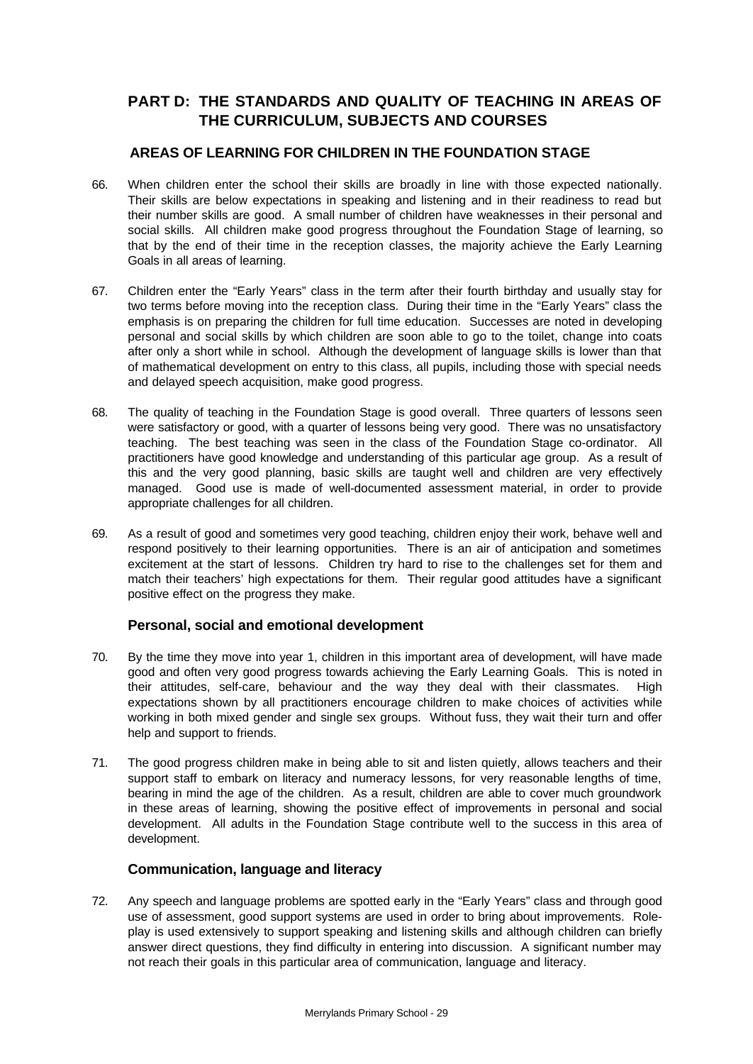## PART D: THE STANDARDS AND QUALITY OF TEACHING IN AREAS OF THE CURRICULUM, SUBJECTS AND COURSES

### AREAS OF LEARNING FOR CHILDREN IN THE FOUNDATION STAGE

66. When children enter the school their skills are broadly in line with those expected nationally. Their skills are below expectations in speaking and listening and in their readiness to read but their number skills are good. A small number of children have weaknesses in their personal and social skills. All children make good progress throughout the Foundation Stage of learning, so that by the end of their time in the reception classes, the majority achieve the Early Learning Goals in all areas of learning.

67. Children enter the "Early Years" class in the term after their fourth birthday and usually stay for two terms before moving into the reception class. During their time in the "Early Years" class the emphasis is on preparing the children for full time education. Successes are noted in developing personal and social skills by which children are soon able to go to the toilet, change into coats after only a short while in school. Although the development of language skills is lower than that of mathematical development on entry to this class, all pupils, including those with special needs and delayed speech acquisition, make good progress.

68. The quality of teaching in the Foundation Stage is good overall. Three quarters of lessons seen were satisfactory or good, with a quarter of lessons being very good. There was no unsatisfactory teaching. The best teaching was seen in the class of the Foundation Stage co-ordinator. All practitioners have good knowledge and understanding of this particular age group. As a result of this and the very good planning, basic skills are taught well and children are very effectively managed. Good use is made of well-documented assessment material, in order to provide appropriate challenges for all children.

69. As a result of good and sometimes very good teaching, children enjoy their work, behave well and respond positively to their learning opportunities. There is an air of anticipation and sometimes excitement at the start of lessons. Children try hard to rise to the challenges set for them and match their teachers' high expectations for them. Their regular good attitudes have a significant positive effect on the progress they make.

#### Personal, social and emotional development

70. By the time they move into year 1, children in this important area of development, will have made good and often very good progress towards achieving the Early Learning Goals. This is noted in their attitudes, self-care, behaviour and the way they deal with their classmates. High expectations shown by all practitioners encourage children to make choices of activities while working in both mixed gender and single sex groups. Without fuss, they wait their turn and offer help and support to friends.

71. The good progress children make in being able to sit and listen quietly, allows teachers and their support staff to embark on literacy and numeracy lessons, for very reasonable lengths of time, bearing in mind the age of the children. As a result, children are able to cover much groundwork in these areas of learning, showing the positive effect of improvements in personal and social development. All adults in the Foundation Stage contribute well to the success in this area of development.

#### Communication, language and literacy

72. Any speech and language problems are spotted early in the "Early Years" class and through good use of assessment, good support systems are used in order to bring about improvements. Role-play is used extensively to support speaking and listening skills and although children can briefly answer direct questions, they find difficulty in entering into discussion. A significant number may not reach their goals in this particular area of communication, language and literacy.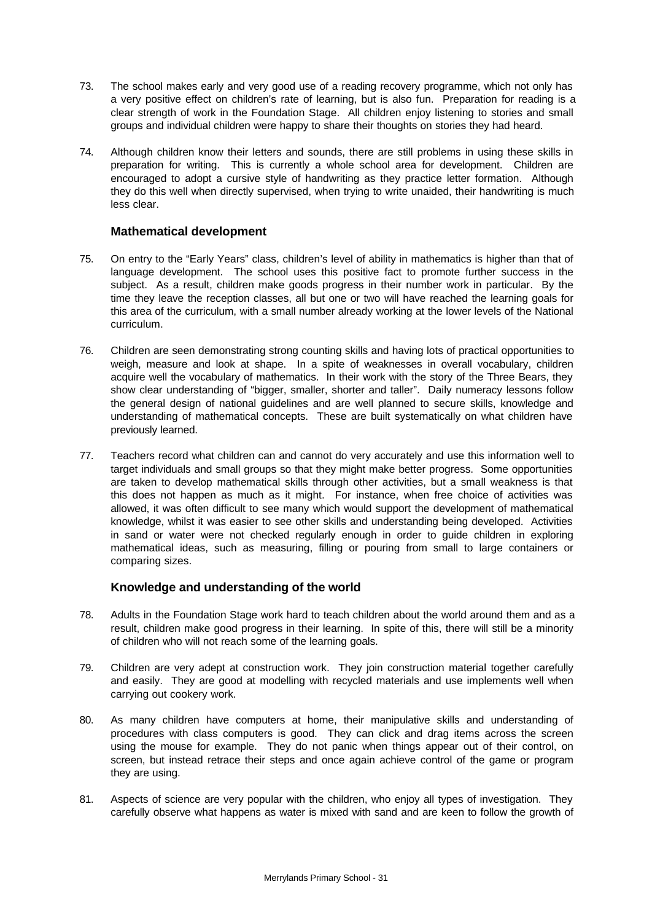73. The school makes early and very good use of a reading recovery programme, which not only has a very positive effect on children's rate of learning, but is also fun. Preparation for reading is a clear strength of work in the Foundation Stage. All children enjoy listening to stories and small groups and individual children were happy to share their thoughts on stories they had heard.

74. Although children know their letters and sounds, there are still problems in using these skills in preparation for writing. This is currently a whole school area for development. Children are encouraged to adopt a cursive style of handwriting as they practice letter formation. Although they do this well when directly supervised, when trying to write unaided, their handwriting is much less clear.

### Mathematical development

75. On entry to the "Early Years" class, children's level of ability in mathematics is higher than that of language development. The school uses this positive fact to promote further success in the subject. As a result, children make goods progress in their number work in particular. By the time they leave the reception classes, all but one or two will have reached the learning goals for this area of the curriculum, with a small number already working at the lower levels of the National curriculum.

76. Children are seen demonstrating strong counting skills and having lots of practical opportunities to weigh, measure and look at shape. In a spite of weaknesses in overall vocabulary, children acquire well the vocabulary of mathematics. In their work with the story of the Three Bears, they show clear understanding of "bigger, smaller, shorter and taller". Daily numeracy lessons follow the general design of national guidelines and are well planned to secure skills, knowledge and understanding of mathematical concepts. These are built systematically on what children have previously learned.

77. Teachers record what children can and cannot do very accurately and use this information well to target individuals and small groups so that they might make better progress. Some opportunities are taken to develop mathematical skills through other activities, but a small weakness is that this does not happen as much as it might. For instance, when free choice of activities was allowed, it was often difficult to see many which would support the development of mathematical knowledge, whilst it was easier to see other skills and understanding being developed. Activities in sand or water were not checked regularly enough in order to guide children in exploring mathematical ideas, such as measuring, filling or pouring from small to large containers or comparing sizes.

### Knowledge and understanding of the world

78. Adults in the Foundation Stage work hard to teach children about the world around them and as a result, children make good progress in their learning. In spite of this, there will still be a minority of children who will not reach some of the learning goals.

79. Children are very adept at construction work. They join construction material together carefully and easily. They are good at modelling with recycled materials and use implements well when carrying out cookery work.

80. As many children have computers at home, their manipulative skills and understanding of procedures with class computers is good. They can click and drag items across the screen using the mouse for example. They do not panic when things appear out of their control, on screen, but instead retrace their steps and once again achieve control of the game or program they are using.

81. Aspects of science are very popular with the children, who enjoy all types of investigation. They carefully observe what happens as water is mixed with sand and are keen to follow the growth of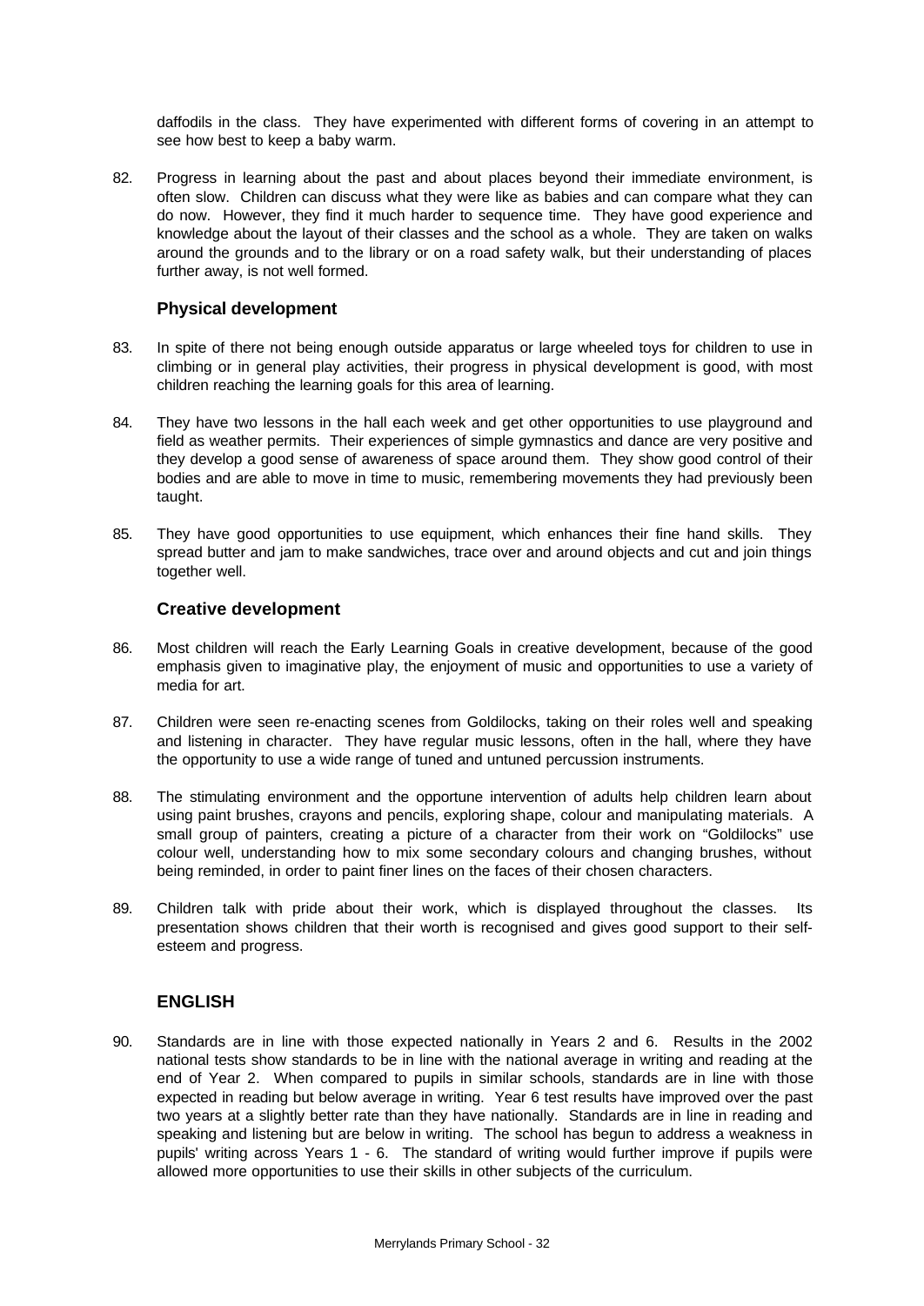daffodils in the class. They have experimented with different forms of covering in an attempt to see how best to keep a baby warm.

82. Progress in learning about the past and about places beyond their immediate environment, is often slow. Children can discuss what they were like as babies and can compare what they can do now. However, they find it much harder to sequence time. They have good experience and knowledge about the layout of their classes and the school as a whole. They are taken on walks around the grounds and to the library or on a road safety walk, but their understanding of places further away, is not well formed.

### Physical development

83. In spite of there not being enough outside apparatus or large wheeled toys for children to use in climbing or in general play activities, their progress in physical development is good, with most children reaching the learning goals for this area of learning.

84. They have two lessons in the hall each week and get other opportunities to use playground and field as weather permits. Their experiences of simple gymnastics and dance are very positive and they develop a good sense of awareness of space around them. They show good control of their bodies and are able to move in time to music, remembering movements they had previously been taught.

85. They have good opportunities to use equipment, which enhances their fine hand skills. They spread butter and jam to make sandwiches, trace over and around objects and cut and join things together well.

### Creative development

86. Most children will reach the Early Learning Goals in creative development, because of the good emphasis given to imaginative play, the enjoyment of music and opportunities to use a variety of media for art.

87. Children were seen re-enacting scenes from Goldilocks, taking on their roles well and speaking and listening in character. They have regular music lessons, often in the hall, where they have the opportunity to use a wide range of tuned and untuned percussion instruments.

88. The stimulating environment and the opportune intervention of adults help children learn about using paint brushes, crayons and pencils, exploring shape, colour and manipulating materials. A small group of painters, creating a picture of a character from their work on "Goldilocks" use colour well, understanding how to mix some secondary colours and changing brushes, without being reminded, in order to paint finer lines on the faces of their chosen characters.

89. Children talk with pride about their work, which is displayed throughout the classes. Its presentation shows children that their worth is recognised and gives good support to their self-esteem and progress.

## ENGLISH

90. Standards are in line with those expected nationally in Years 2 and 6. Results in the 2002 national tests show standards to be in line with the national average in writing and reading at the end of Year 2. When compared to pupils in similar schools, standards are in line with those expected in reading but below average in writing. Year 6 test results have improved over the past two years at a slightly better rate than they have nationally. Standards are in line in reading and speaking and listening but are below in writing. The school has begun to address a weakness in pupils' writing across Years 1 - 6. The standard of writing would further improve if pupils were allowed more opportunities to use their skills in other subjects of the curriculum.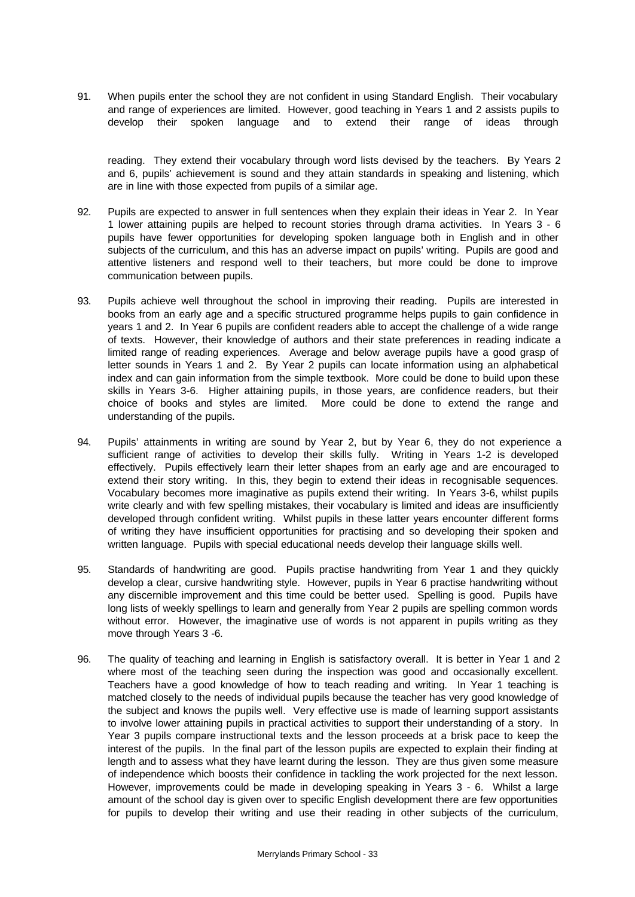91. When pupils enter the school they are not confident in using Standard English. Their vocabulary and range of experiences are limited. However, good teaching in Years 1 and 2 assists pupils to develop their spoken language and to extend their range of ideas through reading. They extend their vocabulary through word lists devised by the teachers. By Years 2 and 6, pupils' achievement is sound and they attain standards in speaking and listening, which are in line with those expected from pupils of a similar age.

92. Pupils are expected to answer in full sentences when they explain their ideas in Year 2. In Year 1 lower attaining pupils are helped to recount stories through drama activities. In Years 3 - 6 pupils have fewer opportunities for developing spoken language both in English and in other subjects of the curriculum, and this has an adverse impact on pupils' writing. Pupils are good and attentive listeners and respond well to their teachers, but more could be done to improve communication between pupils.

93. Pupils achieve well throughout the school in improving their reading. Pupils are interested in books from an early age and a specific structured programme helps pupils to gain confidence in years 1 and 2. In Year 6 pupils are confident readers able to accept the challenge of a wide range of texts. However, their knowledge of authors and their state preferences in reading indicate a limited range of reading experiences. Average and below average pupils have a good grasp of letter sounds in Years 1 and 2. By Year 2 pupils can locate information using an alphabetical index and can gain information from the simple textbook. More could be done to build upon these skills in Years 3-6. Higher attaining pupils, in those years, are confidence readers, but their choice of books and styles are limited. More could be done to extend the range and understanding of the pupils.

94. Pupils' attainments in writing are sound by Year 2, but by Year 6, they do not experience a sufficient range of activities to develop their skills fully. Writing in Years 1-2 is developed effectively. Pupils effectively learn their letter shapes from an early age and are encouraged to extend their story writing. In this, they begin to extend their ideas in recognisable sequences. Vocabulary becomes more imaginative as pupils extend their writing. In Years 3-6, whilst pupils write clearly and with few spelling mistakes, their vocabulary is limited and ideas are insufficiently developed through confident writing. Whilst pupils in these latter years encounter different forms of writing they have insufficient opportunities for practising and so developing their spoken and written language. Pupils with special educational needs develop their language skills well.

95. Standards of handwriting are good. Pupils practise handwriting from Year 1 and they quickly develop a clear, cursive handwriting style. However, pupils in Year 6 practise handwriting without any discernible improvement and this time could be better used. Spelling is good. Pupils have long lists of weekly spellings to learn and generally from Year 2 pupils are spelling common words without error. However, the imaginative use of words is not apparent in pupils writing as they move through Years 3 -6.

96. The quality of teaching and learning in English is satisfactory overall. It is better in Year 1 and 2 where most of the teaching seen during the inspection was good and occasionally excellent. Teachers have a good knowledge of how to teach reading and writing. In Year 1 teaching is matched closely to the needs of individual pupils because the teacher has very good knowledge of the subject and knows the pupils well. Very effective use is made of learning support assistants to involve lower attaining pupils in practical activities to support their understanding of a story. In Year 3 pupils compare instructional texts and the lesson proceeds at a brisk pace to keep the interest of the pupils. In the final part of the lesson pupils are expected to explain their finding at length and to assess what they have learnt during the lesson. They are thus given some measure of independence which boosts their confidence in tackling the work projected for the next lesson. However, improvements could be made in developing speaking in Years 3 - 6. Whilst a large amount of the school day is given over to specific English development there are few opportunities for pupils to develop their writing and use their reading in other subjects of the curriculum,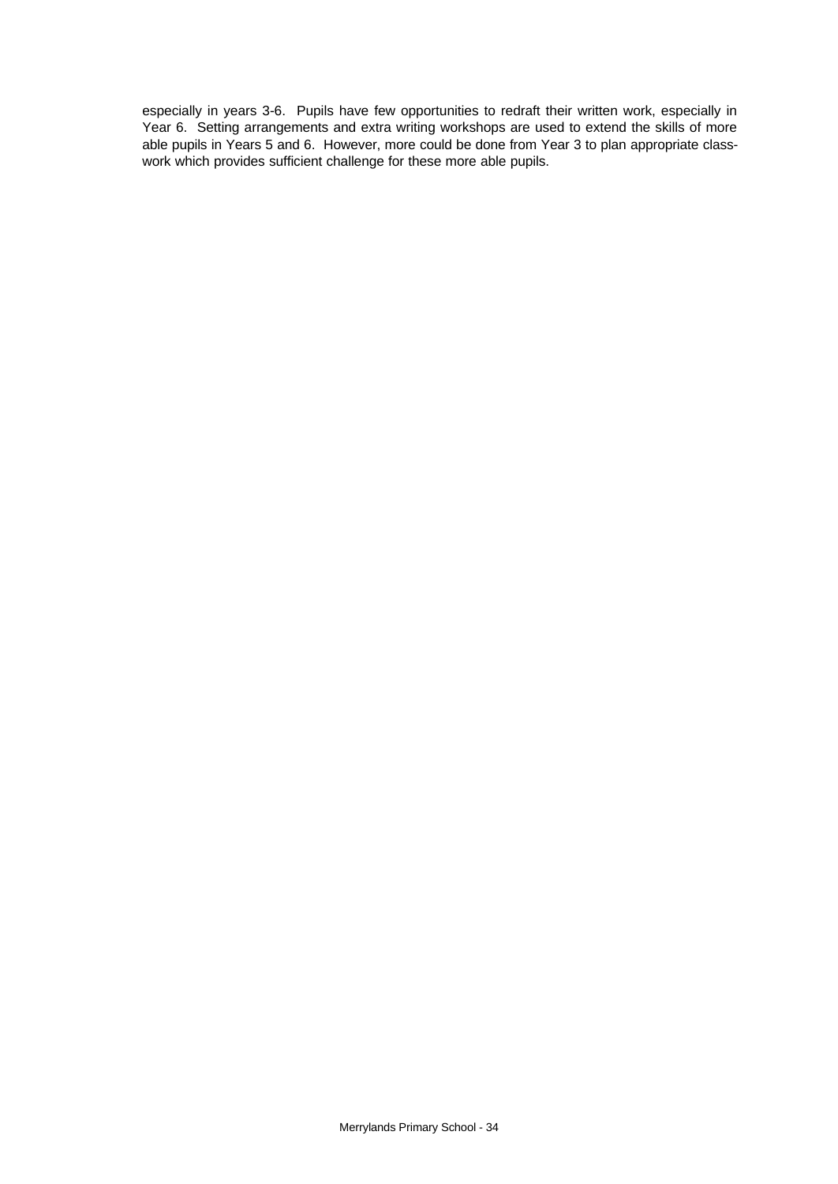especially in years 3-6. Pupils have few opportunities to redraft their written work, especially in Year 6. Setting arrangements and extra writing workshops are used to extend the skills of more able pupils in Years 5 and 6. However, more could be done from Year 3 to plan appropriate class-work which provides sufficient challenge for these more able pupils.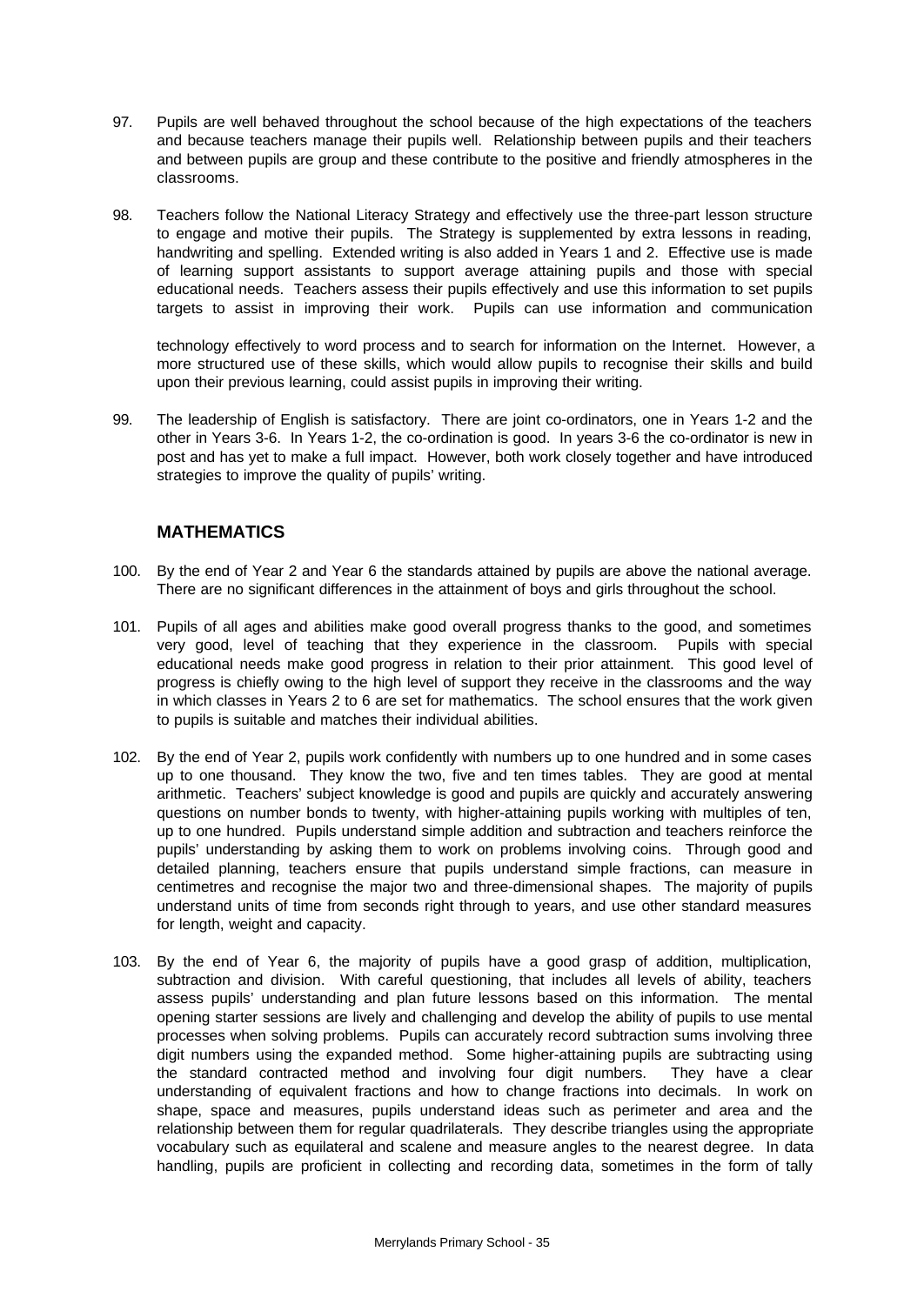97. Pupils are well behaved throughout the school because of the high expectations of the teachers and because teachers manage their pupils well. Relationship between pupils and their teachers and between pupils are group and these contribute to the positive and friendly atmospheres in the classrooms.

98. Teachers follow the National Literacy Strategy and effectively use the three-part lesson structure to engage and motive their pupils. The Strategy is supplemented by extra lessons in reading, handwriting and spelling. Extended writing is also added in Years 1 and 2. Effective use is made of learning support assistants to support average attaining pupils and those with special educational needs. Teachers assess their pupils effectively and use this information to set pupils targets to assist in improving their work. Pupils can use information and communication technology effectively to word process and to search for information on the Internet. However, a more structured use of these skills, which would allow pupils to recognise their skills and build upon their previous learning, could assist pupils in improving their writing.

99. The leadership of English is satisfactory. There are joint co-ordinators, one in Years 1-2 and the other in Years 3-6. In Years 1-2, the co-ordination is good. In years 3-6 the co-ordinator is new in post and has yet to make a full impact. However, both work closely together and have introduced strategies to improve the quality of pupils' writing.

## MATHEMATICS

100. By the end of Year 2 and Year 6 the standards attained by pupils are above the national average. There are no significant differences in the attainment of boys and girls throughout the school.

101. Pupils of all ages and abilities make good overall progress thanks to the good, and sometimes very good, level of teaching that they experience in the classroom. Pupils with special educational needs make good progress in relation to their prior attainment. This good level of progress is chiefly owing to the high level of support they receive in the classrooms and the way in which classes in Years 2 to 6 are set for mathematics. The school ensures that the work given to pupils is suitable and matches their individual abilities.

102. By the end of Year 2, pupils work confidently with numbers up to one hundred and in some cases up to one thousand. They know the two, five and ten times tables. They are good at mental arithmetic. Teachers' subject knowledge is good and pupils are quickly and accurately answering questions on number bonds to twenty, with higher-attaining pupils working with multiples of ten, up to one hundred. Pupils understand simple addition and subtraction and teachers reinforce the pupils' understanding by asking them to work on problems involving coins. Through good and detailed planning, teachers ensure that pupils understand simple fractions, can measure in centimetres and recognise the major two and three-dimensional shapes. The majority of pupils understand units of time from seconds right through to years, and use other standard measures for length, weight and capacity.

103. By the end of Year 6, the majority of pupils have a good grasp of addition, multiplication, subtraction and division. With careful questioning, that includes all levels of ability, teachers assess pupils' understanding and plan future lessons based on this information. The mental opening starter sessions are lively and challenging and develop the ability of pupils to use mental processes when solving problems. Pupils can accurately record subtraction sums involving three digit numbers using the expanded method. Some higher-attaining pupils are subtracting using the standard contracted method and involving four digit numbers. They have a clear understanding of equivalent fractions and how to change fractions into decimals. In work on shape, space and measures, pupils understand ideas such as perimeter and area and the relationship between them for regular quadrilaterals. They describe triangles using the appropriate vocabulary such as equilateral and scalene and measure angles to the nearest degree. In data handling, pupils are proficient in collecting and recording data, sometimes in the form of tally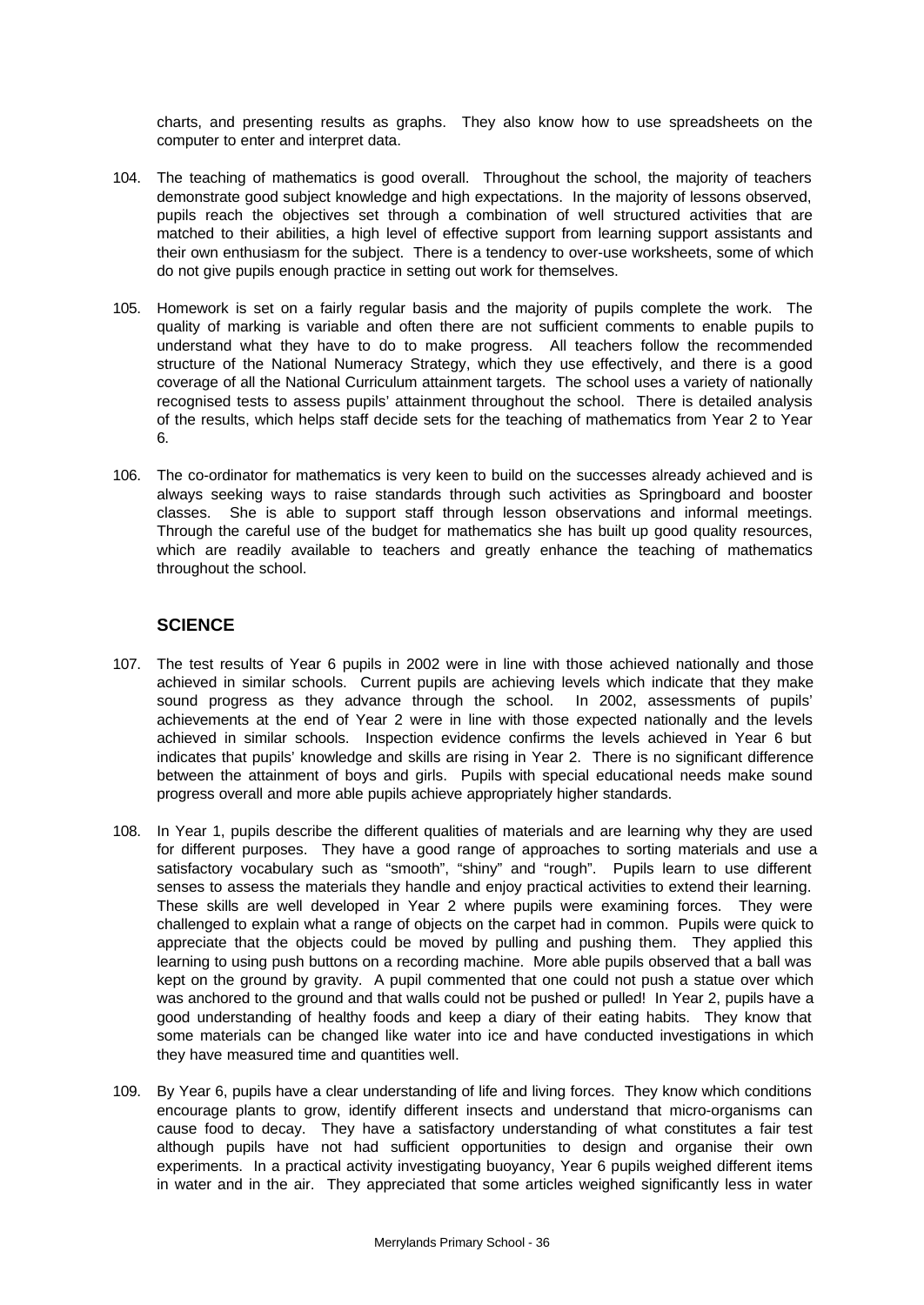charts, and presenting results as graphs. They also know how to use spreadsheets on the computer to enter and interpret data.

104. The teaching of mathematics is good overall. Throughout the school, the majority of teachers demonstrate good subject knowledge and high expectations. In the majority of lessons observed, pupils reach the objectives set through a combination of well structured activities that are matched to their abilities, a high level of effective support from learning support assistants and their own enthusiasm for the subject. There is a tendency to over-use worksheets, some of which do not give pupils enough practice in setting out work for themselves.

105. Homework is set on a fairly regular basis and the majority of pupils complete the work. The quality of marking is variable and often there are not sufficient comments to enable pupils to understand what they have to do to make progress. All teachers follow the recommended structure of the National Numeracy Strategy, which they use effectively, and there is a good coverage of all the National Curriculum attainment targets. The school uses a variety of nationally recognised tests to assess pupils' attainment throughout the school. There is detailed analysis of the results, which helps staff decide sets for the teaching of mathematics from Year 2 to Year 6.

106. The co-ordinator for mathematics is very keen to build on the successes already achieved and is always seeking ways to raise standards through such activities as Springboard and booster classes. She is able to support staff through lesson observations and informal meetings. Through the careful use of the budget for mathematics she has built up good quality resources, which are readily available to teachers and greatly enhance the teaching of mathematics throughout the school.

## SCIENCE

107. The test results of Year 6 pupils in 2002 were in line with those achieved nationally and those achieved in similar schools. Current pupils are achieving levels which indicate that they make sound progress as they advance through the school. In 2002, assessments of pupils' achievements at the end of Year 2 were in line with those expected nationally and the levels achieved in similar schools. Inspection evidence confirms the levels achieved in Year 6 but indicates that pupils' knowledge and skills are rising in Year 2. There is no significant difference between the attainment of boys and girls. Pupils with special educational needs make sound progress overall and more able pupils achieve appropriately higher standards.

108. In Year 1, pupils describe the different qualities of materials and are learning why they are used for different purposes. They have a good range of approaches to sorting materials and use a satisfactory vocabulary such as "smooth", "shiny" and "rough". Pupils learn to use different senses to assess the materials they handle and enjoy practical activities to extend their learning. These skills are well developed in Year 2 where pupils were examining forces. They were challenged to explain what a range of objects on the carpet had in common. Pupils were quick to appreciate that the objects could be moved by pulling and pushing them. They applied this learning to using push buttons on a recording machine. More able pupils observed that a ball was kept on the ground by gravity. A pupil commented that one could not push a statue over which was anchored to the ground and that walls could not be pushed or pulled! In Year 2, pupils have a good understanding of healthy foods and keep a diary of their eating habits. They know that some materials can be changed like water into ice and have conducted investigations in which they have measured time and quantities well.

109. By Year 6, pupils have a clear understanding of life and living forces. They know which conditions encourage plants to grow, identify different insects and understand that micro-organisms can cause food to decay. They have a satisfactory understanding of what constitutes a fair test although pupils have not had sufficient opportunities to design and organise their own experiments. In a practical activity investigating buoyancy, Year 6 pupils weighed different items in water and in the air. They appreciated that some articles weighed significantly less in water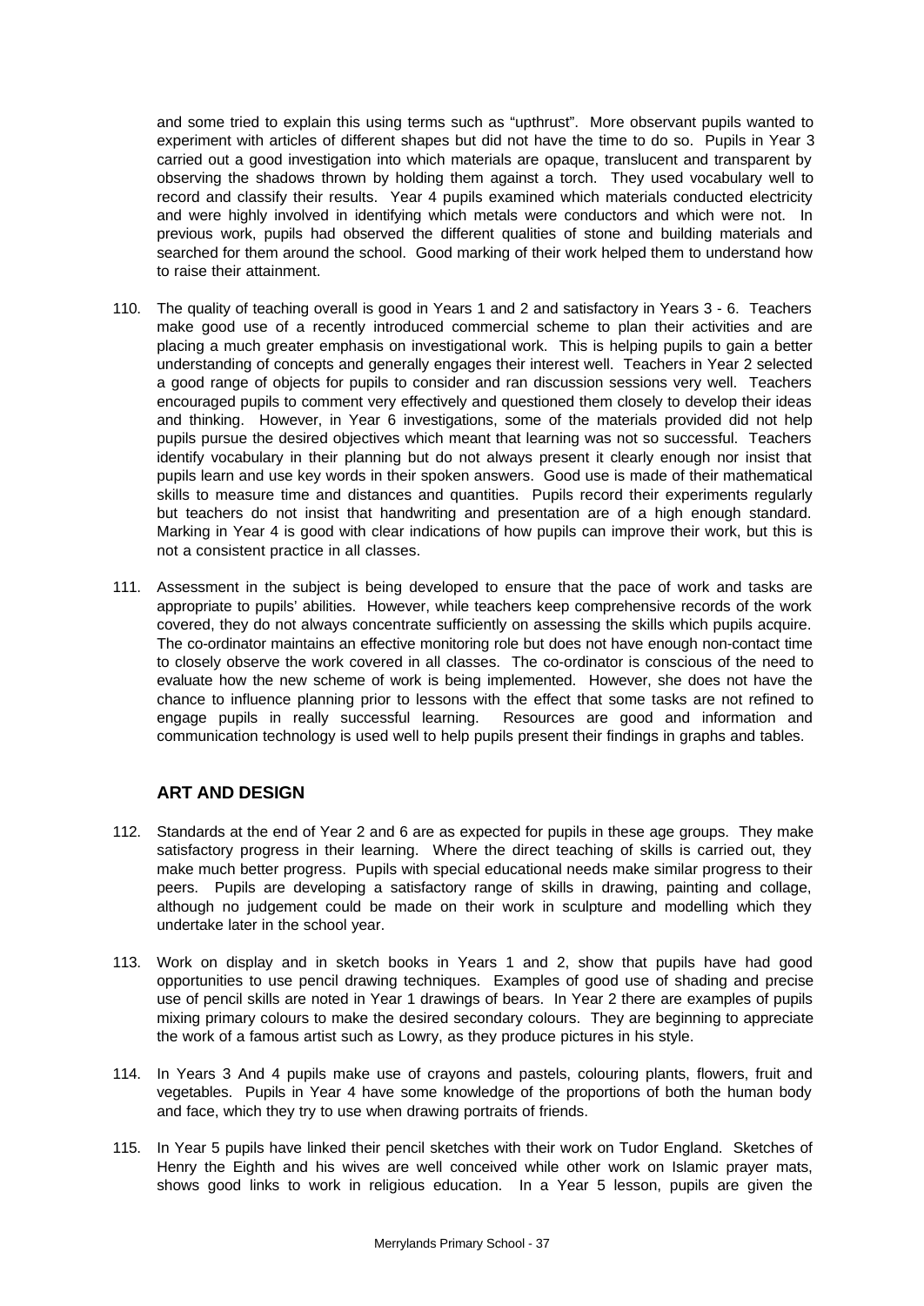and some tried to explain this using terms such as "upthrust". More observant pupils wanted to experiment with articles of different shapes but did not have the time to do so. Pupils in Year 3 carried out a good investigation into which materials are opaque, translucent and transparent by observing the shadows thrown by holding them against a torch. They used vocabulary well to record and classify their results. Year 4 pupils examined which materials conducted electricity and were highly involved in identifying which metals were conductors and which were not. In previous work, pupils had observed the different qualities of stone and building materials and searched for them around the school. Good marking of their work helped them to understand how to raise their attainment.

110. The quality of teaching overall is good in Years 1 and 2 and satisfactory in Years 3 - 6. Teachers make good use of a recently introduced commercial scheme to plan their activities and are placing a much greater emphasis on investigational work. This is helping pupils to gain a better understanding of concepts and generally engages their interest well. Teachers in Year 2 selected a good range of objects for pupils to consider and ran discussion sessions very well. Teachers encouraged pupils to comment very effectively and questioned them closely to develop their ideas and thinking. However, in Year 6 investigations, some of the materials provided did not help pupils pursue the desired objectives which meant that learning was not so successful. Teachers identify vocabulary in their planning but do not always present it clearly enough nor insist that pupils learn and use key words in their spoken answers. Good use is made of their mathematical skills to measure time and distances and quantities. Pupils record their experiments regularly but teachers do not insist that handwriting and presentation are of a high enough standard. Marking in Year 4 is good with clear indications of how pupils can improve their work, but this is not a consistent practice in all classes.

111. Assessment in the subject is being developed to ensure that the pace of work and tasks are appropriate to pupils' abilities. However, while teachers keep comprehensive records of the work covered, they do not always concentrate sufficiently on assessing the skills which pupils acquire. The co-ordinator maintains an effective monitoring role but does not have enough non-contact time to closely observe the work covered in all classes. The co-ordinator is conscious of the need to evaluate how the new scheme of work is being implemented. However, she does not have the chance to influence planning prior to lessons with the effect that some tasks are not refined to engage pupils in really successful learning. Resources are good and information and communication technology is used well to help pupils present their findings in graphs and tables.

## ART AND DESIGN

112. Standards at the end of Year 2 and 6 are as expected for pupils in these age groups. They make satisfactory progress in their learning. Where the direct teaching of skills is carried out, they make much better progress. Pupils with special educational needs make similar progress to their peers. Pupils are developing a satisfactory range of skills in drawing, painting and collage, although no judgement could be made on their work in sculpture and modelling which they undertake later in the school year.

113. Work on display and in sketch books in Years 1 and 2, show that pupils have had good opportunities to use pencil drawing techniques. Examples of good use of shading and precise use of pencil skills are noted in Year 1 drawings of bears. In Year 2 there are examples of pupils mixing primary colours to make the desired secondary colours. They are beginning to appreciate the work of a famous artist such as Lowry, as they produce pictures in his style.

114. In Years 3 And 4 pupils make use of crayons and pastels, colouring plants, flowers, fruit and vegetables. Pupils in Year 4 have some knowledge of the proportions of both the human body and face, which they try to use when drawing portraits of friends.

115. In Year 5 pupils have linked their pencil sketches with their work on Tudor England. Sketches of Henry the Eighth and his wives are well conceived while other work on Islamic prayer mats, shows good links to work in religious education. In a Year 5 lesson, pupils are given the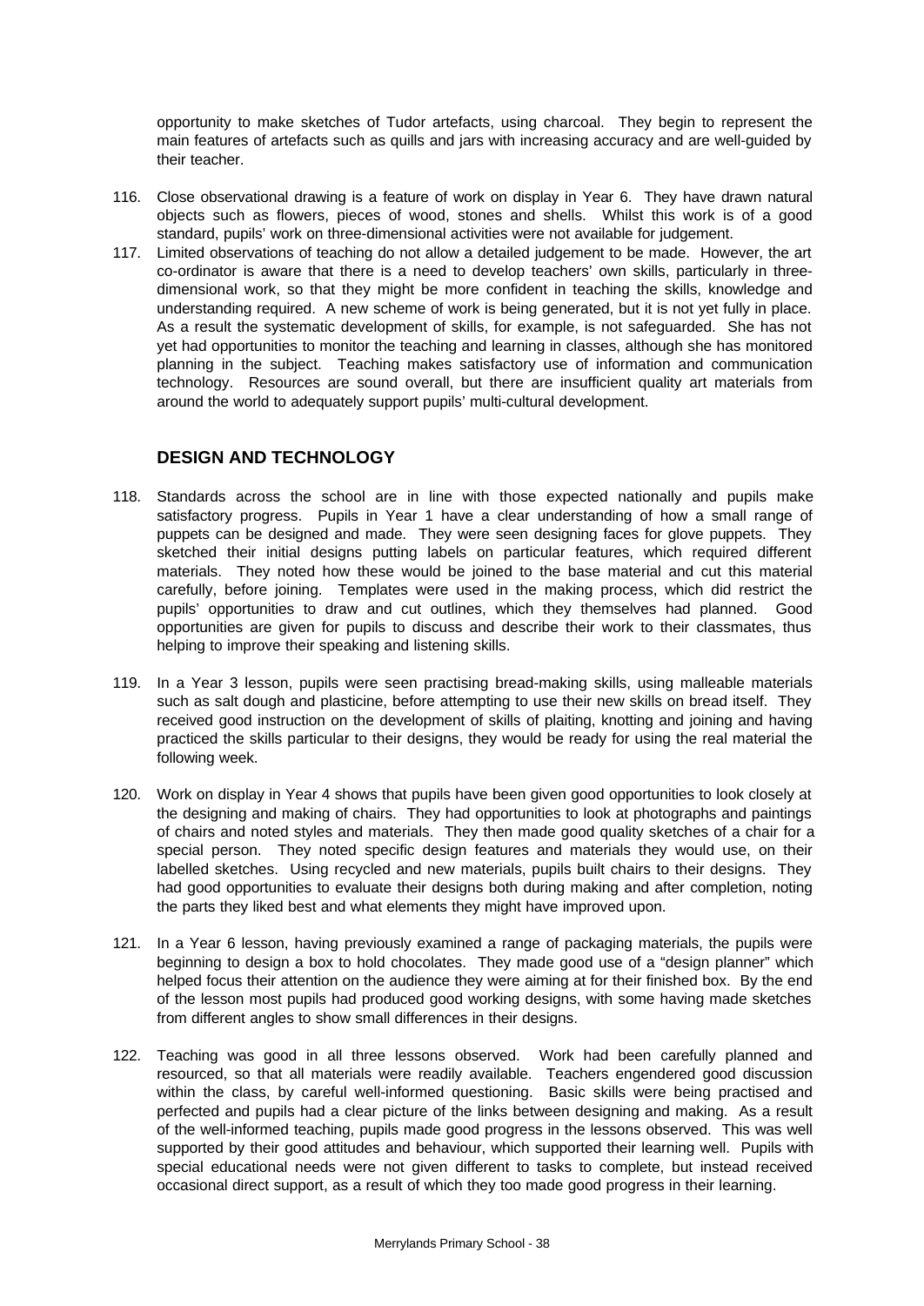opportunity to make sketches of Tudor artefacts, using charcoal. They begin to represent the main features of artefacts such as quills and jars with increasing accuracy and are well-guided by their teacher.

116. Close observational drawing is a feature of work on display in Year 6. They have drawn natural objects such as flowers, pieces of wood, stones and shells. Whilst this work is of a good standard, pupils' work on three-dimensional activities were not available for judgement.

117. Limited observations of teaching do not allow a detailed judgement to be made. However, the art co-ordinator is aware that there is a need to develop teachers' own skills, particularly in three-dimensional work, so that they might be more confident in teaching the skills, knowledge and understanding required. A new scheme of work is being generated, but it is not yet fully in place. As a result the systematic development of skills, for example, is not safeguarded. She has not yet had opportunities to monitor the teaching and learning in classes, although she has monitored planning in the subject. Teaching makes satisfactory use of information and communication technology. Resources are sound overall, but there are insufficient quality art materials from around the world to adequately support pupils' multi-cultural development.

## DESIGN AND TECHNOLOGY

118. Standards across the school are in line with those expected nationally and pupils make satisfactory progress. Pupils in Year 1 have a clear understanding of how a small range of puppets can be designed and made. They were seen designing faces for glove puppets. They sketched their initial designs putting labels on particular features, which required different materials. They noted how these would be joined to the base material and cut this material carefully, before joining. Templates were used in the making process, which did restrict the pupils' opportunities to draw and cut outlines, which they themselves had planned. Good opportunities are given for pupils to discuss and describe their work to their classmates, thus helping to improve their speaking and listening skills.

119. In a Year 3 lesson, pupils were seen practising bread-making skills, using malleable materials such as salt dough and plasticine, before attempting to use their new skills on bread itself. They received good instruction on the development of skills of plaiting, knotting and joining and having practiced the skills particular to their designs, they would be ready for using the real material the following week.

120. Work on display in Year 4 shows that pupils have been given good opportunities to look closely at the designing and making of chairs. They had opportunities to look at photographs and paintings of chairs and noted styles and materials. They then made good quality sketches of a chair for a special person. They noted specific design features and materials they would use, on their labelled sketches. Using recycled and new materials, pupils built chairs to their designs. They had good opportunities to evaluate their designs both during making and after completion, noting the parts they liked best and what elements they might have improved upon.

121. In a Year 6 lesson, having previously examined a range of packaging materials, the pupils were beginning to design a box to hold chocolates. They made good use of a "design planner" which helped focus their attention on the audience they were aiming at for their finished box. By the end of the lesson most pupils had produced good working designs, with some having made sketches from different angles to show small differences in their designs.

122. Teaching was good in all three lessons observed. Work had been carefully planned and resourced, so that all materials were readily available. Teachers engendered good discussion within the class, by careful well-informed questioning. Basic skills were being practised and perfected and pupils had a clear picture of the links between designing and making. As a result of the well-informed teaching, pupils made good progress in the lessons observed. This was well supported by their good attitudes and behaviour, which supported their learning well. Pupils with special educational needs were not given different to tasks to complete, but instead received occasional direct support, as a result of which they too made good progress in their learning.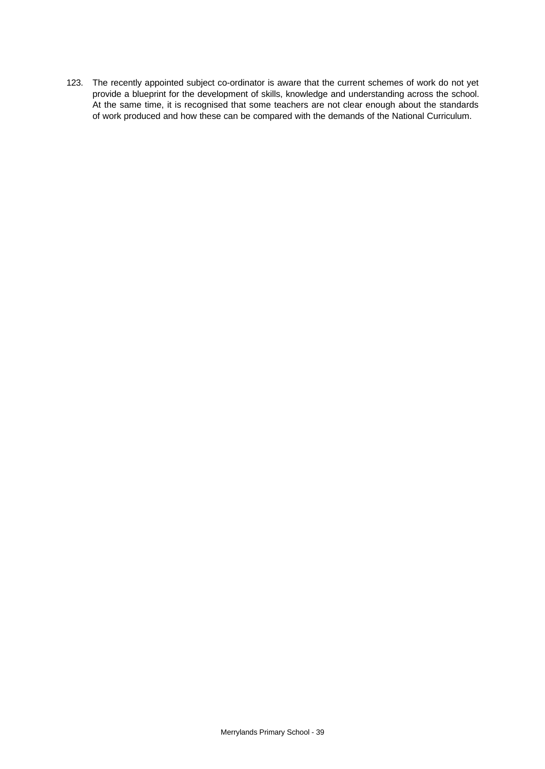123. The recently appointed subject co-ordinator is aware that the current schemes of work do not yet provide a blueprint for the development of skills, knowledge and understanding across the school. At the same time, it is recognised that some teachers are not clear enough about the standards of work produced and how these can be compared with the demands of the National Curriculum.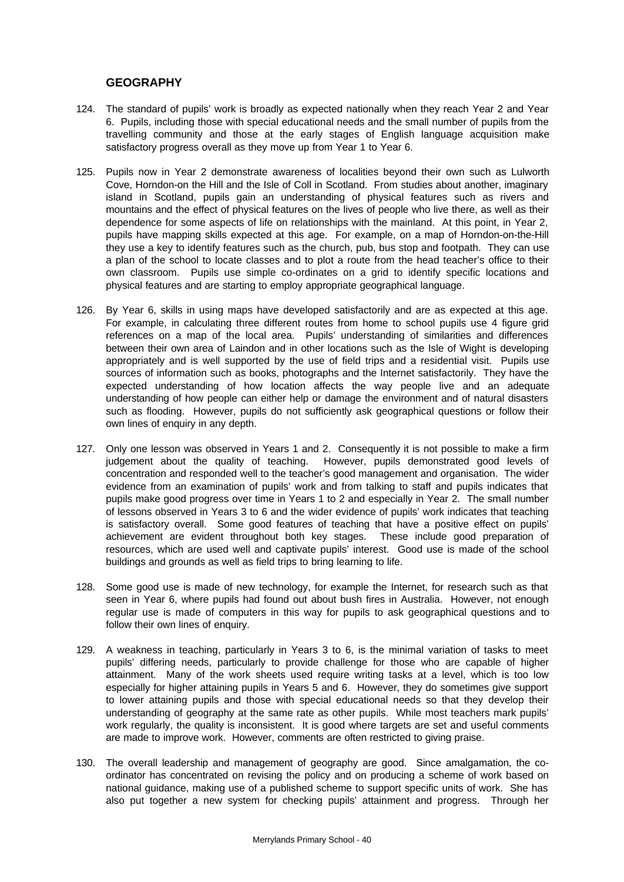## GEOGRAPHY

124. The standard of pupils' work is broadly as expected nationally when they reach Year 2 and Year 6. Pupils, including those with special educational needs and the small number of pupils from the travelling community and those at the early stages of English language acquisition make satisfactory progress overall as they move up from Year 1 to Year 6.

125. Pupils now in Year 2 demonstrate awareness of localities beyond their own such as Lulworth Cove, Horndon-on the Hill and the Isle of Coll in Scotland. From studies about another, imaginary island in Scotland, pupils gain an understanding of physical features such as rivers and mountains and the effect of physical features on the lives of people who live there, as well as their dependence for some aspects of life on relationships with the mainland. At this point, in Year 2, pupils have mapping skills expected at this age. For example, on a map of Horndon-on-the-Hill they use a key to identify features such as the church, pub, bus stop and footpath. They can use a plan of the school to locate classes and to plot a route from the head teacher's office to their own classroom. Pupils use simple co-ordinates on a grid to identify specific locations and physical features and are starting to employ appropriate geographical language.

126. By Year 6, skills in using maps have developed satisfactorily and are as expected at this age. For example, in calculating three different routes from home to school pupils use 4 figure grid references on a map of the local area. Pupils' understanding of similarities and differences between their own area of Laindon and in other locations such as the Isle of Wight is developing appropriately and is well supported by the use of field trips and a residential visit. Pupils use sources of information such as books, photographs and the Internet satisfactorily. They have the expected understanding of how location affects the way people live and an adequate understanding of how people can either help or damage the environment and of natural disasters such as flooding. However, pupils do not sufficiently ask geographical questions or follow their own lines of enquiry in any depth.

127. Only one lesson was observed in Years 1 and 2. Consequently it is not possible to make a firm judgement about the quality of teaching. However, pupils demonstrated good levels of concentration and responded well to the teacher's good management and organisation. The wider evidence from an examination of pupils' work and from talking to staff and pupils indicates that pupils make good progress over time in Years 1 to 2 and especially in Year 2. The small number of lessons observed in Years 3 to 6 and the wider evidence of pupils' work indicates that teaching is satisfactory overall. Some good features of teaching that have a positive effect on pupils' achievement are evident throughout both key stages. These include good preparation of resources, which are used well and captivate pupils' interest. Good use is made of the school buildings and grounds as well as field trips to bring learning to life.

128. Some good use is made of new technology, for example the Internet, for research such as that seen in Year 6, where pupils had found out about bush fires in Australia. However, not enough regular use is made of computers in this way for pupils to ask geographical questions and to follow their own lines of enquiry.

129. A weakness in teaching, particularly in Years 3 to 6, is the minimal variation of tasks to meet pupils' differing needs, particularly to provide challenge for those who are capable of higher attainment. Many of the work sheets used require writing tasks at a level, which is too low especially for higher attaining pupils in Years 5 and 6. However, they do sometimes give support to lower attaining pupils and those with special educational needs so that they develop their understanding of geography at the same rate as other pupils. While most teachers mark pupils' work regularly, the quality is inconsistent. It is good where targets are set and useful comments are made to improve work. However, comments are often restricted to giving praise.

130. The overall leadership and management of geography are good. Since amalgamation, the co-ordinator has concentrated on revising the policy and on producing a scheme of work based on national guidance, making use of a published scheme to support specific units of work. She has also put together a new system for checking pupils' attainment and progress. Through her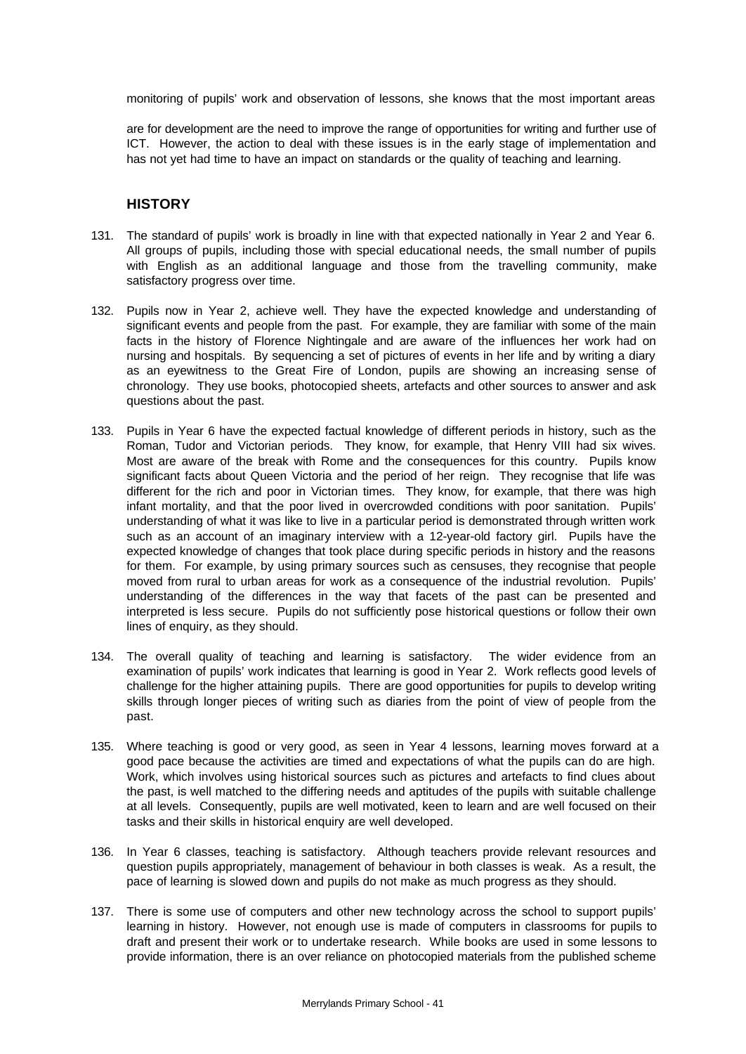monitoring of pupils' work and observation of lessons, she knows that the most important areas

are for development are the need to improve the range of opportunities for writing and further use of ICT. However, the action to deal with these issues is in the early stage of implementation and has not yet had time to have an impact on standards or the quality of teaching and learning.

## HISTORY

131. The standard of pupils' work is broadly in line with that expected nationally in Year 2 and Year 6. All groups of pupils, including those with special educational needs, the small number of pupils with English as an additional language and those from the travelling community, make satisfactory progress over time.

132. Pupils now in Year 2, achieve well. They have the expected knowledge and understanding of significant events and people from the past. For example, they are familiar with some of the main facts in the history of Florence Nightingale and are aware of the influences her work had on nursing and hospitals. By sequencing a set of pictures of events in her life and by writing a diary as an eyewitness to the Great Fire of London, pupils are showing an increasing sense of chronology. They use books, photocopied sheets, artefacts and other sources to answer and ask questions about the past.

133. Pupils in Year 6 have the expected factual knowledge of different periods in history, such as the Roman, Tudor and Victorian periods. They know, for example, that Henry VIII had six wives. Most are aware of the break with Rome and the consequences for this country. Pupils know significant facts about Queen Victoria and the period of her reign. They recognise that life was different for the rich and poor in Victorian times. They know, for example, that there was high infant mortality, and that the poor lived in overcrowded conditions with poor sanitation. Pupils' understanding of what it was like to live in a particular period is demonstrated through written work such as an account of an imaginary interview with a 12-year-old factory girl. Pupils have the expected knowledge of changes that took place during specific periods in history and the reasons for them. For example, by using primary sources such as censuses, they recognise that people moved from rural to urban areas for work as a consequence of the industrial revolution. Pupils' understanding of the differences in the way that facets of the past can be presented and interpreted is less secure. Pupils do not sufficiently pose historical questions or follow their own lines of enquiry, as they should.

134. The overall quality of teaching and learning is satisfactory. The wider evidence from an examination of pupils' work indicates that learning is good in Year 2. Work reflects good levels of challenge for the higher attaining pupils. There are good opportunities for pupils to develop writing skills through longer pieces of writing such as diaries from the point of view of people from the past.

135. Where teaching is good or very good, as seen in Year 4 lessons, learning moves forward at a good pace because the activities are timed and expectations of what the pupils can do are high. Work, which involves using historical sources such as pictures and artefacts to find clues about the past, is well matched to the differing needs and aptitudes of the pupils with suitable challenge at all levels. Consequently, pupils are well motivated, keen to learn and are well focused on their tasks and their skills in historical enquiry are well developed.

136. In Year 6 classes, teaching is satisfactory. Although teachers provide relevant resources and question pupils appropriately, management of behaviour in both classes is weak. As a result, the pace of learning is slowed down and pupils do not make as much progress as they should.

137. There is some use of computers and other new technology across the school to support pupils' learning in history. However, not enough use is made of computers in classrooms for pupils to draft and present their work or to undertake research. While books are used in some lessons to provide information, there is an over reliance on photocopied materials from the published scheme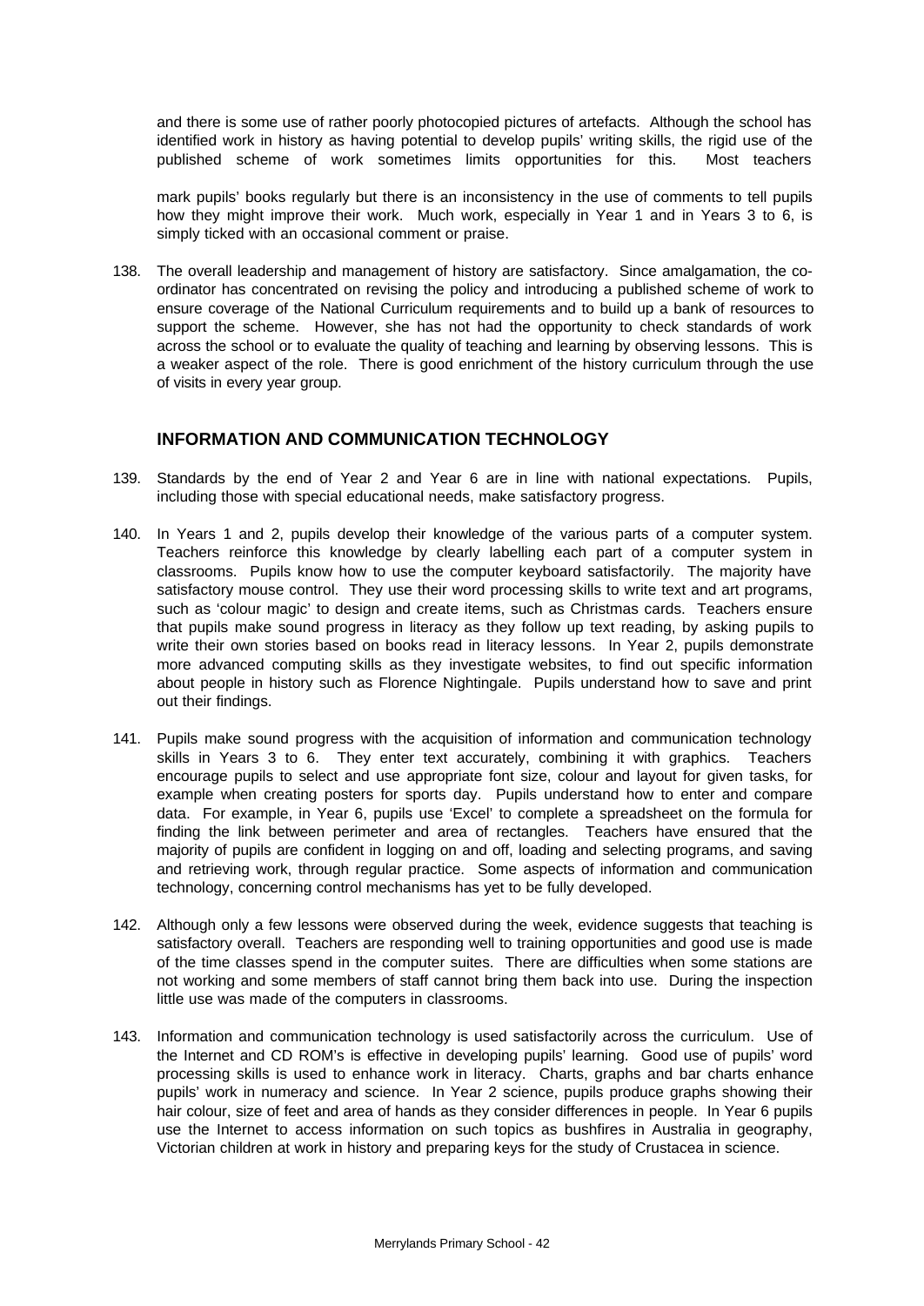and there is some use of rather poorly photocopied pictures of artefacts. Although the school has identified work in history as having potential to develop pupils' writing skills, the rigid use of the published scheme of work sometimes limits opportunities for this. Most teachers mark pupils' books regularly but there is an inconsistency in the use of comments to tell pupils how they might improve their work. Much work, especially in Year 1 and in Years 3 to 6, is simply ticked with an occasional comment or praise.

138. The overall leadership and management of history are satisfactory. Since amalgamation, the co-ordinator has concentrated on revising the policy and introducing a published scheme of work to ensure coverage of the National Curriculum requirements and to build up a bank of resources to support the scheme. However, she has not had the opportunity to check standards of work across the school or to evaluate the quality of teaching and learning by observing lessons. This is a weaker aspect of the role. There is good enrichment of the history curriculum through the use of visits in every year group.

## INFORMATION AND COMMUNICATION TECHNOLOGY

139. Standards by the end of Year 2 and Year 6 are in line with national expectations. Pupils, including those with special educational needs, make satisfactory progress.

140. In Years 1 and 2, pupils develop their knowledge of the various parts of a computer system. Teachers reinforce this knowledge by clearly labelling each part of a computer system in classrooms. Pupils know how to use the computer keyboard satisfactorily. The majority have satisfactory mouse control. They use their word processing skills to write text and art programs, such as 'colour magic' to design and create items, such as Christmas cards. Teachers ensure that pupils make sound progress in literacy as they follow up text reading, by asking pupils to write their own stories based on books read in literacy lessons. In Year 2, pupils demonstrate more advanced computing skills as they investigate websites, to find out specific information about people in history such as Florence Nightingale. Pupils understand how to save and print out their findings.

141. Pupils make sound progress with the acquisition of information and communication technology skills in Years 3 to 6. They enter text accurately, combining it with graphics. Teachers encourage pupils to select and use appropriate font size, colour and layout for given tasks, for example when creating posters for sports day. Pupils understand how to enter and compare data. For example, in Year 6, pupils use 'Excel' to complete a spreadsheet on the formula for finding the link between perimeter and area of rectangles. Teachers have ensured that the majority of pupils are confident in logging on and off, loading and selecting programs, and saving and retrieving work, through regular practice. Some aspects of information and communication technology, concerning control mechanisms has yet to be fully developed.

142. Although only a few lessons were observed during the week, evidence suggests that teaching is satisfactory overall. Teachers are responding well to training opportunities and good use is made of the time classes spend in the computer suites. There are difficulties when some stations are not working and some members of staff cannot bring them back into use. During the inspection little use was made of the computers in classrooms.

143. Information and communication technology is used satisfactorily across the curriculum. Use of the Internet and CD ROM's is effective in developing pupils' learning. Good use of pupils' word processing skills is used to enhance work in literacy. Charts, graphs and bar charts enhance pupils' work in numeracy and science. In Year 2 science, pupils produce graphs showing their hair colour, size of feet and area of hands as they consider differences in people. In Year 6 pupils use the Internet to access information on such topics as bushfires in Australia in geography, Victorian children at work in history and preparing keys for the study of Crustacea in science.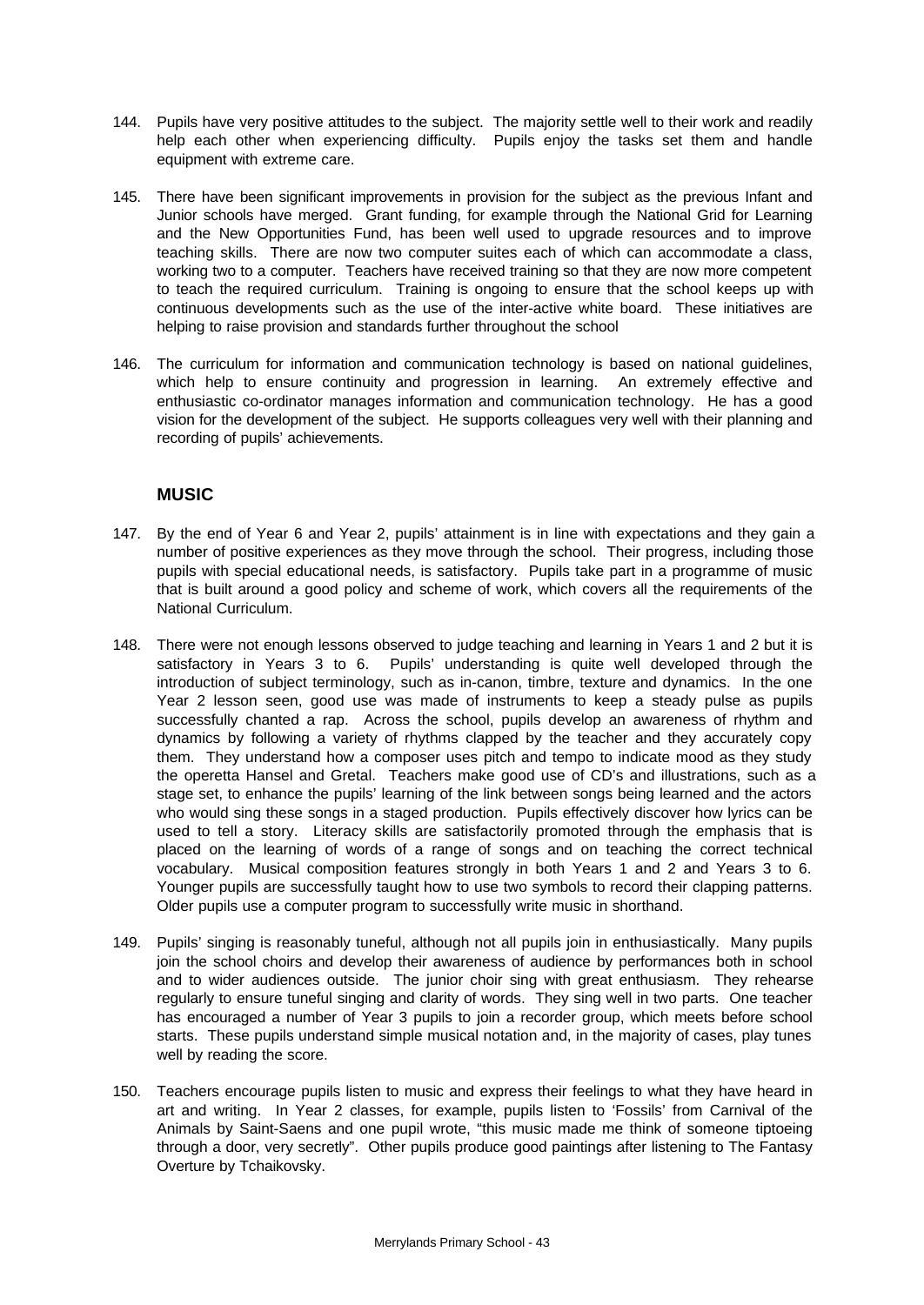144. Pupils have very positive attitudes to the subject. The majority settle well to their work and readily help each other when experiencing difficulty. Pupils enjoy the tasks set them and handle equipment with extreme care.

145. There have been significant improvements in provision for the subject as the previous Infant and Junior schools have merged. Grant funding, for example through the National Grid for Learning and the New Opportunities Fund, has been well used to upgrade resources and to improve teaching skills. There are now two computer suites each of which can accommodate a class, working two to a computer. Teachers have received training so that they are now more competent to teach the required curriculum. Training is ongoing to ensure that the school keeps up with continuous developments such as the use of the inter-active white board. These initiatives are helping to raise provision and standards further throughout the school

146. The curriculum for information and communication technology is based on national guidelines, which help to ensure continuity and progression in learning. An extremely effective and enthusiastic co-ordinator manages information and communication technology. He has a good vision for the development of the subject. He supports colleagues very well with their planning and recording of pupils' achievements.

## MUSIC

147. By the end of Year 6 and Year 2, pupils' attainment is in line with expectations and they gain a number of positive experiences as they move through the school. Their progress, including those pupils with special educational needs, is satisfactory. Pupils take part in a programme of music that is built around a good policy and scheme of work, which covers all the requirements of the National Curriculum.

148. There were not enough lessons observed to judge teaching and learning in Years 1 and 2 but it is satisfactory in Years 3 to 6. Pupils' understanding is quite well developed through the introduction of subject terminology, such as in-canon, timbre, texture and dynamics. In the one Year 2 lesson seen, good use was made of instruments to keep a steady pulse as pupils successfully chanted a rap. Across the school, pupils develop an awareness of rhythm and dynamics by following a variety of rhythms clapped by the teacher and they accurately copy them. They understand how a composer uses pitch and tempo to indicate mood as they study the operetta Hansel and Gretal. Teachers make good use of CD's and illustrations, such as a stage set, to enhance the pupils' learning of the link between songs being learned and the actors who would sing these songs in a staged production. Pupils effectively discover how lyrics can be used to tell a story. Literacy skills are satisfactorily promoted through the emphasis that is placed on the learning of words of a range of songs and on teaching the correct technical vocabulary. Musical composition features strongly in both Years 1 and 2 and Years 3 to 6. Younger pupils are successfully taught how to use two symbols to record their clapping patterns. Older pupils use a computer program to successfully write music in shorthand.

149. Pupils' singing is reasonably tuneful, although not all pupils join in enthusiastically. Many pupils join the school choirs and develop their awareness of audience by performances both in school and to wider audiences outside. The junior choir sing with great enthusiasm. They rehearse regularly to ensure tuneful singing and clarity of words. They sing well in two parts. One teacher has encouraged a number of Year 3 pupils to join a recorder group, which meets before school starts. These pupils understand simple musical notation and, in the majority of cases, play tunes well by reading the score.

150. Teachers encourage pupils listen to music and express their feelings to what they have heard in art and writing. In Year 2 classes, for example, pupils listen to 'Fossils' from Carnival of the Animals by Saint-Saens and one pupil wrote, "this music made me think of someone tiptoeing through a door, very secretly". Other pupils produce good paintings after listening to The Fantasy Overture by Tchaikovsky.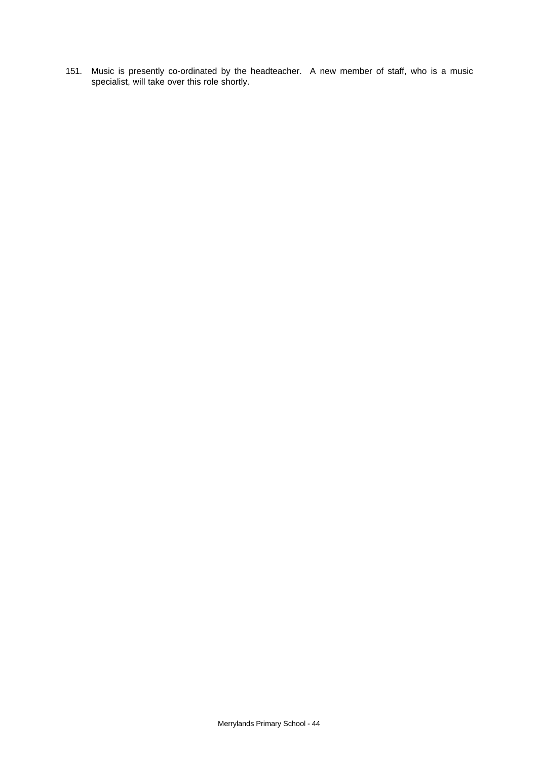151. Music is presently co-ordinated by the headteacher. A new member of staff, who is a music specialist, will take over this role shortly.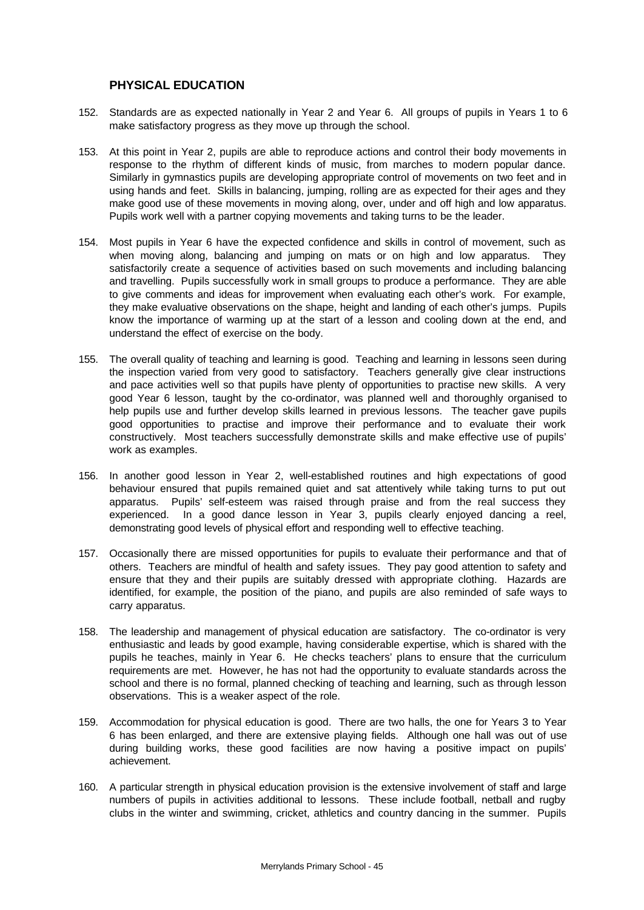## PHYSICAL EDUCATION

152. Standards are as expected nationally in Year 2 and Year 6. All groups of pupils in Years 1 to 6 make satisfactory progress as they move up through the school.

153. At this point in Year 2, pupils are able to reproduce actions and control their body movements in response to the rhythm of different kinds of music, from marches to modern popular dance. Similarly in gymnastics pupils are developing appropriate control of movements on two feet and in using hands and feet. Skills in balancing, jumping, rolling are as expected for their ages and they make good use of these movements in moving along, over, under and off high and low apparatus. Pupils work well with a partner copying movements and taking turns to be the leader.

154. Most pupils in Year 6 have the expected confidence and skills in control of movement, such as when moving along, balancing and jumping on mats or on high and low apparatus. They satisfactorily create a sequence of activities based on such movements and including balancing and travelling. Pupils successfully work in small groups to produce a performance. They are able to give comments and ideas for improvement when evaluating each other's work. For example, they make evaluative observations on the shape, height and landing of each other's jumps. Pupils know the importance of warming up at the start of a lesson and cooling down at the end, and understand the effect of exercise on the body.

155. The overall quality of teaching and learning is good. Teaching and learning in lessons seen during the inspection varied from very good to satisfactory. Teachers generally give clear instructions and pace activities well so that pupils have plenty of opportunities to practise new skills. A very good Year 6 lesson, taught by the co-ordinator, was planned well and thoroughly organised to help pupils use and further develop skills learned in previous lessons. The teacher gave pupils good opportunities to practise and improve their performance and to evaluate their work constructively. Most teachers successfully demonstrate skills and make effective use of pupils' work as examples.

156. In another good lesson in Year 2, well-established routines and high expectations of good behaviour ensured that pupils remained quiet and sat attentively while taking turns to put out apparatus. Pupils' self-esteem was raised through praise and from the real success they experienced. In a good dance lesson in Year 3, pupils clearly enjoyed dancing a reel, demonstrating good levels of physical effort and responding well to effective teaching.

157. Occasionally there are missed opportunities for pupils to evaluate their performance and that of others. Teachers are mindful of health and safety issues. They pay good attention to safety and ensure that they and their pupils are suitably dressed with appropriate clothing. Hazards are identified, for example, the position of the piano, and pupils are also reminded of safe ways to carry apparatus.

158. The leadership and management of physical education are satisfactory. The co-ordinator is very enthusiastic and leads by good example, having considerable expertise, which is shared with the pupils he teaches, mainly in Year 6. He checks teachers' plans to ensure that the curriculum requirements are met. However, he has not had the opportunity to evaluate standards across the school and there is no formal, planned checking of teaching and learning, such as through lesson observations. This is a weaker aspect of the role.

159. Accommodation for physical education is good. There are two halls, the one for Years 3 to Year 6 has been enlarged, and there are extensive playing fields. Although one hall was out of use during building works, these good facilities are now having a positive impact on pupils' achievement.

160. A particular strength in physical education provision is the extensive involvement of staff and large numbers of pupils in activities additional to lessons. These include football, netball and rugby clubs in the winter and swimming, cricket, athletics and country dancing in the summer. Pupils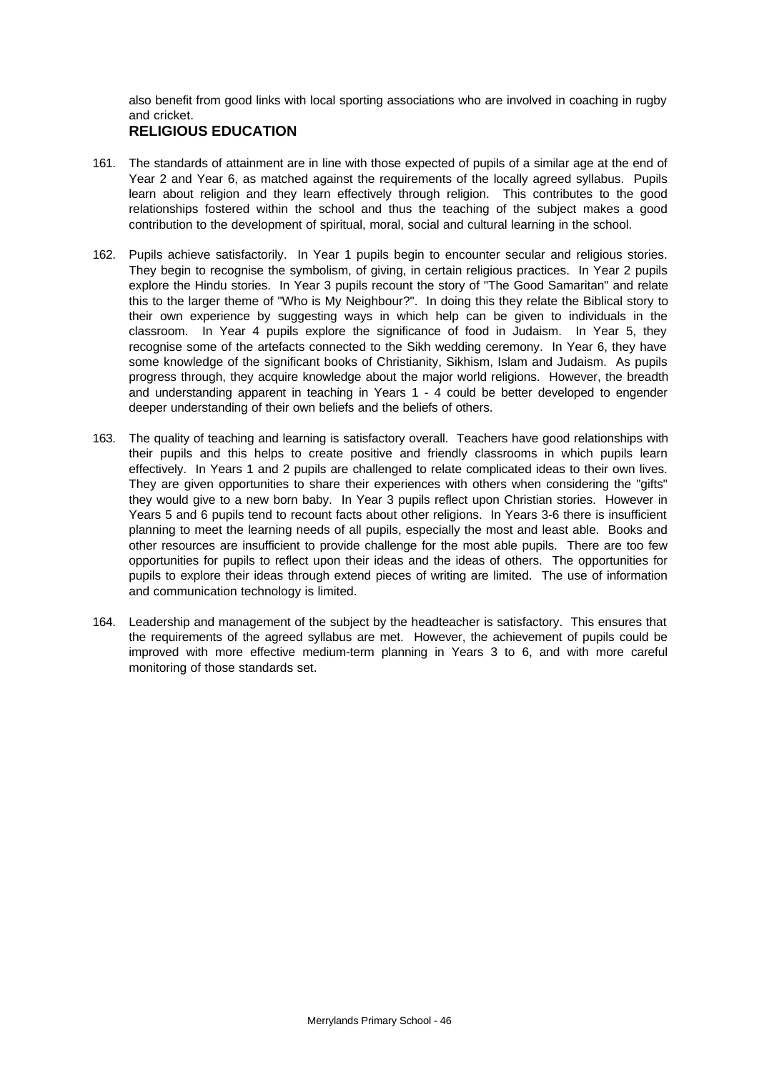also benefit from good links with local sporting associations who are involved in coaching in rugby and cricket.

## RELIGIOUS EDUCATION

161. The standards of attainment are in line with those expected of pupils of a similar age at the end of Year 2 and Year 6, as matched against the requirements of the locally agreed syllabus. Pupils learn about religion and they learn effectively through religion. This contributes to the good relationships fostered within the school and thus the teaching of the subject makes a good contribution to the development of spiritual, moral, social and cultural learning in the school.

162. Pupils achieve satisfactorily. In Year 1 pupils begin to encounter secular and religious stories. They begin to recognise the symbolism, of giving, in certain religious practices. In Year 2 pupils explore the Hindu stories. In Year 3 pupils recount the story of "The Good Samaritan" and relate this to the larger theme of "Who is My Neighbour?". In doing this they relate the Biblical story to their own experience by suggesting ways in which help can be given to individuals in the classroom. In Year 4 pupils explore the significance of food in Judaism. In Year 5, they recognise some of the artefacts connected to the Sikh wedding ceremony. In Year 6, they have some knowledge of the significant books of Christianity, Sikhism, Islam and Judaism. As pupils progress through, they acquire knowledge about the major world religions. However, the breadth and understanding apparent in teaching in Years 1 - 4 could be better developed to engender deeper understanding of their own beliefs and the beliefs of others.

163. The quality of teaching and learning is satisfactory overall. Teachers have good relationships with their pupils and this helps to create positive and friendly classrooms in which pupils learn effectively. In Years 1 and 2 pupils are challenged to relate complicated ideas to their own lives. They are given opportunities to share their experiences with others when considering the "gifts" they would give to a new born baby. In Year 3 pupils reflect upon Christian stories. However in Years 5 and 6 pupils tend to recount facts about other religions. In Years 3-6 there is insufficient planning to meet the learning needs of all pupils, especially the most and least able. Books and other resources are insufficient to provide challenge for the most able pupils. There are too few opportunities for pupils to reflect upon their ideas and the ideas of others. The opportunities for pupils to explore their ideas through extend pieces of writing are limited. The use of information and communication technology is limited.

164. Leadership and management of the subject by the headteacher is satisfactory. This ensures that the requirements of the agreed syllabus are met. However, the achievement of pupils could be improved with more effective medium-term planning in Years 3 to 6, and with more careful monitoring of those standards set.